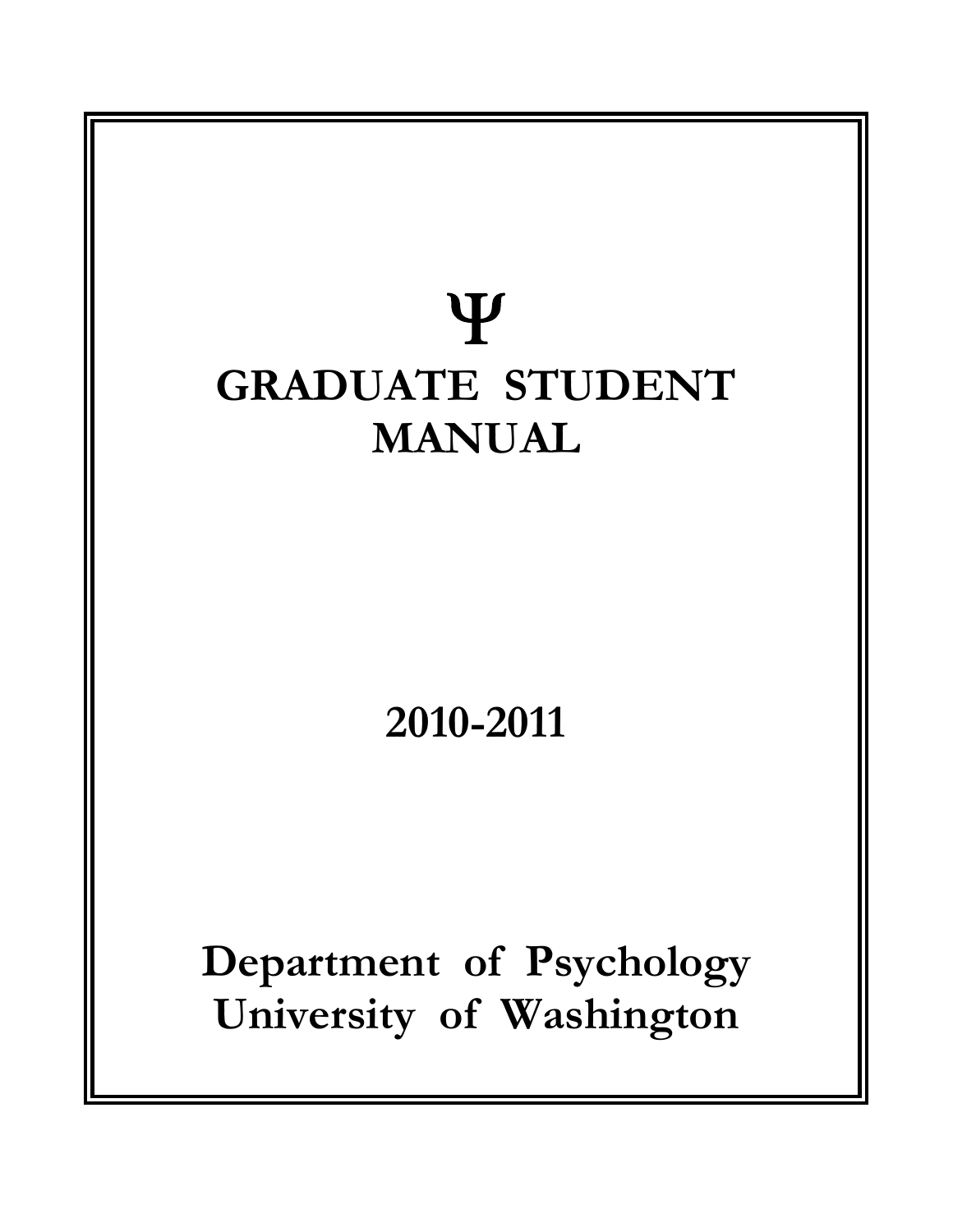# Ψ

# GRADUATE STUDENT MANUAL

## 2010-2011

## Department of Psychology
## University of Washington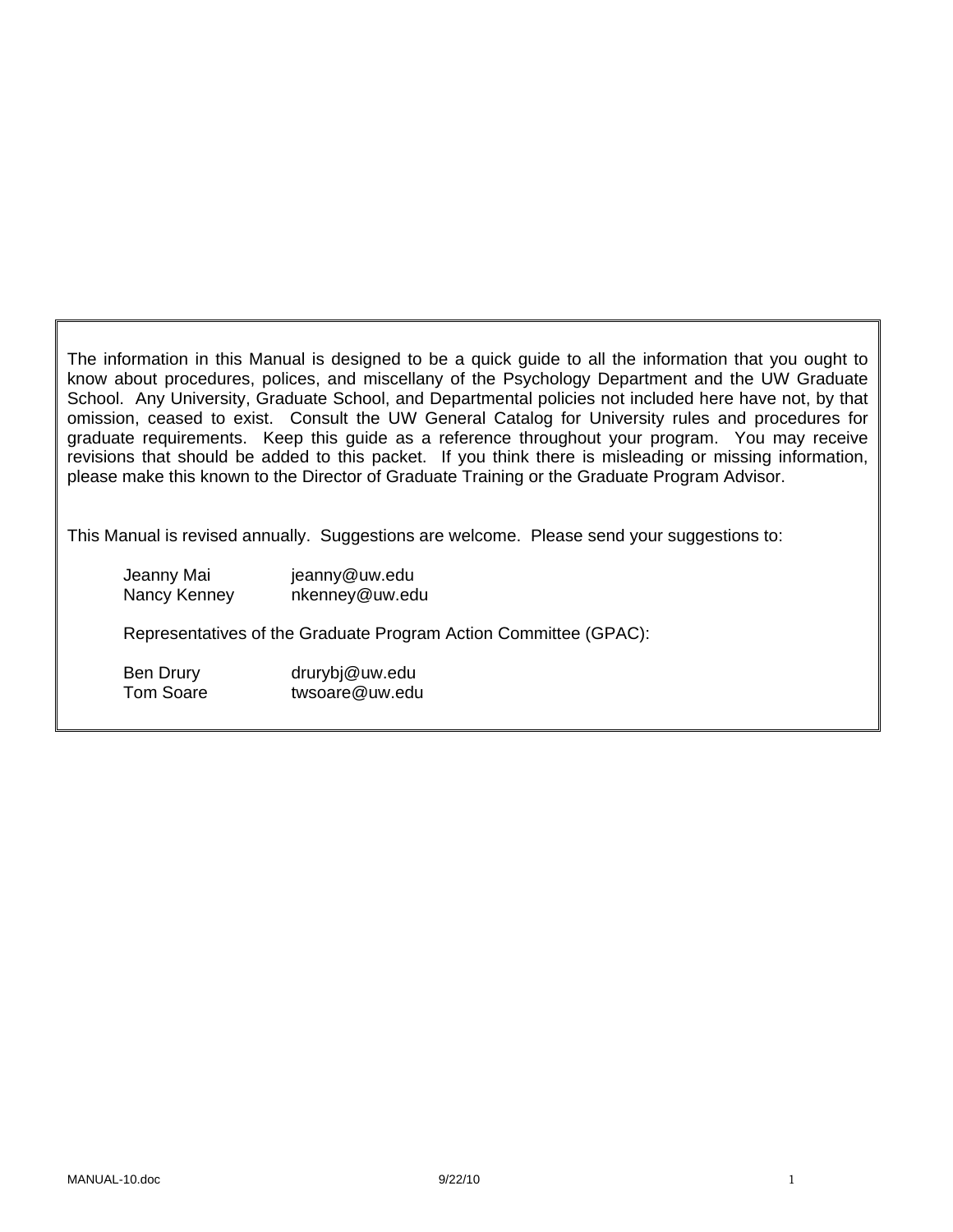The information in this Manual is designed to be a quick guide to all the information that you ought to know about procedures, polices, and miscellany of the Psychology Department and the UW Graduate School. Any University, Graduate School, and Departmental policies not included here have not, by that omission, ceased to exist. Consult the UW General Catalog for University rules and procedures for graduate requirements. Keep this guide as a reference throughout your program. You may receive revisions that should be added to this packet. If you think there is misleading or missing information, please make this known to the Director of Graduate Training or the Graduate Program Advisor.

This Manual is revised annually. Suggestions are welcome. Please send your suggestions to:

Jeanny Mai jeanny@uw.edu
Nancy Kenney nkenney@uw.edu

Representatives of the Graduate Program Action Committee (GPAC):

Ben Drury drurybj@uw.edu
Tom Soare twsoare@uw.edu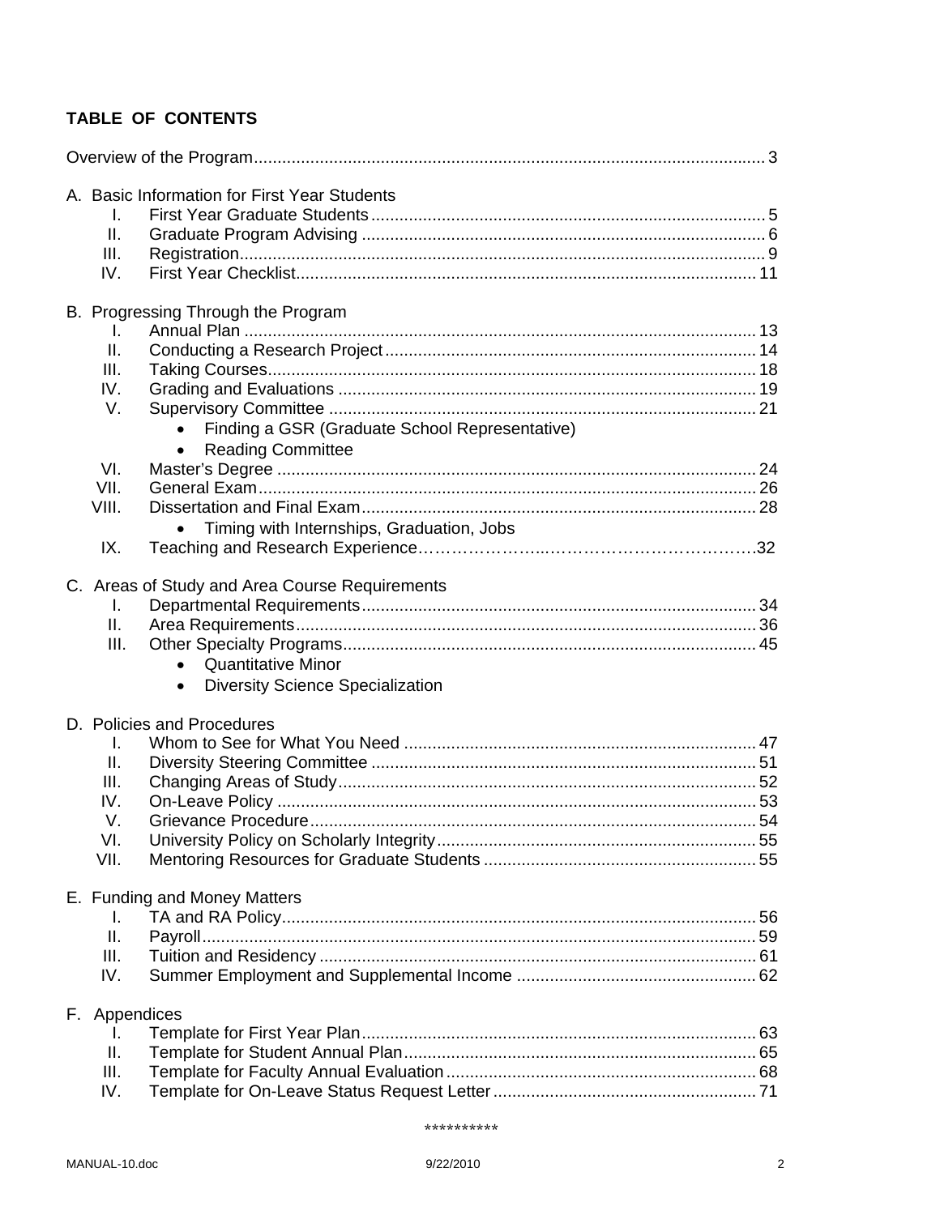# TABLE OF CONTENTS

Overview of the Program .......... 3

A. Basic Information for First Year Students
  I. First Year Graduate Students .......... 5
  II. Graduate Program Advising .......... 6
  III. Registration .......... 9
  IV. First Year Checklist .......... 11

B. Progressing Through the Program
  I. Annual Plan .......... 13
  II. Conducting a Research Project .......... 14
  III. Taking Courses .......... 18
  IV. Grading and Evaluations .......... 19
  V. Supervisory Committee .......... 21
    - Finding a GSR (Graduate School Representative)
    - Reading Committee
  VI. Master's Degree .......... 24
  VII. General Exam .......... 26
  VIII. Dissertation and Final Exam .......... 28
    - Timing with Internships, Graduation, Jobs
  IX. Teaching and Research Experience .......... 32

C. Areas of Study and Area Course Requirements
  I. Departmental Requirements .......... 34
  II. Area Requirements .......... 36
  III. Other Specialty Programs .......... 45
    - Quantitative Minor
    - Diversity Science Specialization

D. Policies and Procedures
  I. Whom to See for What You Need .......... 47
  II. Diversity Steering Committee .......... 51
  III. Changing Areas of Study .......... 52
  IV. On-Leave Policy .......... 53
  V. Grievance Procedure .......... 54
  VI. University Policy on Scholarly Integrity .......... 55
  VII. Mentoring Resources for Graduate Students .......... 55

E. Funding and Money Matters
  I. TA and RA Policy .......... 56
  II. Payroll .......... 59
  III. Tuition and Residency .......... 61
  IV. Summer Employment and Supplemental Income .......... 62

F. Appendices
  I. Template for First Year Plan .......... 63
  II. Template for Student Annual Plan .......... 65
  III. Template for Faculty Annual Evaluation .......... 68
  IV. Template for On-Leave Status Request Letter .......... 71

**********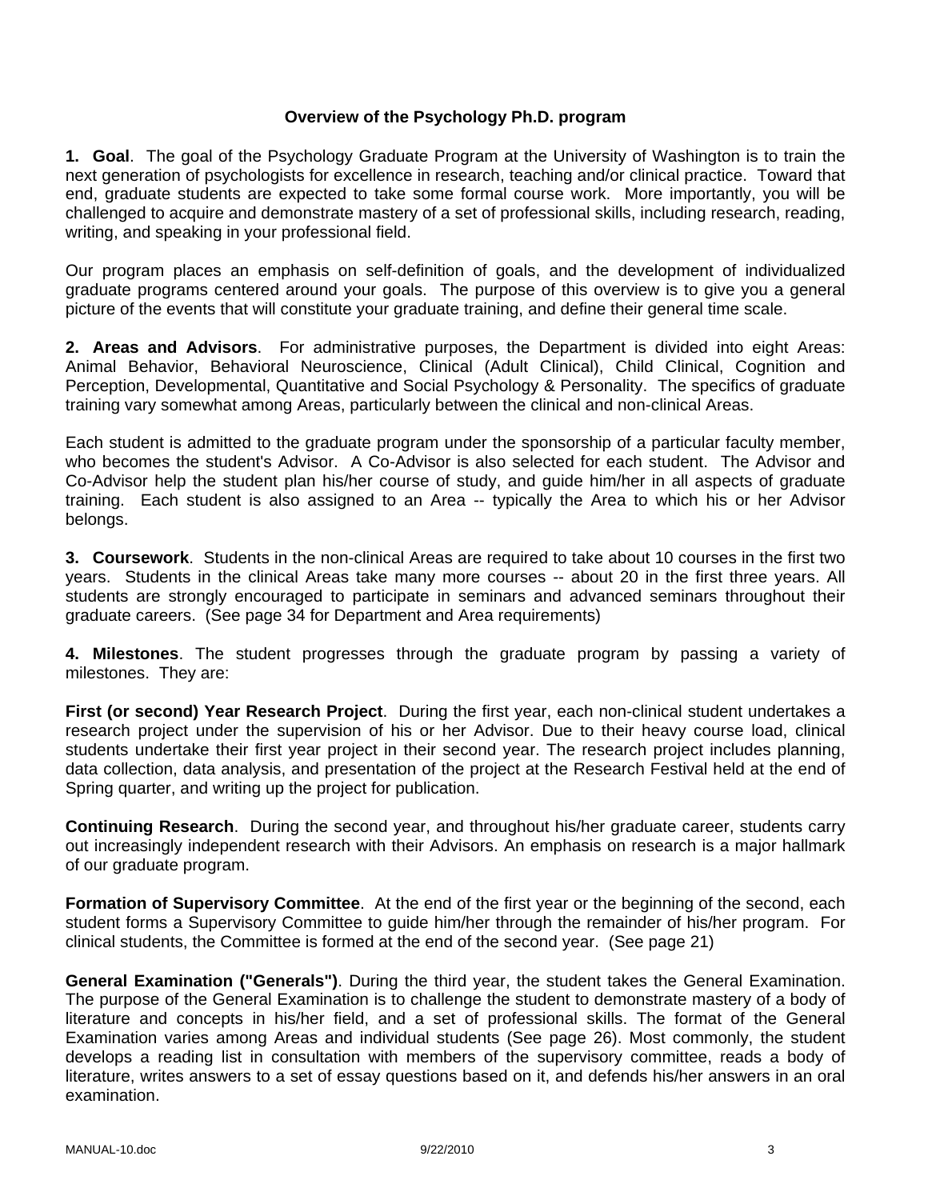## Overview of the Psychology Ph.D. program

**1. Goal**. The goal of the Psychology Graduate Program at the University of Washington is to train the next generation of psychologists for excellence in research, teaching and/or clinical practice. Toward that end, graduate students are expected to take some formal course work. More importantly, you will be challenged to acquire and demonstrate mastery of a set of professional skills, including research, reading, writing, and speaking in your professional field.

Our program places an emphasis on self-definition of goals, and the development of individualized graduate programs centered around your goals. The purpose of this overview is to give you a general picture of the events that will constitute your graduate training, and define their general time scale.

**2. Areas and Advisors**. For administrative purposes, the Department is divided into eight Areas: Animal Behavior, Behavioral Neuroscience, Clinical (Adult Clinical), Child Clinical, Cognition and Perception, Developmental, Quantitative and Social Psychology & Personality. The specifics of graduate training vary somewhat among Areas, particularly between the clinical and non-clinical Areas.

Each student is admitted to the graduate program under the sponsorship of a particular faculty member, who becomes the student's Advisor. A Co-Advisor is also selected for each student. The Advisor and Co-Advisor help the student plan his/her course of study, and guide him/her in all aspects of graduate training. Each student is also assigned to an Area -- typically the Area to which his or her Advisor belongs.

**3. Coursework**. Students in the non-clinical Areas are required to take about 10 courses in the first two years. Students in the clinical Areas take many more courses -- about 20 in the first three years. All students are strongly encouraged to participate in seminars and advanced seminars throughout their graduate careers. (See page 34 for Department and Area requirements)

**4. Milestones**. The student progresses through the graduate program by passing a variety of milestones. They are:

**First (or second) Year Research Project**. During the first year, each non-clinical student undertakes a research project under the supervision of his or her Advisor. Due to their heavy course load, clinical students undertake their first year project in their second year. The research project includes planning, data collection, data analysis, and presentation of the project at the Research Festival held at the end of Spring quarter, and writing up the project for publication.

**Continuing Research**. During the second year, and throughout his/her graduate career, students carry out increasingly independent research with their Advisors. An emphasis on research is a major hallmark of our graduate program.

**Formation of Supervisory Committee**. At the end of the first year or the beginning of the second, each student forms a Supervisory Committee to guide him/her through the remainder of his/her program. For clinical students, the Committee is formed at the end of the second year. (See page 21)

**General Examination ("Generals")**. During the third year, the student takes the General Examination. The purpose of the General Examination is to challenge the student to demonstrate mastery of a body of literature and concepts in his/her field, and a set of professional skills. The format of the General Examination varies among Areas and individual students (See page 26). Most commonly, the student develops a reading list in consultation with members of the supervisory committee, reads a body of literature, writes answers to a set of essay questions based on it, and defends his/her answers in an oral examination.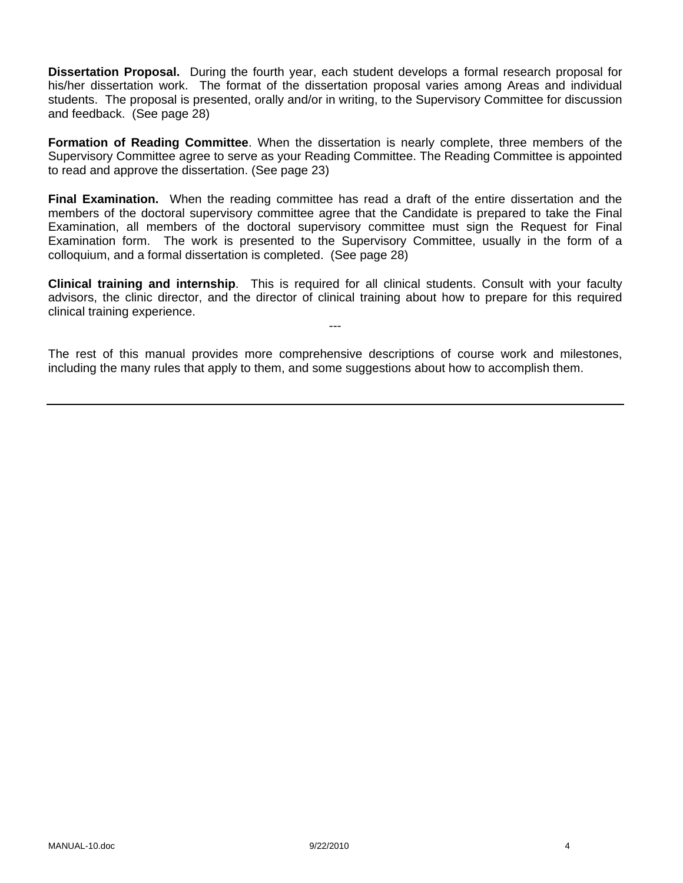**Dissertation Proposal.** During the fourth year, each student develops a formal research proposal for his/her dissertation work. The format of the dissertation proposal varies among Areas and individual students. The proposal is presented, orally and/or in writing, to the Supervisory Committee for discussion and feedback. (See page 28)

**Formation of Reading Committee**. When the dissertation is nearly complete, three members of the Supervisory Committee agree to serve as your Reading Committee. The Reading Committee is appointed to read and approve the dissertation. (See page 23)

**Final Examination.** When the reading committee has read a draft of the entire dissertation and the members of the doctoral supervisory committee agree that the Candidate is prepared to take the Final Examination, all members of the doctoral supervisory committee must sign the Request for Final Examination form. The work is presented to the Supervisory Committee, usually in the form of a colloquium, and a formal dissertation is completed. (See page 28)

**Clinical training and internship**. This is required for all clinical students. Consult with your faculty advisors, the clinic director, and the director of clinical training about how to prepare for this required clinical training experience.

---

The rest of this manual provides more comprehensive descriptions of course work and milestones, including the many rules that apply to them, and some suggestions about how to accomplish them.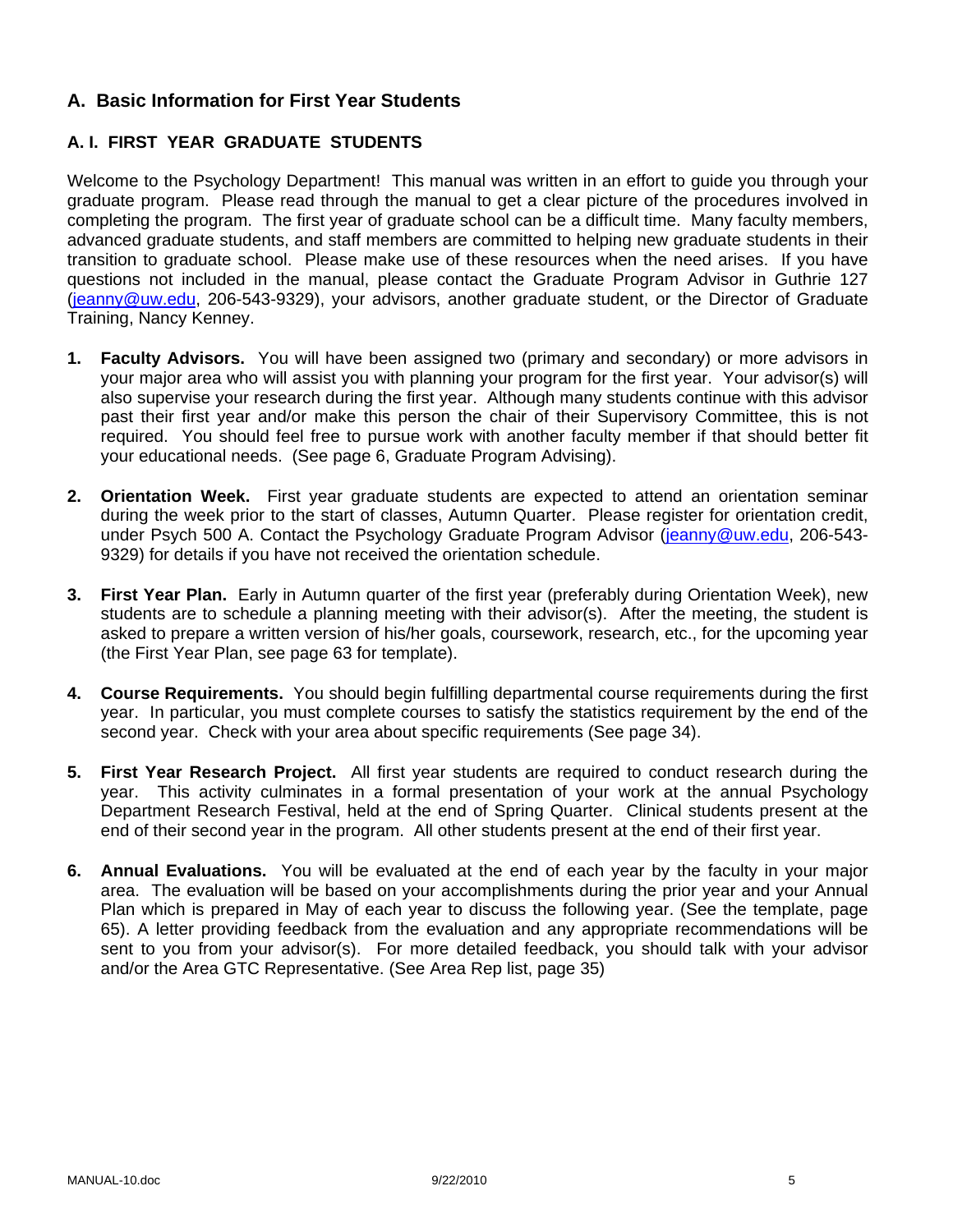## A. Basic Information for First Year Students

### A. I. FIRST YEAR GRADUATE STUDENTS

Welcome to the Psychology Department! This manual was written in an effort to guide you through your graduate program. Please read through the manual to get a clear picture of the procedures involved in completing the program. The first year of graduate school can be a difficult time. Many faculty members, advanced graduate students, and staff members are committed to helping new graduate students in their transition to graduate school. Please make use of these resources when the need arises. If you have questions not included in the manual, please contact the Graduate Program Advisor in Guthrie 127 (jeanny@uw.edu, 206-543-9329), your advisors, another graduate student, or the Director of Graduate Training, Nancy Kenney.

1. **Faculty Advisors.** You will have been assigned two (primary and secondary) or more advisors in your major area who will assist you with planning your program for the first year. Your advisor(s) will also supervise your research during the first year. Although many students continue with this advisor past their first year and/or make this person the chair of their Supervisory Committee, this is not required. You should feel free to pursue work with another faculty member if that should better fit your educational needs. (See page 6, Graduate Program Advising).

2. **Orientation Week.** First year graduate students are expected to attend an orientation seminar during the week prior to the start of classes, Autumn Quarter. Please register for orientation credit, under Psych 500 A. Contact the Psychology Graduate Program Advisor (jeanny@uw.edu, 206-543-9329) for details if you have not received the orientation schedule.

3. **First Year Plan.** Early in Autumn quarter of the first year (preferably during Orientation Week), new students are to schedule a planning meeting with their advisor(s). After the meeting, the student is asked to prepare a written version of his/her goals, coursework, research, etc., for the upcoming year (the First Year Plan, see page 63 for template).

4. **Course Requirements.** You should begin fulfilling departmental course requirements during the first year. In particular, you must complete courses to satisfy the statistics requirement by the end of the second year. Check with your area about specific requirements (See page 34).

5. **First Year Research Project.** All first year students are required to conduct research during the year. This activity culminates in a formal presentation of your work at the annual Psychology Department Research Festival, held at the end of Spring Quarter. Clinical students present at the end of their second year in the program. All other students present at the end of their first year.

6. **Annual Evaluations.** You will be evaluated at the end of each year by the faculty in your major area. The evaluation will be based on your accomplishments during the prior year and your Annual Plan which is prepared in May of each year to discuss the following year. (See the template, page 65). A letter providing feedback from the evaluation and any appropriate recommendations will be sent to you from your advisor(s). For more detailed feedback, you should talk with your advisor and/or the Area GTC Representative. (See Area Rep list, page 35)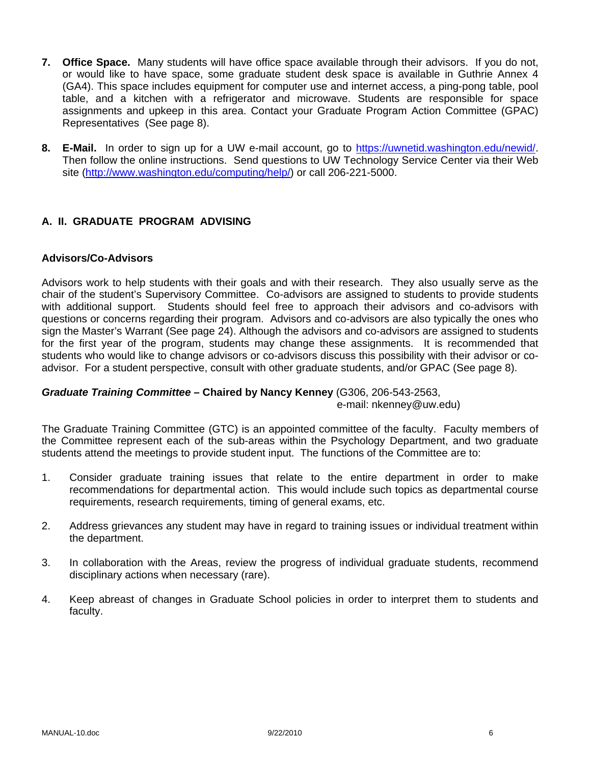7. **Office Space.** Many students will have office space available through their advisors. If you do not, or would like to have space, some graduate student desk space is available in Guthrie Annex 4 (GA4). This space includes equipment for computer use and internet access, a ping-pong table, pool table, and a kitchen with a refrigerator and microwave. Students are responsible for space assignments and upkeep in this area. Contact your Graduate Program Action Committee (GPAC) Representatives (See page 8).

8. **E-Mail.** In order to sign up for a UW e-mail account, go to https://uwnetid.washington.edu/newid/. Then follow the online instructions. Send questions to UW Technology Service Center via their Web site (http://www.washington.edu/computing/help/) or call 206-221-5000.

## A. II. GRADUATE PROGRAM ADVISING

### Advisors/Co-Advisors

Advisors work to help students with their goals and with their research. They also usually serve as the chair of the student's Supervisory Committee. Co-advisors are assigned to students to provide students with additional support. Students should feel free to approach their advisors and co-advisors with questions or concerns regarding their program. Advisors and co-advisors are also typically the ones who sign the Master's Warrant (See page 24). Although the advisors and co-advisors are assigned to students for the first year of the program, students may change these assignments. It is recommended that students who would like to change advisors or co-advisors discuss this possibility with their advisor or co-advisor. For a student perspective, consult with other graduate students, and/or GPAC (See page 8).

***Graduate Training Committee* – Chaired by Nancy Kenney** (G306, 206-543-2563, e-mail: nkenney@uw.edu)

The Graduate Training Committee (GTC) is an appointed committee of the faculty. Faculty members of the Committee represent each of the sub-areas within the Psychology Department, and two graduate students attend the meetings to provide student input. The functions of the Committee are to:

1. Consider graduate training issues that relate to the entire department in order to make recommendations for departmental action. This would include such topics as departmental course requirements, research requirements, timing of general exams, etc.

2. Address grievances any student may have in regard to training issues or individual treatment within the department.

3. In collaboration with the Areas, review the progress of individual graduate students, recommend disciplinary actions when necessary (rare).

4. Keep abreast of changes in Graduate School policies in order to interpret them to students and faculty.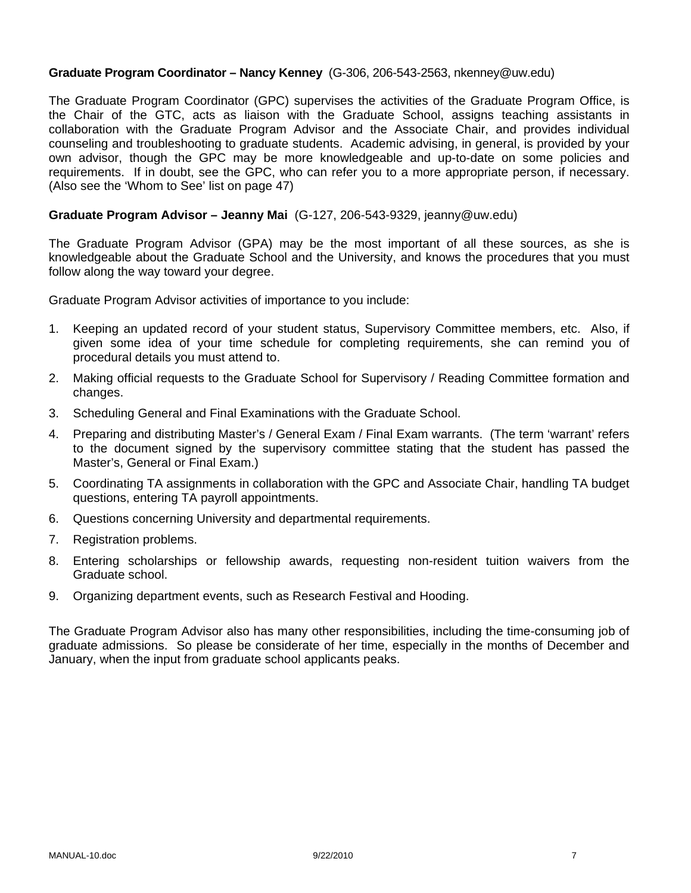**Graduate Program Coordinator – Nancy Kenney** (G-306, 206-543-2563, nkenney@uw.edu)

The Graduate Program Coordinator (GPC) supervises the activities of the Graduate Program Office, is the Chair of the GTC, acts as liaison with the Graduate School, assigns teaching assistants in collaboration with the Graduate Program Advisor and the Associate Chair, and provides individual counseling and troubleshooting to graduate students. Academic advising, in general, is provided by your own advisor, though the GPC may be more knowledgeable and up-to-date on some policies and requirements. If in doubt, see the GPC, who can refer you to a more appropriate person, if necessary. (Also see the 'Whom to See' list on page 47)

**Graduate Program Advisor – Jeanny Mai** (G-127, 206-543-9329, jeanny@uw.edu)

The Graduate Program Advisor (GPA) may be the most important of all these sources, as she is knowledgeable about the Graduate School and the University, and knows the procedures that you must follow along the way toward your degree.

Graduate Program Advisor activities of importance to you include:

1. Keeping an updated record of your student status, Supervisory Committee members, etc. Also, if given some idea of your time schedule for completing requirements, she can remind you of procedural details you must attend to.
2. Making official requests to the Graduate School for Supervisory / Reading Committee formation and changes.
3. Scheduling General and Final Examinations with the Graduate School.
4. Preparing and distributing Master's / General Exam / Final Exam warrants. (The term 'warrant' refers to the document signed by the supervisory committee stating that the student has passed the Master's, General or Final Exam.)
5. Coordinating TA assignments in collaboration with the GPC and Associate Chair, handling TA budget questions, entering TA payroll appointments.
6. Questions concerning University and departmental requirements.
7. Registration problems.
8. Entering scholarships or fellowship awards, requesting non-resident tuition waivers from the Graduate school.
9. Organizing department events, such as Research Festival and Hooding.

The Graduate Program Advisor also has many other responsibilities, including the time-consuming job of graduate admissions. So please be considerate of her time, especially in the months of December and January, when the input from graduate school applicants peaks.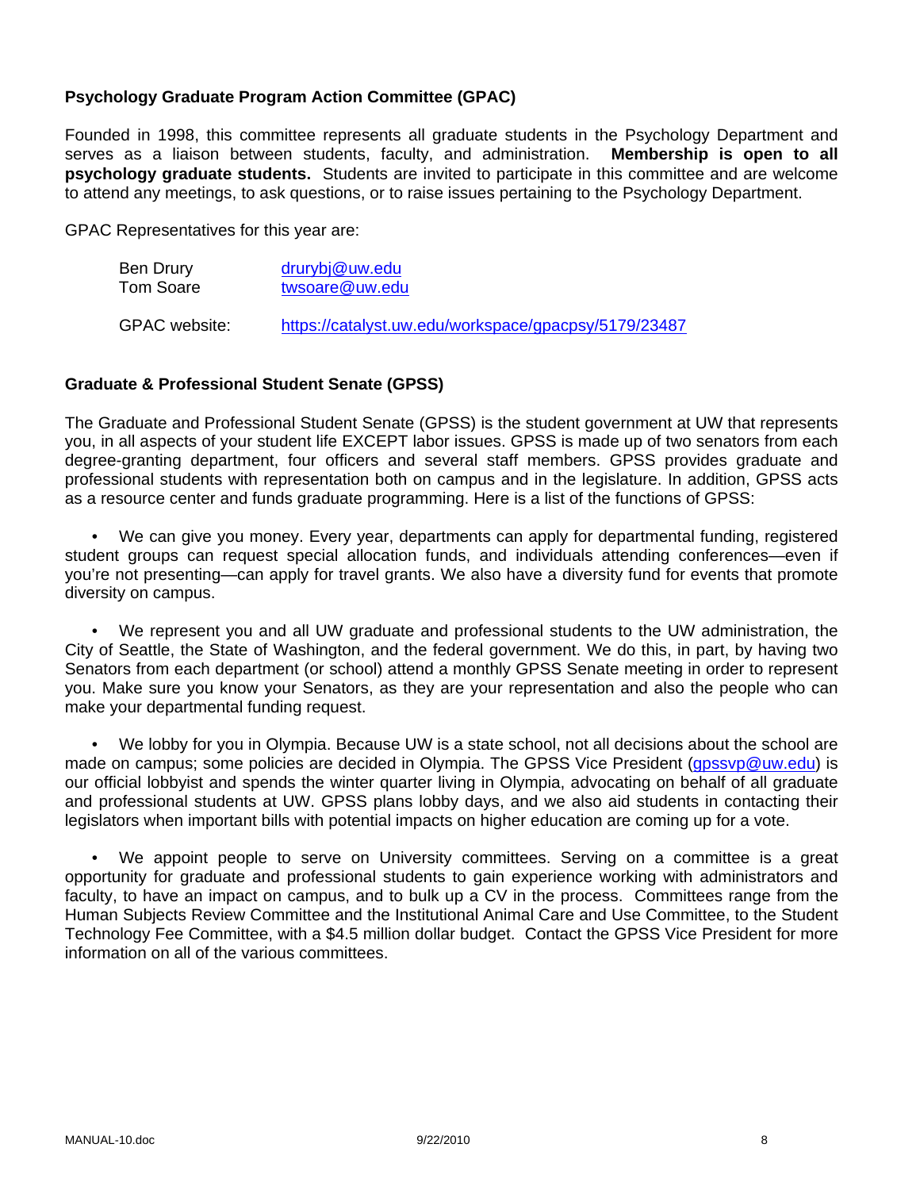### Psychology Graduate Program Action Committee (GPAC)

Founded in 1998, this committee represents all graduate students in the Psychology Department and serves as a liaison between students, faculty, and administration. **Membership is open to all psychology graduate students.** Students are invited to participate in this committee and are welcome to attend any meetings, to ask questions, or to raise issues pertaining to the Psychology Department.

GPAC Representatives for this year are:

| | |
|---|---|
| Ben Drury | drurybj@uw.edu |
| Tom Soare | twsoare@uw.edu |
| GPAC website: | https://catalyst.uw.edu/workspace/gpacpsy/5179/23487 |

### Graduate & Professional Student Senate (GPSS)

The Graduate and Professional Student Senate (GPSS) is the student government at UW that represents you, in all aspects of your student life EXCEPT labor issues. GPSS is made up of two senators from each degree-granting department, four officers and several staff members. GPSS provides graduate and professional students with representation both on campus and in the legislature. In addition, GPSS acts as a resource center and funds graduate programming. Here is a list of the functions of GPSS:

- We can give you money. Every year, departments can apply for departmental funding, registered student groups can request special allocation funds, and individuals attending conferences—even if you're not presenting—can apply for travel grants. We also have a diversity fund for events that promote diversity on campus.

- We represent you and all UW graduate and professional students to the UW administration, the City of Seattle, the State of Washington, and the federal government. We do this, in part, by having two Senators from each department (or school) attend a monthly GPSS Senate meeting in order to represent you. Make sure you know your Senators, as they are your representation and also the people who can make your departmental funding request.

- We lobby for you in Olympia. Because UW is a state school, not all decisions about the school are made on campus; some policies are decided in Olympia. The GPSS Vice President (gpssvp@uw.edu) is our official lobbyist and spends the winter quarter living in Olympia, advocating on behalf of all graduate and professional students at UW. GPSS plans lobby days, and we also aid students in contacting their legislators when important bills with potential impacts on higher education are coming up for a vote.

- We appoint people to serve on University committees. Serving on a committee is a great opportunity for graduate and professional students to gain experience working with administrators and faculty, to have an impact on campus, and to bulk up a CV in the process. Committees range from the Human Subjects Review Committee and the Institutional Animal Care and Use Committee, to the Student Technology Fee Committee, with a $4.5 million dollar budget. Contact the GPSS Vice President for more information on all of the various committees.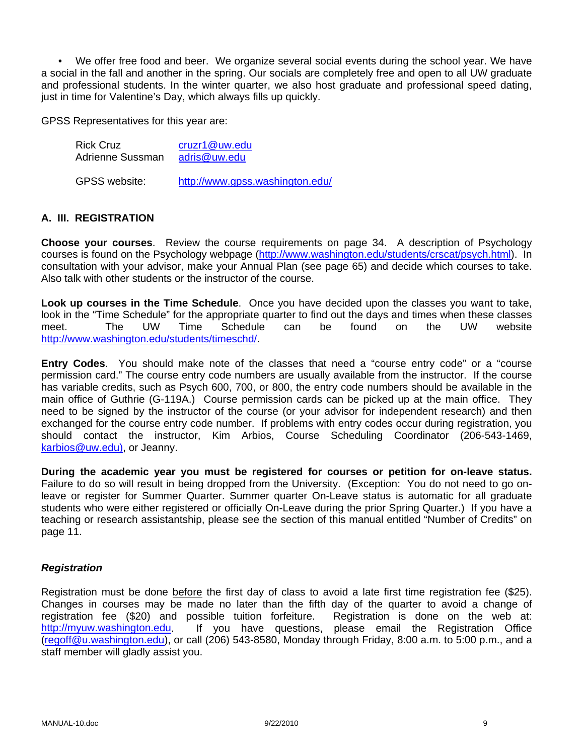- We offer free food and beer. We organize several social events during the school year. We have a social in the fall and another in the spring. Our socials are completely free and open to all UW graduate and professional students. In the winter quarter, we also host graduate and professional speed dating, just in time for Valentine's Day, which always fills up quickly.

GPSS Representatives for this year are:

| | |
|---|---|
| Rick Cruz | cruzr1@uw.edu |
| Adrienne Sussman | adris@uw.edu |

GPSS website: http://www.gpss.washington.edu/

## A. III. REGISTRATION

**Choose your courses**. Review the course requirements on page 34. A description of Psychology courses is found on the Psychology webpage (http://www.washington.edu/students/crscat/psych.html). In consultation with your advisor, make your Annual Plan (see page 65) and decide which courses to take. Also talk with other students or the instructor of the course.

**Look up courses in the Time Schedule**. Once you have decided upon the classes you want to take, look in the "Time Schedule" for the appropriate quarter to find out the days and times when these classes meet. The UW Time Schedule can be found on the UW website http://www.washington.edu/students/timeschd/.

**Entry Codes**. You should make note of the classes that need a "course entry code" or a "course permission card." The course entry code numbers are usually available from the instructor. If the course has variable credits, such as Psych 600, 700, or 800, the entry code numbers should be available in the main office of Guthrie (G-119A.) Course permission cards can be picked up at the main office. They need to be signed by the instructor of the course (or your advisor for independent research) and then exchanged for the course entry code number. If problems with entry codes occur during registration, you should contact the instructor, Kim Arbios, Course Scheduling Coordinator (206-543-1469, karbios@uw.edu), or Jeanny.

**During the academic year you must be registered for courses or petition for on-leave status.** Failure to do so will result in being dropped from the University. (Exception: You do not need to go on-leave or register for Summer Quarter. Summer quarter On-Leave status is automatic for all graduate students who were either registered or officially On-Leave during the prior Spring Quarter.) If you have a teaching or research assistantship, please see the section of this manual entitled "Number of Credits" on page 11.

### *Registration*

Registration must be done before the first day of class to avoid a late first time registration fee ($25). Changes in courses may be made no later than the fifth day of the quarter to avoid a change of registration fee ($20) and possible tuition forfeiture. Registration is done on the web at: http://myuw.washington.edu. If you have questions, please email the Registration Office (regoff@u.washington.edu), or call (206) 543-8580, Monday through Friday, 8:00 a.m. to 5:00 p.m., and a staff member will gladly assist you.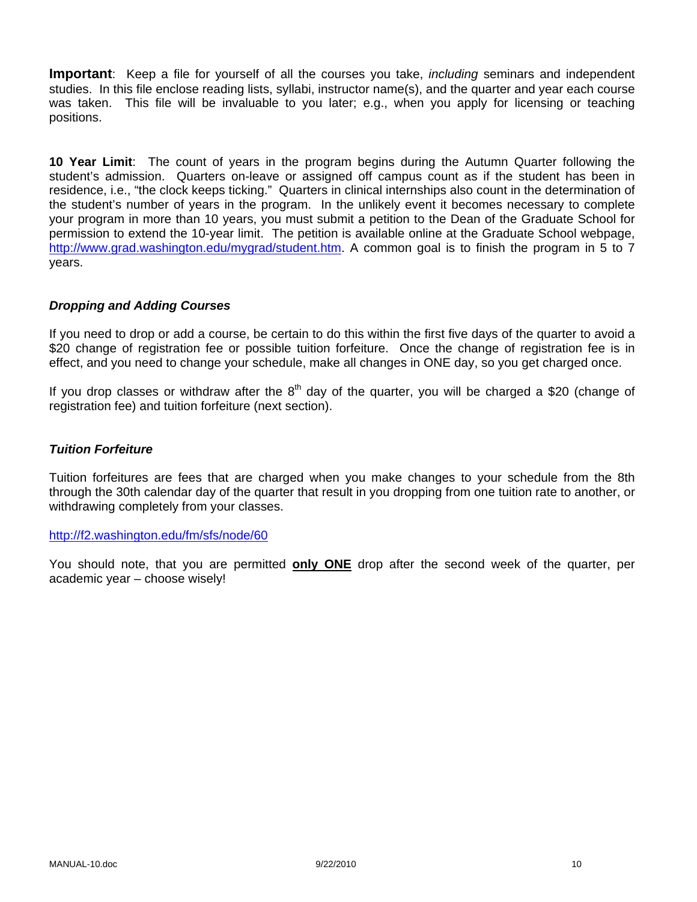**Important**: Keep a file for yourself of all the courses you take, *including* seminars and independent studies. In this file enclose reading lists, syllabi, instructor name(s), and the quarter and year each course was taken. This file will be invaluable to you later; e.g., when you apply for licensing or teaching positions.

**10 Year Limit**: The count of years in the program begins during the Autumn Quarter following the student's admission. Quarters on-leave or assigned off campus count as if the student has been in residence, i.e., "the clock keeps ticking." Quarters in clinical internships also count in the determination of the student's number of years in the program. In the unlikely event it becomes necessary to complete your program in more than 10 years, you must submit a petition to the Dean of the Graduate School for permission to extend the 10-year limit. The petition is available online at the Graduate School webpage, http://www.grad.washington.edu/mygrad/student.htm. A common goal is to finish the program in 5 to 7 years.

### *Dropping and Adding Courses*

If you need to drop or add a course, be certain to do this within the first five days of the quarter to avoid a $20 change of registration fee or possible tuition forfeiture. Once the change of registration fee is in effect, and you need to change your schedule, make all changes in ONE day, so you get charged once.

If you drop classes or withdraw after the 8th day of the quarter, you will be charged a $20 (change of registration fee) and tuition forfeiture (next section).

### *Tuition Forfeiture*

Tuition forfeitures are fees that are charged when you make changes to your schedule from the 8th through the 30th calendar day of the quarter that result in you dropping from one tuition rate to another, or withdrawing completely from your classes.

http://f2.washington.edu/fm/sfs/node/60

You should note, that you are permitted **only ONE** drop after the second week of the quarter, per academic year – choose wisely!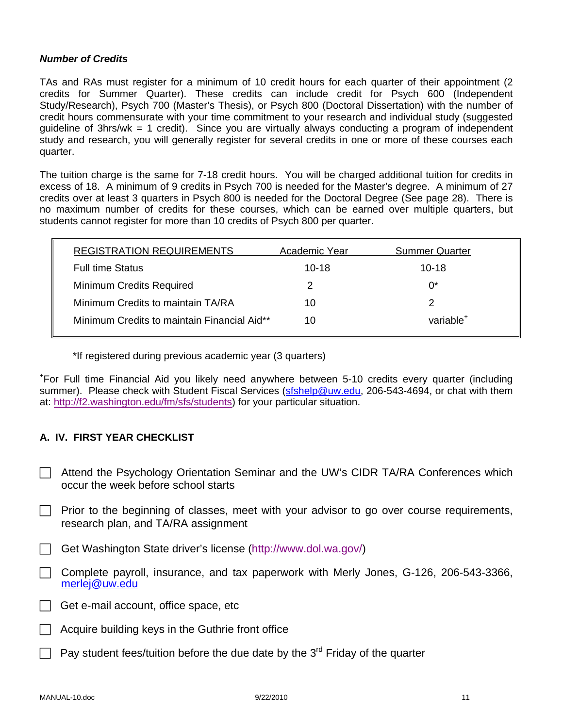***Number of Credits***

TAs and RAs must register for a minimum of 10 credit hours for each quarter of their appointment (2 credits for Summer Quarter). These credits can include credit for Psych 600 (Independent Study/Research), Psych 700 (Master's Thesis), or Psych 800 (Doctoral Dissertation) with the number of credit hours commensurate with your time commitment to your research and individual study (suggested guideline of 3hrs/wk = 1 credit). Since you are virtually always conducting a program of independent study and research, you will generally register for several credits in one or more of these courses each quarter.

The tuition charge is the same for 7-18 credit hours. You will be charged additional tuition for credits in excess of 18. A minimum of 9 credits in Psych 700 is needed for the Master's degree. A minimum of 27 credits over at least 3 quarters in Psych 800 is needed for the Doctoral Degree (See page 28). There is no maximum number of credits for these courses, which can be earned over multiple quarters, but students cannot register for more than 10 credits of Psych 800 per quarter.

| REGISTRATION REQUIREMENTS | Academic Year | Summer Quarter |
|---|---|---|
| Full time Status | 10-18 | 10-18 |
| Minimum Credits Required | 2 | 0* |
| Minimum Credits to maintain TA/RA | 10 | 2 |
| Minimum Credits to maintain Financial Aid** | 10 | variable+ |

*If registered during previous academic year (3 quarters)

+For Full time Financial Aid you likely need anywhere between 5-10 credits every quarter (including summer). Please check with Student Fiscal Services (sfshelp@uw.edu, 206-543-4694, or chat with them at: http://f2.washington.edu/fm/sfs/students) for your particular situation.

## A. IV. FIRST YEAR CHECKLIST

- ☐ Attend the Psychology Orientation Seminar and the UW's CIDR TA/RA Conferences which occur the week before school starts
- ☐ Prior to the beginning of classes, meet with your advisor to go over course requirements, research plan, and TA/RA assignment
- ☐ Get Washington State driver's license (http://www.dol.wa.gov/)
- ☐ Complete payroll, insurance, and tax paperwork with Merly Jones, G-126, 206-543-3366, merlej@uw.edu
- ☐ Get e-mail account, office space, etc
- ☐ Acquire building keys in the Guthrie front office
- ☐ Pay student fees/tuition before the due date by the 3rd Friday of the quarter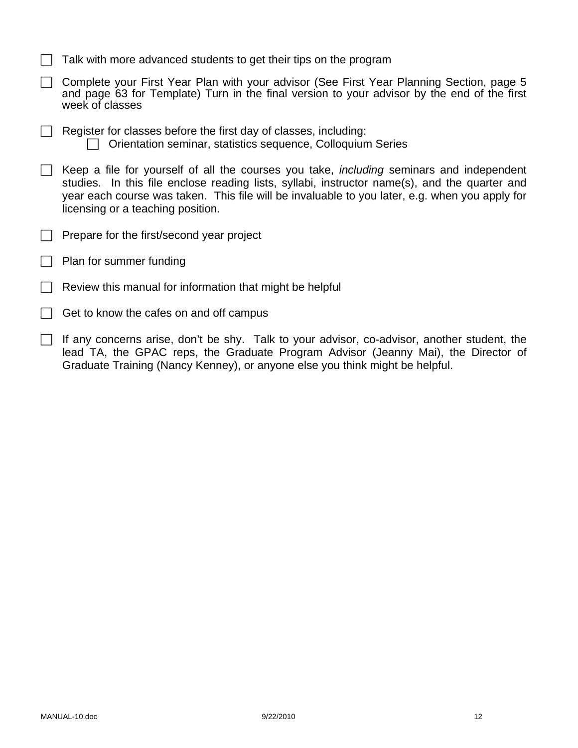- [ ] Talk with more advanced students to get their tips on the program

- [ ] Complete your First Year Plan with your advisor (See First Year Planning Section, page 5 and page 63 for Template) Turn in the final version to your advisor by the end of the first week of classes

- [ ] Register for classes before the first day of classes, including:
    - [ ] Orientation seminar, statistics sequence, Colloquium Series

- [ ] Keep a file for yourself of all the courses you take, *including* seminars and independent studies. In this file enclose reading lists, syllabi, instructor name(s), and the quarter and year each course was taken. This file will be invaluable to you later, e.g. when you apply for licensing or a teaching position.

- [ ] Prepare for the first/second year project

- [ ] Plan for summer funding

- [ ] Review this manual for information that might be helpful

- [ ] Get to know the cafes on and off campus

- [ ] If any concerns arise, don't be shy. Talk to your advisor, co-advisor, another student, the lead TA, the GPAC reps, the Graduate Program Advisor (Jeanny Mai), the Director of Graduate Training (Nancy Kenney), or anyone else you think might be helpful.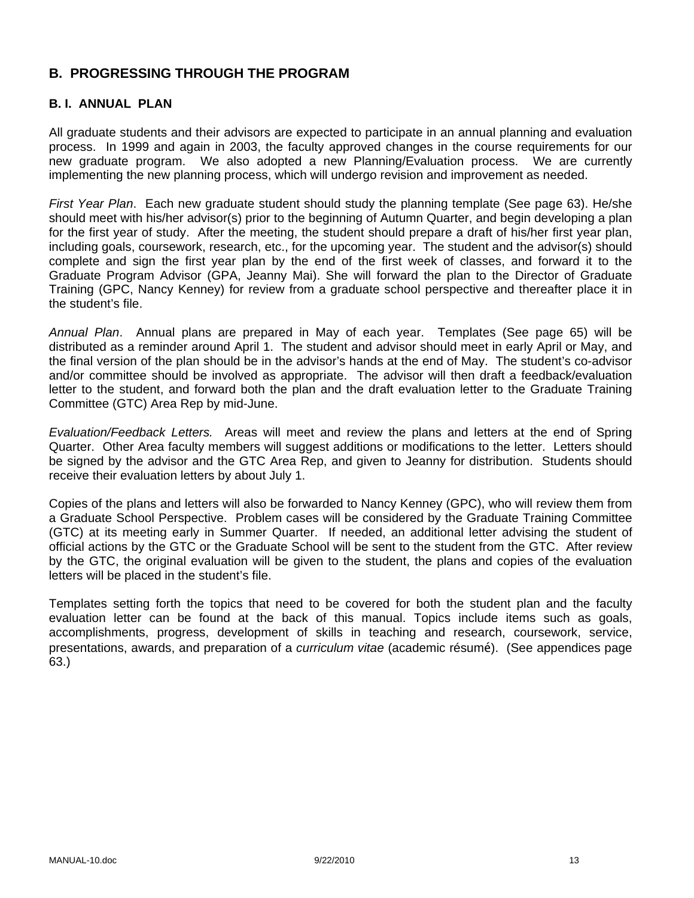## B. PROGRESSING THROUGH THE PROGRAM

### B. I. ANNUAL PLAN

All graduate students and their advisors are expected to participate in an annual planning and evaluation process. In 1999 and again in 2003, the faculty approved changes in the course requirements for our new graduate program. We also adopted a new Planning/Evaluation process. We are currently implementing the new planning process, which will undergo revision and improvement as needed.

*First Year Plan*. Each new graduate student should study the planning template (See page 63). He/she should meet with his/her advisor(s) prior to the beginning of Autumn Quarter, and begin developing a plan for the first year of study. After the meeting, the student should prepare a draft of his/her first year plan, including goals, coursework, research, etc., for the upcoming year. The student and the advisor(s) should complete and sign the first year plan by the end of the first week of classes, and forward it to the Graduate Program Advisor (GPA, Jeanny Mai). She will forward the plan to the Director of Graduate Training (GPC, Nancy Kenney) for review from a graduate school perspective and thereafter place it in the student's file.

*Annual Plan*. Annual plans are prepared in May of each year. Templates (See page 65) will be distributed as a reminder around April 1. The student and advisor should meet in early April or May, and the final version of the plan should be in the advisor's hands at the end of May. The student's co-advisor and/or committee should be involved as appropriate. The advisor will then draft a feedback/evaluation letter to the student, and forward both the plan and the draft evaluation letter to the Graduate Training Committee (GTC) Area Rep by mid-June.

*Evaluation/Feedback Letters.* Areas will meet and review the plans and letters at the end of Spring Quarter. Other Area faculty members will suggest additions or modifications to the letter. Letters should be signed by the advisor and the GTC Area Rep, and given to Jeanny for distribution. Students should receive their evaluation letters by about July 1.

Copies of the plans and letters will also be forwarded to Nancy Kenney (GPC), who will review them from a Graduate School Perspective. Problem cases will be considered by the Graduate Training Committee (GTC) at its meeting early in Summer Quarter. If needed, an additional letter advising the student of official actions by the GTC or the Graduate School will be sent to the student from the GTC. After review by the GTC, the original evaluation will be given to the student, the plans and copies of the evaluation letters will be placed in the student's file.

Templates setting forth the topics that need to be covered for both the student plan and the faculty evaluation letter can be found at the back of this manual. Topics include items such as goals, accomplishments, progress, development of skills in teaching and research, coursework, service, presentations, awards, and preparation of a *curriculum vitae* (academic résumé). (See appendices page 63.)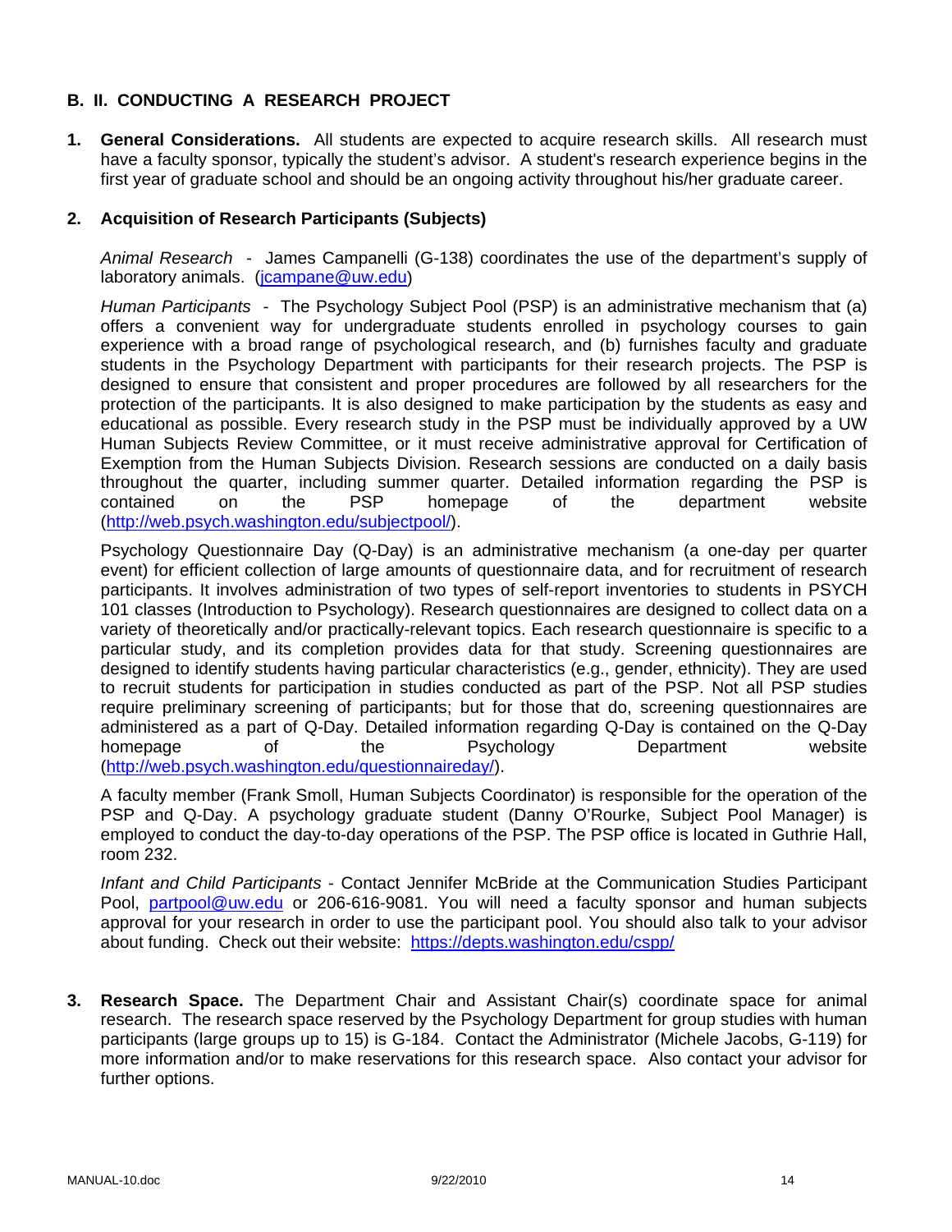## B. II. CONDUCTING A RESEARCH PROJECT

1. **General Considerations.** All students are expected to acquire research skills. All research must have a faculty sponsor, typically the student's advisor. A student's research experience begins in the first year of graduate school and should be an ongoing activity throughout his/her graduate career.

2. **Acquisition of Research Participants (Subjects)**

   *Animal Research* - James Campanelli (G-138) coordinates the use of the department's supply of laboratory animals. (jcampane@uw.edu)

   *Human Participants* - The Psychology Subject Pool (PSP) is an administrative mechanism that (a) offers a convenient way for undergraduate students enrolled in psychology courses to gain experience with a broad range of psychological research, and (b) furnishes faculty and graduate students in the Psychology Department with participants for their research projects. The PSP is designed to ensure that consistent and proper procedures are followed by all researchers for the protection of the participants. It is also designed to make participation by the students as easy and educational as possible. Every research study in the PSP must be individually approved by a UW Human Subjects Review Committee, or it must receive administrative approval for Certification of Exemption from the Human Subjects Division. Research sessions are conducted on a daily basis throughout the quarter, including summer quarter. Detailed information regarding the PSP is contained on the PSP homepage of the department website (http://web.psych.washington.edu/subjectpool/).

   Psychology Questionnaire Day (Q-Day) is an administrative mechanism (a one-day per quarter event) for efficient collection of large amounts of questionnaire data, and for recruitment of research participants. It involves administration of two types of self-report inventories to students in PSYCH 101 classes (Introduction to Psychology). Research questionnaires are designed to collect data on a variety of theoretically and/or practically-relevant topics. Each research questionnaire is specific to a particular study, and its completion provides data for that study. Screening questionnaires are designed to identify students having particular characteristics (e.g., gender, ethnicity). They are used to recruit students for participation in studies conducted as part of the PSP. Not all PSP studies require preliminary screening of participants; but for those that do, screening questionnaires are administered as a part of Q-Day. Detailed information regarding Q-Day is contained on the Q-Day homepage of the Psychology Department website (http://web.psych.washington.edu/questionnaireday/).

   A faculty member (Frank Smoll, Human Subjects Coordinator) is responsible for the operation of the PSP and Q-Day. A psychology graduate student (Danny O'Rourke, Subject Pool Manager) is employed to conduct the day-to-day operations of the PSP. The PSP office is located in Guthrie Hall, room 232.

   *Infant and Child Participants* - Contact Jennifer McBride at the Communication Studies Participant Pool, partpool@uw.edu or 206-616-9081. You will need a faculty sponsor and human subjects approval for your research in order to use the participant pool. You should also talk to your advisor about funding. Check out their website: https://depts.washington.edu/cspp/

3. **Research Space.** The Department Chair and Assistant Chair(s) coordinate space for animal research. The research space reserved by the Psychology Department for group studies with human participants (large groups up to 15) is G-184. Contact the Administrator (Michele Jacobs, G-119) for more information and/or to make reservations for this research space. Also contact your advisor for further options.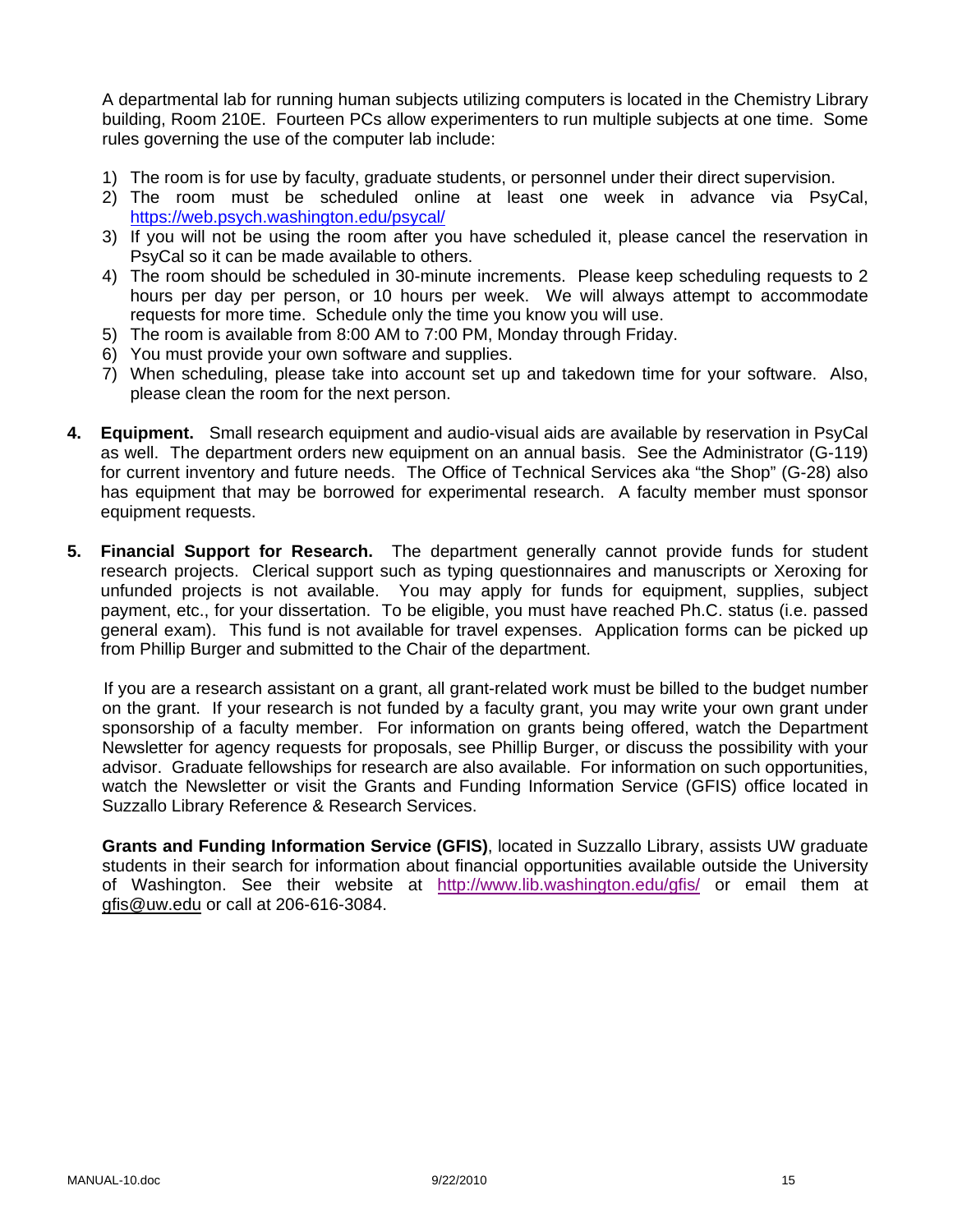A departmental lab for running human subjects utilizing computers is located in the Chemistry Library building, Room 210E. Fourteen PCs allow experimenters to run multiple subjects at one time. Some rules governing the use of the computer lab include:

1) The room is for use by faculty, graduate students, or personnel under their direct supervision.
2) The room must be scheduled online at least one week in advance via PsyCal, https://web.psych.washington.edu/psycal/
3) If you will not be using the room after you have scheduled it, please cancel the reservation in PsyCal so it can be made available to others.
4) The room should be scheduled in 30-minute increments. Please keep scheduling requests to 2 hours per day per person, or 10 hours per week. We will always attempt to accommodate requests for more time. Schedule only the time you know you will use.
5) The room is available from 8:00 AM to 7:00 PM, Monday through Friday.
6) You must provide your own software and supplies.
7) When scheduling, please take into account set up and takedown time for your software. Also, please clean the room for the next person.

**4. Equipment.** Small research equipment and audio-visual aids are available by reservation in PsyCal as well. The department orders new equipment on an annual basis. See the Administrator (G-119) for current inventory and future needs. The Office of Technical Services aka "the Shop" (G-28) also has equipment that may be borrowed for experimental research. A faculty member must sponsor equipment requests.

**5. Financial Support for Research.** The department generally cannot provide funds for student research projects. Clerical support such as typing questionnaires and manuscripts or Xeroxing for unfunded projects is not available. You may apply for funds for equipment, supplies, subject payment, etc., for your dissertation. To be eligible, you must have reached Ph.C. status (i.e. passed general exam). This fund is not available for travel expenses. Application forms can be picked up from Phillip Burger and submitted to the Chair of the department.

If you are a research assistant on a grant, all grant-related work must be billed to the budget number on the grant. If your research is not funded by a faculty grant, you may write your own grant under sponsorship of a faculty member. For information on grants being offered, watch the Department Newsletter for agency requests for proposals, see Phillip Burger, or discuss the possibility with your advisor. Graduate fellowships for research are also available. For information on such opportunities, watch the Newsletter or visit the Grants and Funding Information Service (GFIS) office located in Suzzallo Library Reference & Research Services.

**Grants and Funding Information Service (GFIS)**, located in Suzzallo Library, assists UW graduate students in their search for information about financial opportunities available outside the University of Washington. See their website at http://www.lib.washington.edu/gfis/ or email them at gfis@uw.edu or call at 206-616-3084.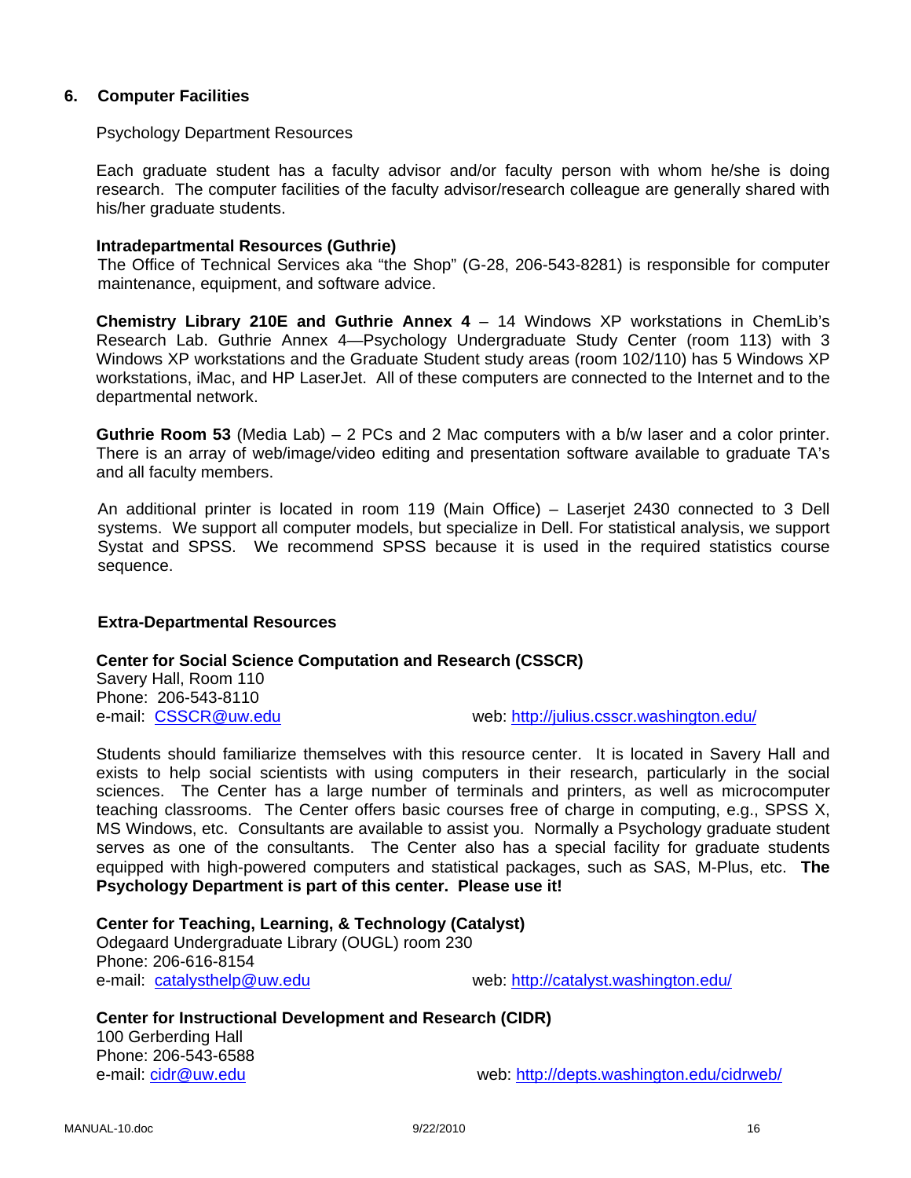## 6. Computer Facilities

Psychology Department Resources

Each graduate student has a faculty advisor and/or faculty person with whom he/she is doing research. The computer facilities of the faculty advisor/research colleague are generally shared with his/her graduate students.

**Intradepartmental Resources (Guthrie)**

The Office of Technical Services aka "the Shop" (G-28, 206-543-8281) is responsible for computer maintenance, equipment, and software advice.

**Chemistry Library 210E and Guthrie Annex 4** – 14 Windows XP workstations in ChemLib's Research Lab. Guthrie Annex 4—Psychology Undergraduate Study Center (room 113) with 3 Windows XP workstations and the Graduate Student study areas (room 102/110) has 5 Windows XP workstations, iMac, and HP LaserJet. All of these computers are connected to the Internet and to the departmental network.

**Guthrie Room 53** (Media Lab) – 2 PCs and 2 Mac computers with a b/w laser and a color printer. There is an array of web/image/video editing and presentation software available to graduate TA's and all faculty members.

An additional printer is located in room 119 (Main Office) – Laserjet 2430 connected to 3 Dell systems. We support all computer models, but specialize in Dell. For statistical analysis, we support Systat and SPSS. We recommend SPSS because it is used in the required statistics course sequence.

**Extra-Departmental Resources**

**Center for Social Science Computation and Research (CSSCR)**
Savery Hall, Room 110
Phone: 206-543-8110
e-mail: CSSCR@uw.edu web: http://julius.csscr.washington.edu/

Students should familiarize themselves with this resource center. It is located in Savery Hall and exists to help social scientists with using computers in their research, particularly in the social sciences. The Center has a large number of terminals and printers, as well as microcomputer teaching classrooms. The Center offers basic courses free of charge in computing, e.g., SPSS X, MS Windows, etc. Consultants are available to assist you. Normally a Psychology graduate student serves as one of the consultants. The Center also has a special facility for graduate students equipped with high-powered computers and statistical packages, such as SAS, M-Plus, etc. **The Psychology Department is part of this center. Please use it!**

**Center for Teaching, Learning, & Technology (Catalyst)**
Odegaard Undergraduate Library (OUGL) room 230
Phone: 206-616-8154
e-mail: catalysthelp@uw.edu web: http://catalyst.washington.edu/

**Center for Instructional Development and Research (CIDR)**
100 Gerberding Hall
Phone: 206-543-6588
e-mail: cidr@uw.edu web: http://depts.washington.edu/cidrweb/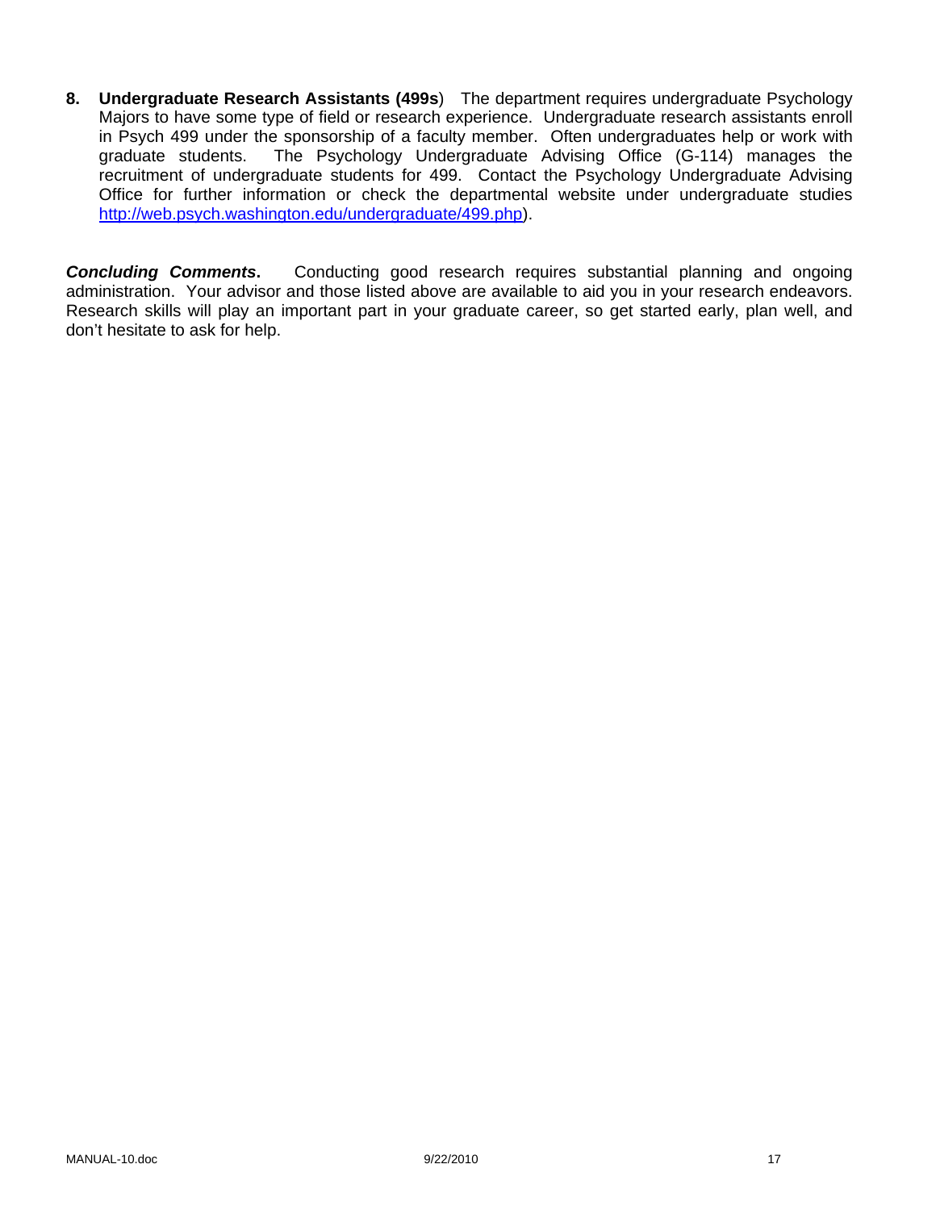8. **Undergraduate Research Assistants (499s**) The department requires undergraduate Psychology Majors to have some type of field or research experience. Undergraduate research assistants enroll in Psych 499 under the sponsorship of a faculty member. Often undergraduates help or work with graduate students. The Psychology Undergraduate Advising Office (G-114) manages the recruitment of undergraduate students for 499. Contact the Psychology Undergraduate Advising Office for further information or check the departmental website under undergraduate studies http://web.psych.washington.edu/undergraduate/499.php).

***Concluding Comments*.** Conducting good research requires substantial planning and ongoing administration. Your advisor and those listed above are available to aid you in your research endeavors. Research skills will play an important part in your graduate career, so get started early, plan well, and don't hesitate to ask for help.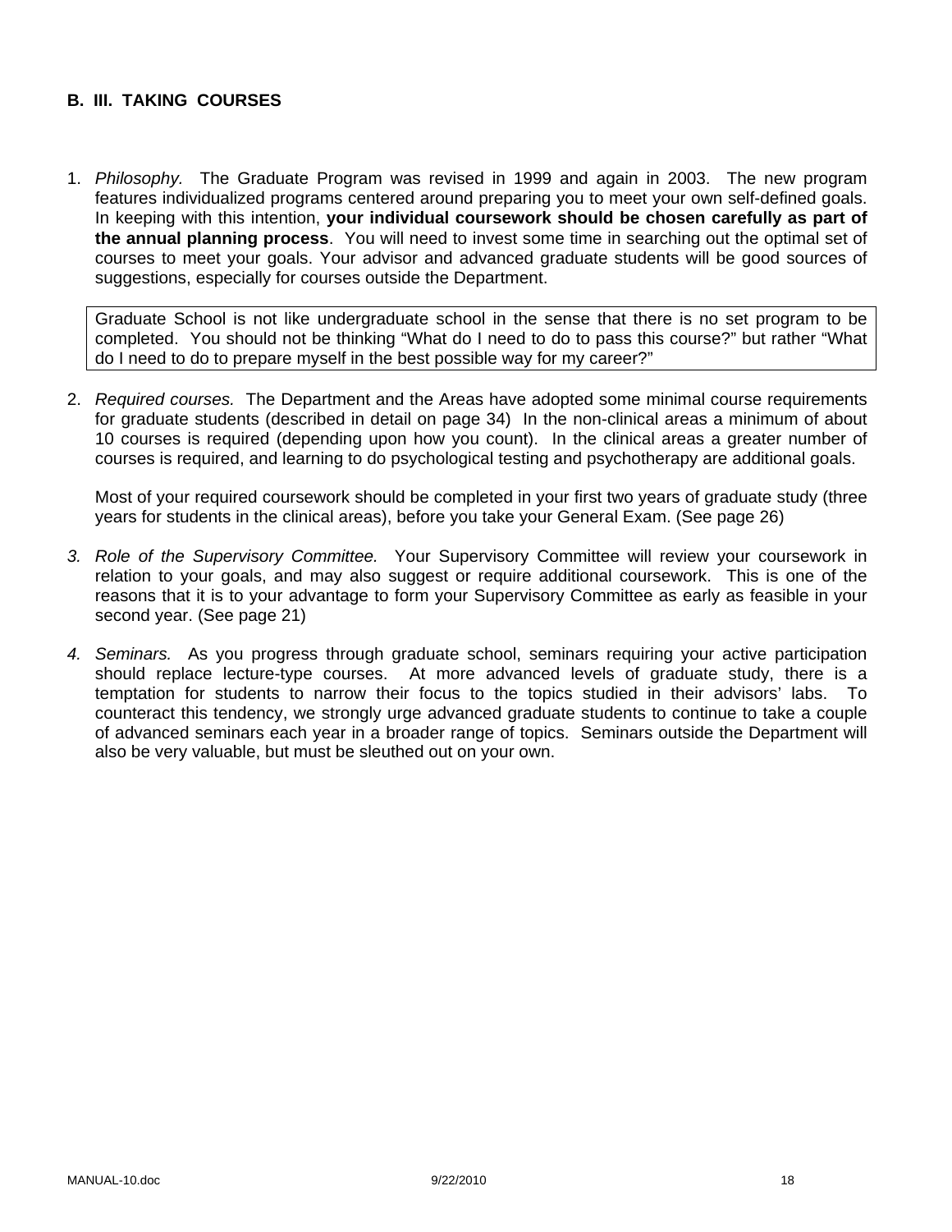## B. III. TAKING COURSES

1. *Philosophy.* The Graduate Program was revised in 1999 and again in 2003. The new program features individualized programs centered around preparing you to meet your own self-defined goals. In keeping with this intention, **your individual coursework should be chosen carefully as part of the annual planning process**. You will need to invest some time in searching out the optimal set of courses to meet your goals. Your advisor and advanced graduate students will be good sources of suggestions, especially for courses outside the Department.

   > Graduate School is not like undergraduate school in the sense that there is no set program to be completed. You should not be thinking "What do I need to do to pass this course?" but rather "What do I need to do to prepare myself in the best possible way for my career?"

2. *Required courses.* The Department and the Areas have adopted some minimal course requirements for graduate students (described in detail on page 34) In the non-clinical areas a minimum of about 10 courses is required (depending upon how you count). In the clinical areas a greater number of courses is required, and learning to do psychological testing and psychotherapy are additional goals.

   Most of your required coursework should be completed in your first two years of graduate study (three years for students in the clinical areas), before you take your General Exam. (See page 26)

3. *Role of the Supervisory Committee.* Your Supervisory Committee will review your coursework in relation to your goals, and may also suggest or require additional coursework. This is one of the reasons that it is to your advantage to form your Supervisory Committee as early as feasible in your second year. (See page 21)

4. *Seminars.* As you progress through graduate school, seminars requiring your active participation should replace lecture-type courses. At more advanced levels of graduate study, there is a temptation for students to narrow their focus to the topics studied in their advisors' labs. To counteract this tendency, we strongly urge advanced graduate students to continue to take a couple of advanced seminars each year in a broader range of topics. Seminars outside the Department will also be very valuable, but must be sleuthed out on your own.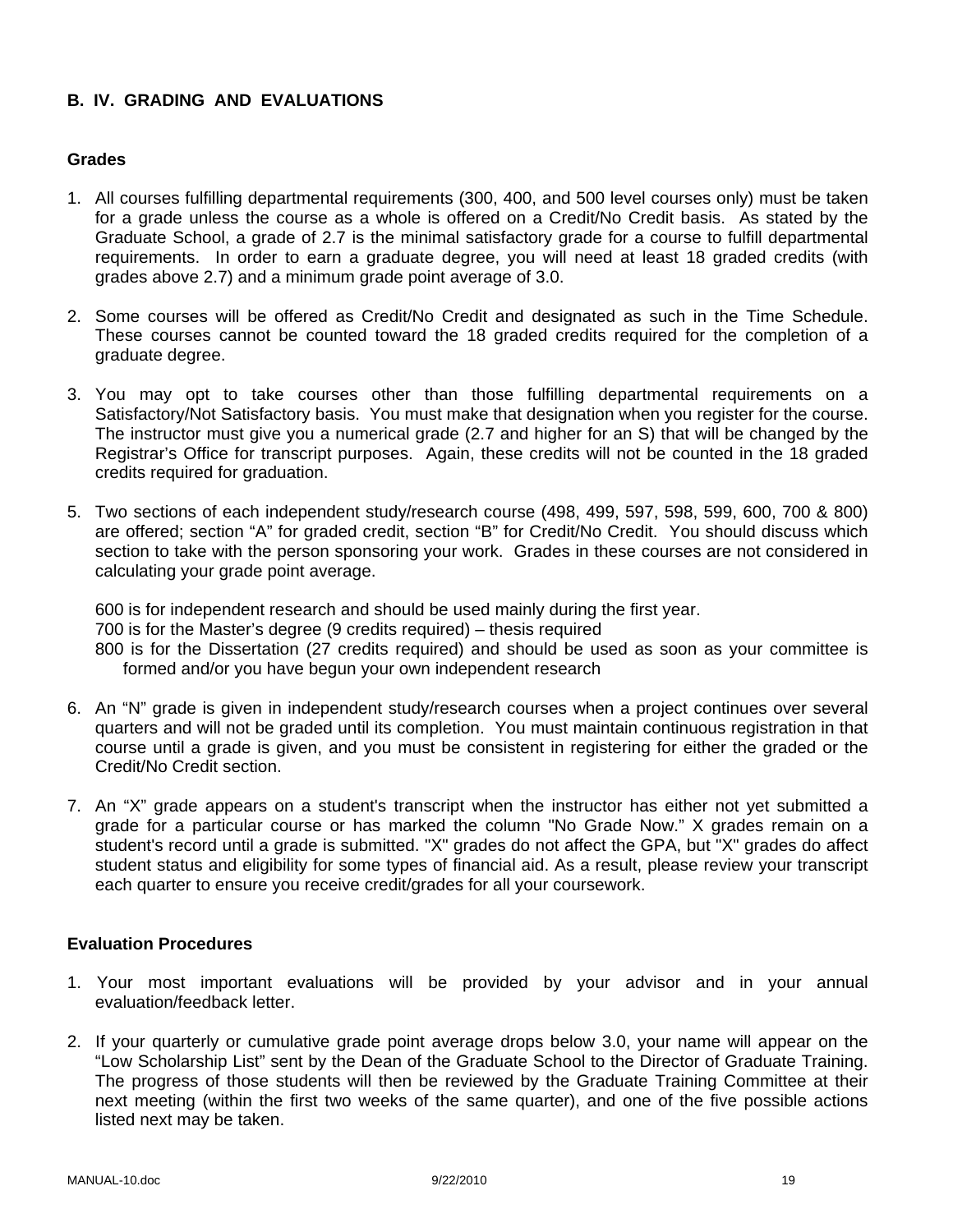## B. IV. GRADING AND EVALUATIONS

### Grades

1. All courses fulfilling departmental requirements (300, 400, and 500 level courses only) must be taken for a grade unless the course as a whole is offered on a Credit/No Credit basis. As stated by the Graduate School, a grade of 2.7 is the minimal satisfactory grade for a course to fulfill departmental requirements. In order to earn a graduate degree, you will need at least 18 graded credits (with grades above 2.7) and a minimum grade point average of 3.0.

2. Some courses will be offered as Credit/No Credit and designated as such in the Time Schedule. These courses cannot be counted toward the 18 graded credits required for the completion of a graduate degree.

3. You may opt to take courses other than those fulfilling departmental requirements on a Satisfactory/Not Satisfactory basis. You must make that designation when you register for the course. The instructor must give you a numerical grade (2.7 and higher for an S) that will be changed by the Registrar's Office for transcript purposes. Again, these credits will not be counted in the 18 graded credits required for graduation.

5. Two sections of each independent study/research course (498, 499, 597, 598, 599, 600, 700 & 800) are offered; section "A" for graded credit, section "B" for Credit/No Credit. You should discuss which section to take with the person sponsoring your work. Grades in these courses are not considered in calculating your grade point average.

   600 is for independent research and should be used mainly during the first year.
   700 is for the Master's degree (9 credits required) – thesis required
   800 is for the Dissertation (27 credits required) and should be used as soon as your committee is formed and/or you have begun your own independent research

6. An "N" grade is given in independent study/research courses when a project continues over several quarters and will not be graded until its completion. You must maintain continuous registration in that course until a grade is given, and you must be consistent in registering for either the graded or the Credit/No Credit section.

7. An "X" grade appears on a student's transcript when the instructor has either not yet submitted a grade for a particular course or has marked the column "No Grade Now." X grades remain on a student's record until a grade is submitted. "X" grades do not affect the GPA, but "X" grades do affect student status and eligibility for some types of financial aid. As a result, please review your transcript each quarter to ensure you receive credit/grades for all your coursework.

### Evaluation Procedures

1. Your most important evaluations will be provided by your advisor and in your annual evaluation/feedback letter.

2. If your quarterly or cumulative grade point average drops below 3.0, your name will appear on the "Low Scholarship List" sent by the Dean of the Graduate School to the Director of Graduate Training. The progress of those students will then be reviewed by the Graduate Training Committee at their next meeting (within the first two weeks of the same quarter), and one of the five possible actions listed next may be taken.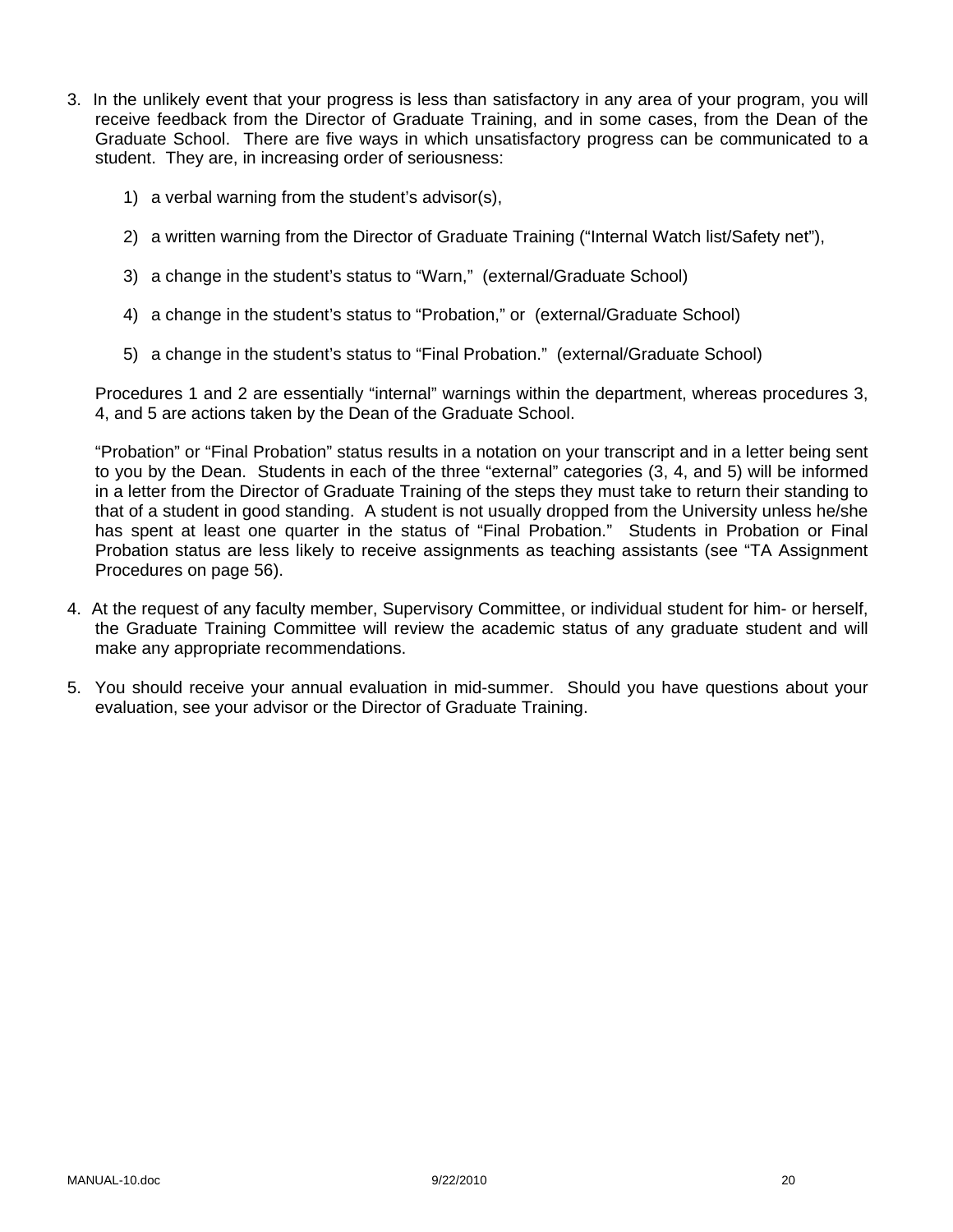3. In the unlikely event that your progress is less than satisfactory in any area of your program, you will receive feedback from the Director of Graduate Training, and in some cases, from the Dean of the Graduate School. There are five ways in which unsatisfactory progress can be communicated to a student. They are, in increasing order of seriousness:

    1) a verbal warning from the student's advisor(s),

    2) a written warning from the Director of Graduate Training ("Internal Watch list/Safety net"),

    3) a change in the student's status to "Warn," (external/Graduate School)

    4) a change in the student's status to "Probation," or (external/Graduate School)

    5) a change in the student's status to "Final Probation." (external/Graduate School)

    Procedures 1 and 2 are essentially "internal" warnings within the department, whereas procedures 3, 4, and 5 are actions taken by the Dean of the Graduate School.

    "Probation" or "Final Probation" status results in a notation on your transcript and in a letter being sent to you by the Dean. Students in each of the three "external" categories (3, 4, and 5) will be informed in a letter from the Director of Graduate Training of the steps they must take to return their standing to that of a student in good standing. A student is not usually dropped from the University unless he/she has spent at least one quarter in the status of "Final Probation." Students in Probation or Final Probation status are less likely to receive assignments as teaching assistants (see "TA Assignment Procedures on page 56).

4. At the request of any faculty member, Supervisory Committee, or individual student for him- or herself, the Graduate Training Committee will review the academic status of any graduate student and will make any appropriate recommendations.

5. You should receive your annual evaluation in mid-summer. Should you have questions about your evaluation, see your advisor or the Director of Graduate Training.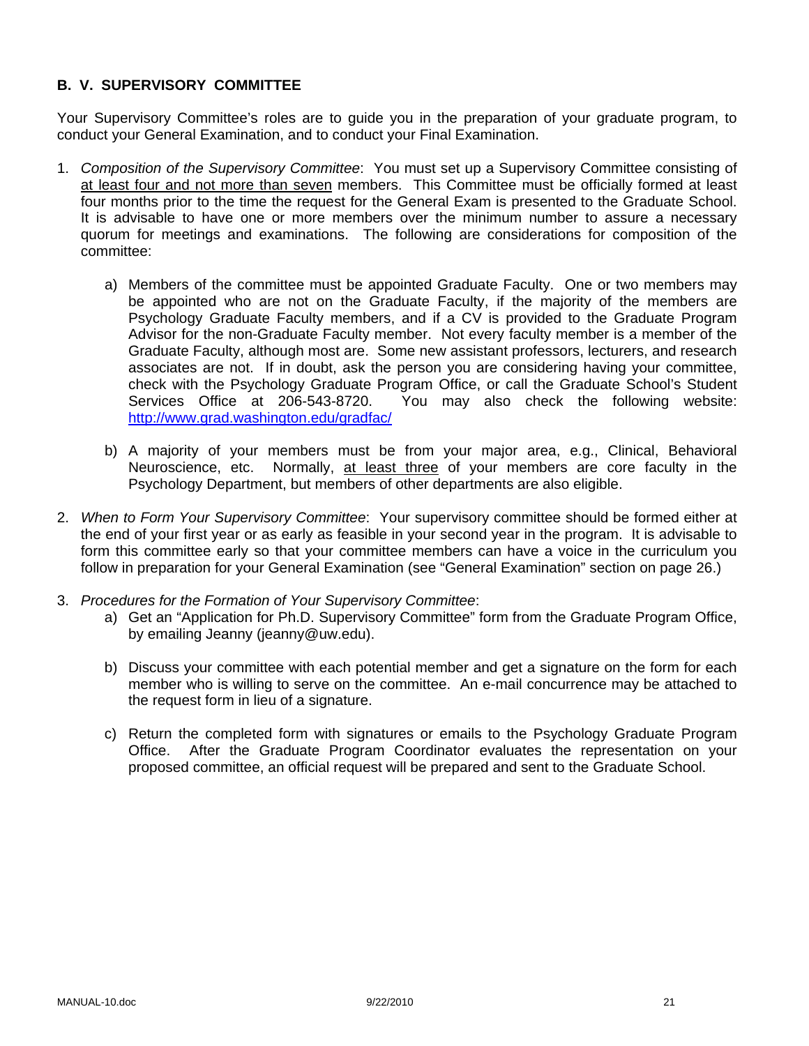### B. V. SUPERVISORY COMMITTEE

Your Supervisory Committee's roles are to guide you in the preparation of your graduate program, to conduct your General Examination, and to conduct your Final Examination.

1. *Composition of the Supervisory Committee*: You must set up a Supervisory Committee consisting of <u>at least four and not more than seven</u> members. This Committee must be officially formed at least four months prior to the time the request for the General Exam is presented to the Graduate School. It is advisable to have one or more members over the minimum number to assure a necessary quorum for meetings and examinations. The following are considerations for composition of the committee:

   a) Members of the committee must be appointed Graduate Faculty. One or two members may be appointed who are not on the Graduate Faculty, if the majority of the members are Psychology Graduate Faculty members, and if a CV is provided to the Graduate Program Advisor for the non-Graduate Faculty member. Not every faculty member is a member of the Graduate Faculty, although most are. Some new assistant professors, lecturers, and research associates are not. If in doubt, ask the person you are considering having your committee, check with the Psychology Graduate Program Office, or call the Graduate School's Student Services Office at 206-543-8720. You may also check the following website: http://www.grad.washington.edu/gradfac/

   b) A majority of your members must be from your major area, e.g., Clinical, Behavioral Neuroscience, etc. Normally, <u>at least three</u> of your members are core faculty in the Psychology Department, but members of other departments are also eligible.

2. *When to Form Your Supervisory Committee*: Your supervisory committee should be formed either at the end of your first year or as early as feasible in your second year in the program. It is advisable to form this committee early so that your committee members can have a voice in the curriculum you follow in preparation for your General Examination (see "General Examination" section on page 26.)

3. *Procedures for the Formation of Your Supervisory Committee*:

   a) Get an "Application for Ph.D. Supervisory Committee" form from the Graduate Program Office, by emailing Jeanny (jeanny@uw.edu).

   b) Discuss your committee with each potential member and get a signature on the form for each member who is willing to serve on the committee. An e-mail concurrence may be attached to the request form in lieu of a signature.

   c) Return the completed form with signatures or emails to the Psychology Graduate Program Office. After the Graduate Program Coordinator evaluates the representation on your proposed committee, an official request will be prepared and sent to the Graduate School.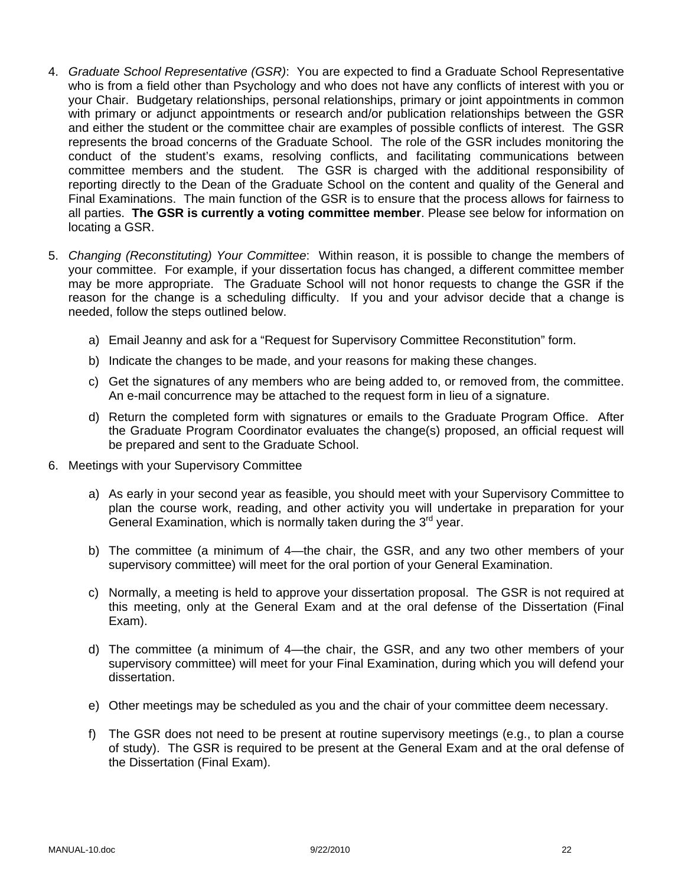4. *Graduate School Representative (GSR)*: You are expected to find a Graduate School Representative who is from a field other than Psychology and who does not have any conflicts of interest with you or your Chair. Budgetary relationships, personal relationships, primary or joint appointments in common with primary or adjunct appointments or research and/or publication relationships between the GSR and either the student or the committee chair are examples of possible conflicts of interest. The GSR represents the broad concerns of the Graduate School. The role of the GSR includes monitoring the conduct of the student's exams, resolving conflicts, and facilitating communications between committee members and the student. The GSR is charged with the additional responsibility of reporting directly to the Dean of the Graduate School on the content and quality of the General and Final Examinations. The main function of the GSR is to ensure that the process allows for fairness to all parties. **The GSR is currently a voting committee member**. Please see below for information on locating a GSR.

5. *Changing (Reconstituting) Your Committee*: Within reason, it is possible to change the members of your committee. For example, if your dissertation focus has changed, a different committee member may be more appropriate. The Graduate School will not honor requests to change the GSR if the reason for the change is a scheduling difficulty. If you and your advisor decide that a change is needed, follow the steps outlined below.

   a) Email Jeanny and ask for a "Request for Supervisory Committee Reconstitution" form.

   b) Indicate the changes to be made, and your reasons for making these changes.

   c) Get the signatures of any members who are being added to, or removed from, the committee. An e-mail concurrence may be attached to the request form in lieu of a signature.

   d) Return the completed form with signatures or emails to the Graduate Program Office. After the Graduate Program Coordinator evaluates the change(s) proposed, an official request will be prepared and sent to the Graduate School.

6. Meetings with your Supervisory Committee

   a) As early in your second year as feasible, you should meet with your Supervisory Committee to plan the course work, reading, and other activity you will undertake in preparation for your General Examination, which is normally taken during the 3rd year.

   b) The committee (a minimum of 4—the chair, the GSR, and any two other members of your supervisory committee) will meet for the oral portion of your General Examination.

   c) Normally, a meeting is held to approve your dissertation proposal. The GSR is not required at this meeting, only at the General Exam and at the oral defense of the Dissertation (Final Exam).

   d) The committee (a minimum of 4—the chair, the GSR, and any two other members of your supervisory committee) will meet for your Final Examination, during which you will defend your dissertation.

   e) Other meetings may be scheduled as you and the chair of your committee deem necessary.

   f) The GSR does not need to be present at routine supervisory meetings (e.g., to plan a course of study). The GSR is required to be present at the General Exam and at the oral defense of the Dissertation (Final Exam).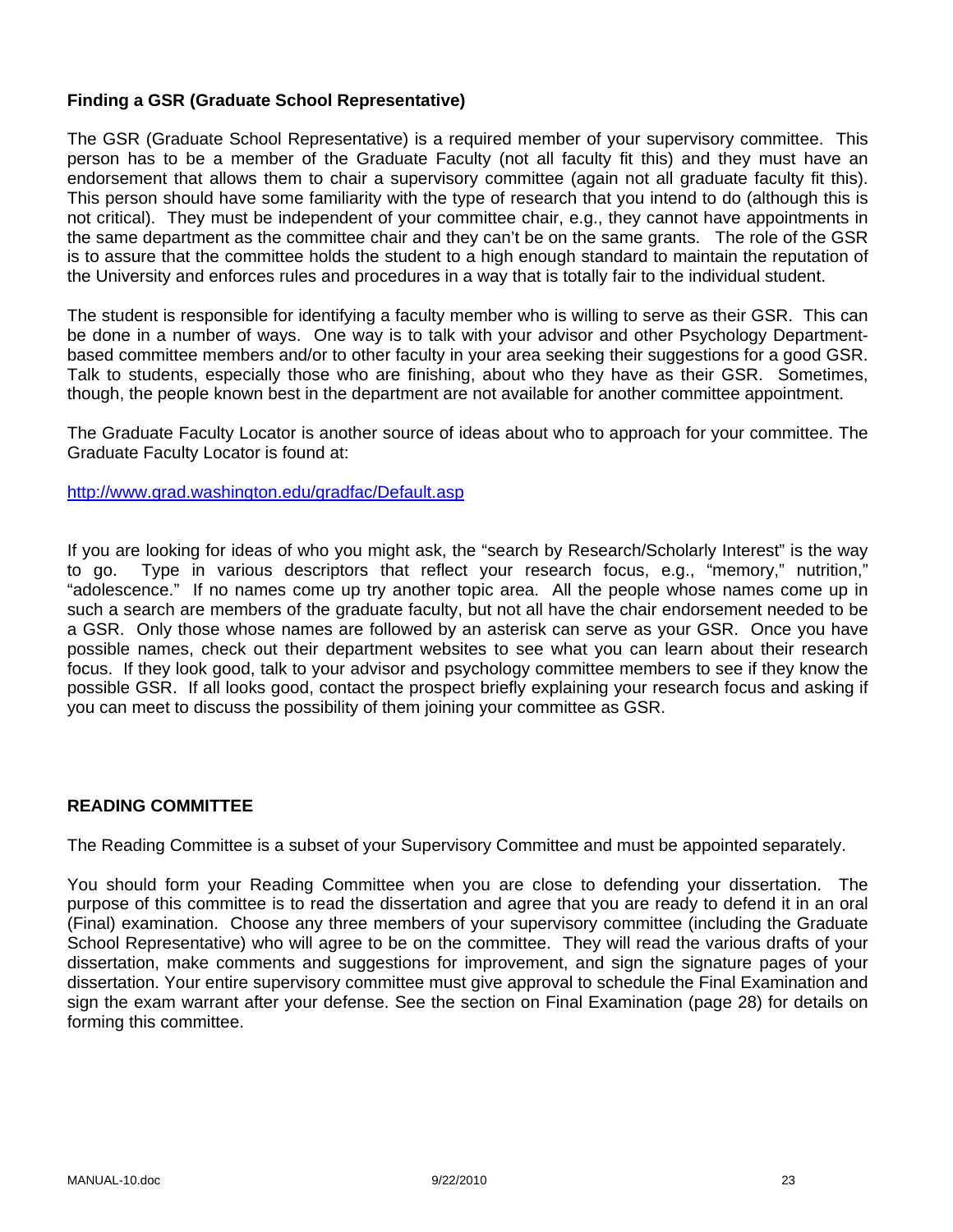### Finding a GSR (Graduate School Representative)

The GSR (Graduate School Representative) is a required member of your supervisory committee. This person has to be a member of the Graduate Faculty (not all faculty fit this) and they must have an endorsement that allows them to chair a supervisory committee (again not all graduate faculty fit this). This person should have some familiarity with the type of research that you intend to do (although this is not critical). They must be independent of your committee chair, e.g., they cannot have appointments in the same department as the committee chair and they can't be on the same grants. The role of the GSR is to assure that the committee holds the student to a high enough standard to maintain the reputation of the University and enforces rules and procedures in a way that is totally fair to the individual student.

The student is responsible for identifying a faculty member who is willing to serve as their GSR. This can be done in a number of ways. One way is to talk with your advisor and other Psychology Department-based committee members and/or to other faculty in your area seeking their suggestions for a good GSR. Talk to students, especially those who are finishing, about who they have as their GSR. Sometimes, though, the people known best in the department are not available for another committee appointment.

The Graduate Faculty Locator is another source of ideas about who to approach for your committee. The Graduate Faculty Locator is found at:

http://www.grad.washington.edu/gradfac/Default.asp

If you are looking for ideas of who you might ask, the "search by Research/Scholarly Interest" is the way to go. Type in various descriptors that reflect your research focus, e.g., "memory," nutrition," "adolescence." If no names come up try another topic area. All the people whose names come up in such a search are members of the graduate faculty, but not all have the chair endorsement needed to be a GSR. Only those whose names are followed by an asterisk can serve as your GSR. Once you have possible names, check out their department websites to see what you can learn about their research focus. If they look good, talk to your advisor and psychology committee members to see if they know the possible GSR. If all looks good, contact the prospect briefly explaining your research focus and asking if you can meet to discuss the possibility of them joining your committee as GSR.

## READING COMMITTEE

The Reading Committee is a subset of your Supervisory Committee and must be appointed separately.

You should form your Reading Committee when you are close to defending your dissertation. The purpose of this committee is to read the dissertation and agree that you are ready to defend it in an oral (Final) examination. Choose any three members of your supervisory committee (including the Graduate School Representative) who will agree to be on the committee. They will read the various drafts of your dissertation, make comments and suggestions for improvement, and sign the signature pages of your dissertation. Your entire supervisory committee must give approval to schedule the Final Examination and sign the exam warrant after your defense. See the section on Final Examination (page 28) for details on forming this committee.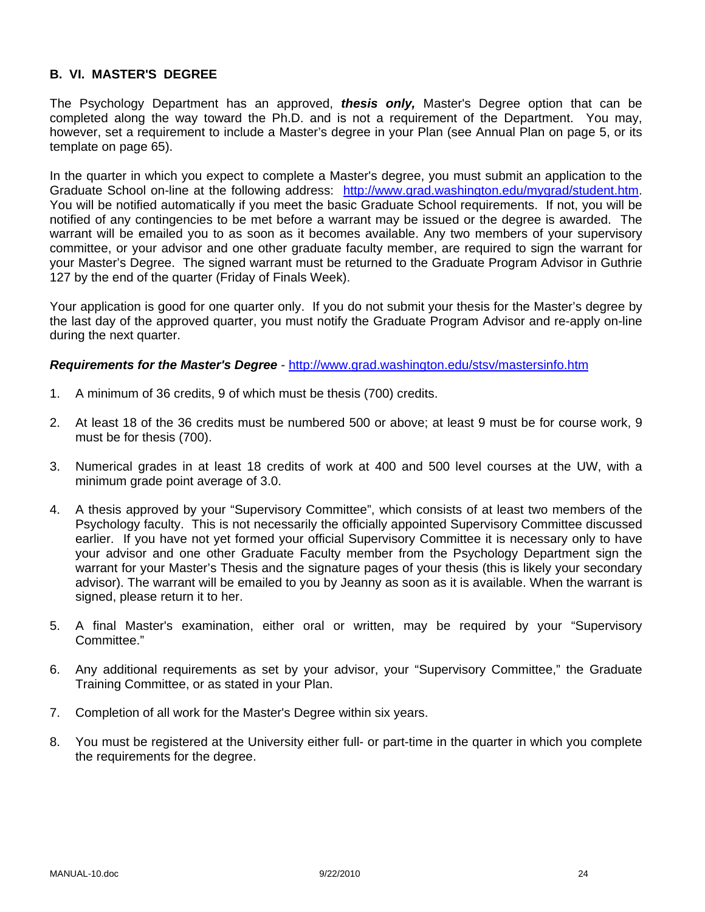## B. VI. MASTER'S DEGREE

The Psychology Department has an approved, ***thesis only,*** Master's Degree option that can be completed along the way toward the Ph.D. and is not a requirement of the Department. You may, however, set a requirement to include a Master's degree in your Plan (see Annual Plan on page 5, or its template on page 65).

In the quarter in which you expect to complete a Master's degree, you must submit an application to the Graduate School on-line at the following address: http://www.grad.washington.edu/mygrad/student.htm. You will be notified automatically if you meet the basic Graduate School requirements. If not, you will be notified of any contingencies to be met before a warrant may be issued or the degree is awarded. The warrant will be emailed you to as soon as it becomes available. Any two members of your supervisory committee, or your advisor and one other graduate faculty member, are required to sign the warrant for your Master's Degree. The signed warrant must be returned to the Graduate Program Advisor in Guthrie 127 by the end of the quarter (Friday of Finals Week).

Your application is good for one quarter only. If you do not submit your thesis for the Master's degree by the last day of the approved quarter, you must notify the Graduate Program Advisor and re-apply on-line during the next quarter.

***Requirements for the Master's Degree*** - http://www.grad.washington.edu/stsv/mastersinfo.htm

1. A minimum of 36 credits, 9 of which must be thesis (700) credits.

2. At least 18 of the 36 credits must be numbered 500 or above; at least 9 must be for course work, 9 must be for thesis (700).

3. Numerical grades in at least 18 credits of work at 400 and 500 level courses at the UW, with a minimum grade point average of 3.0.

4. A thesis approved by your "Supervisory Committee", which consists of at least two members of the Psychology faculty. This is not necessarily the officially appointed Supervisory Committee discussed earlier. If you have not yet formed your official Supervisory Committee it is necessary only to have your advisor and one other Graduate Faculty member from the Psychology Department sign the warrant for your Master's Thesis and the signature pages of your thesis (this is likely your secondary advisor). The warrant will be emailed to you by Jeanny as soon as it is available. When the warrant is signed, please return it to her.

5. A final Master's examination, either oral or written, may be required by your "Supervisory Committee."

6. Any additional requirements as set by your advisor, your "Supervisory Committee," the Graduate Training Committee, or as stated in your Plan.

7. Completion of all work for the Master's Degree within six years.

8. You must be registered at the University either full- or part-time in the quarter in which you complete the requirements for the degree.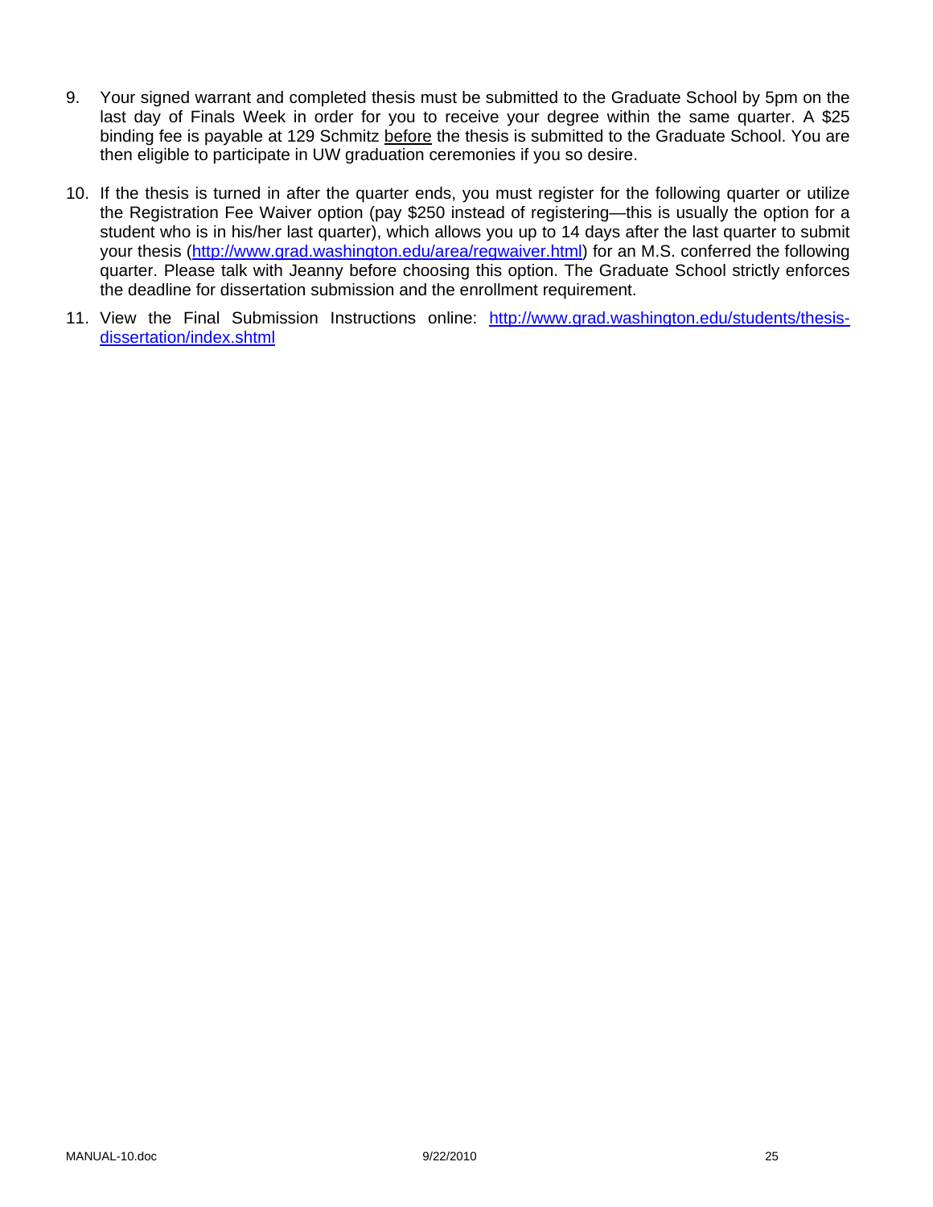9. Your signed warrant and completed thesis must be submitted to the Graduate School by 5pm on the last day of Finals Week in order for you to receive your degree within the same quarter. A $25 binding fee is payable at 129 Schmitz <u>before</u> the thesis is submitted to the Graduate School. You are then eligible to participate in UW graduation ceremonies if you so desire.

10. If the thesis is turned in after the quarter ends, you must register for the following quarter or utilize the Registration Fee Waiver option (pay $250 instead of registering—this is usually the option for a student who is in his/her last quarter), which allows you up to 14 days after the last quarter to submit your thesis (http://www.grad.washington.edu/area/regwaiver.html) for an M.S. conferred the following quarter. Please talk with Jeanny before choosing this option. The Graduate School strictly enforces the deadline for dissertation submission and the enrollment requirement.

11. View the Final Submission Instructions online: http://www.grad.washington.edu/students/thesis-dissertation/index.shtml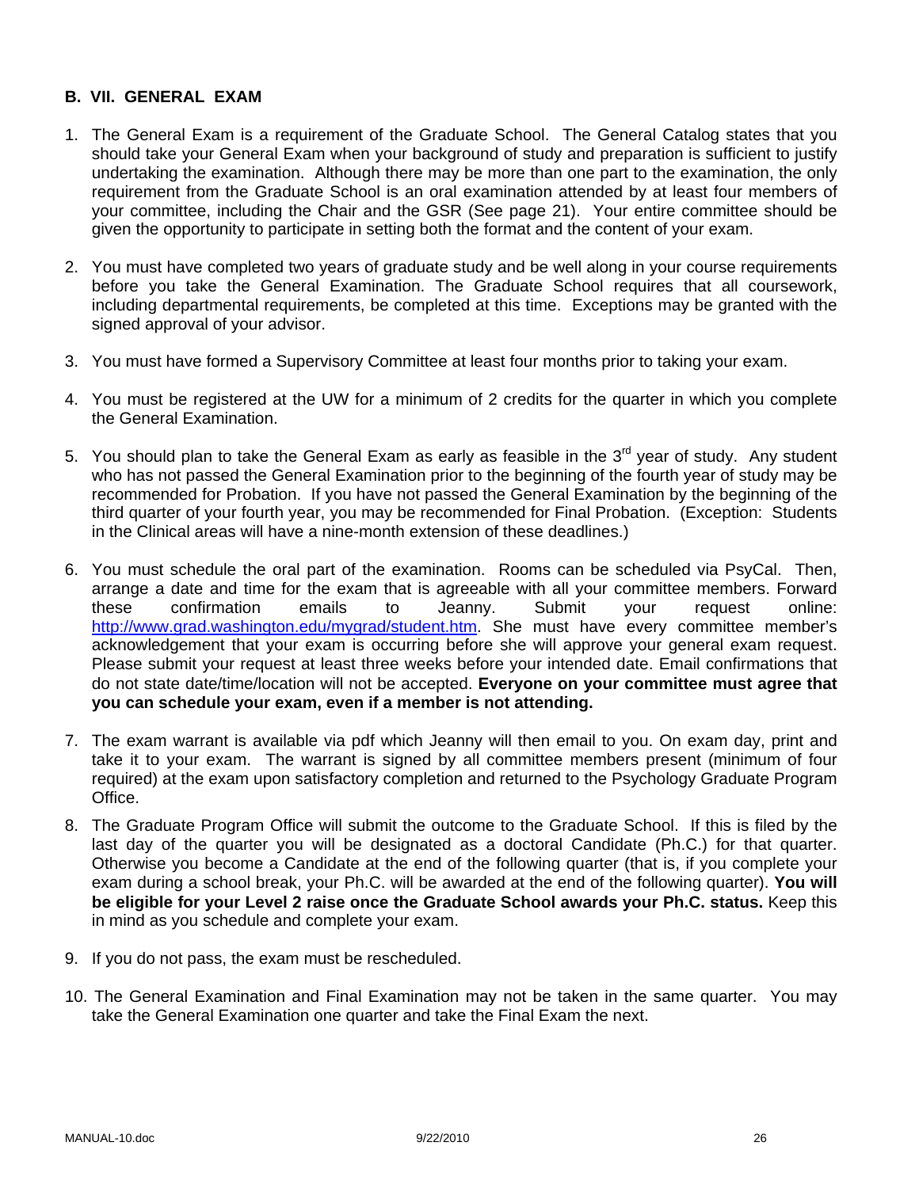## B. VII. GENERAL EXAM

1. The General Exam is a requirement of the Graduate School. The General Catalog states that you should take your General Exam when your background of study and preparation is sufficient to justify undertaking the examination. Although there may be more than one part to the examination, the only requirement from the Graduate School is an oral examination attended by at least four members of your committee, including the Chair and the GSR (See page 21). Your entire committee should be given the opportunity to participate in setting both the format and the content of your exam.

2. You must have completed two years of graduate study and be well along in your course requirements before you take the General Examination. The Graduate School requires that all coursework, including departmental requirements, be completed at this time. Exceptions may be granted with the signed approval of your advisor.

3. You must have formed a Supervisory Committee at least four months prior to taking your exam.

4. You must be registered at the UW for a minimum of 2 credits for the quarter in which you complete the General Examination.

5. You should plan to take the General Exam as early as feasible in the 3rd year of study. Any student who has not passed the General Examination prior to the beginning of the fourth year of study may be recommended for Probation. If you have not passed the General Examination by the beginning of the third quarter of your fourth year, you may be recommended for Final Probation. (Exception: Students in the Clinical areas will have a nine-month extension of these deadlines.)

6. You must schedule the oral part of the examination. Rooms can be scheduled via PsyCal. Then, arrange a date and time for the exam that is agreeable with all your committee members. Forward these confirmation emails to Jeanny. Submit your request online: http://www.grad.washington.edu/mygrad/student.htm. She must have every committee member's acknowledgement that your exam is occurring before she will approve your general exam request. Please submit your request at least three weeks before your intended date. Email confirmations that do not state date/time/location will not be accepted. **Everyone on your committee must agree that you can schedule your exam, even if a member is not attending.**

7. The exam warrant is available via pdf which Jeanny will then email to you. On exam day, print and take it to your exam. The warrant is signed by all committee members present (minimum of four required) at the exam upon satisfactory completion and returned to the Psychology Graduate Program Office.

8. The Graduate Program Office will submit the outcome to the Graduate School. If this is filed by the last day of the quarter you will be designated as a doctoral Candidate (Ph.C.) for that quarter. Otherwise you become a Candidate at the end of the following quarter (that is, if you complete your exam during a school break, your Ph.C. will be awarded at the end of the following quarter). **You will be eligible for your Level 2 raise once the Graduate School awards your Ph.C. status.** Keep this in mind as you schedule and complete your exam.

9. If you do not pass, the exam must be rescheduled.

10. The General Examination and Final Examination may not be taken in the same quarter. You may take the General Examination one quarter and take the Final Exam the next.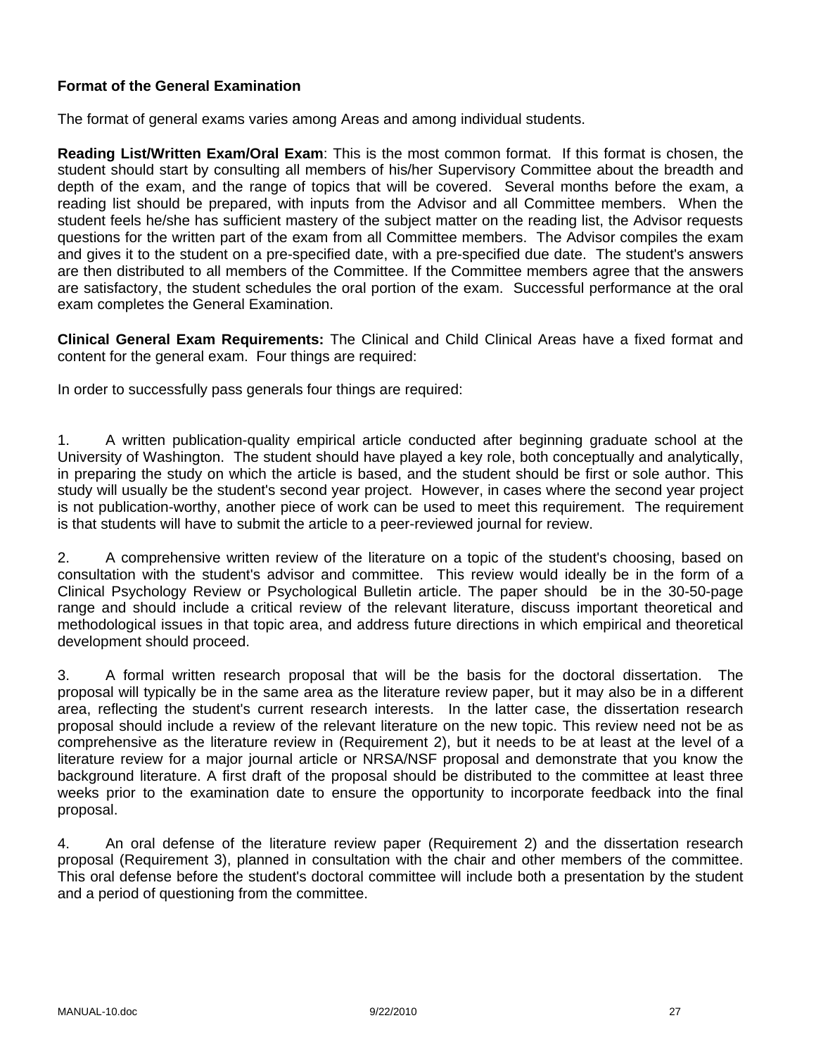**Format of the General Examination**

The format of general exams varies among Areas and among individual students.

**Reading List/Written Exam/Oral Exam**: This is the most common format. If this format is chosen, the student should start by consulting all members of his/her Supervisory Committee about the breadth and depth of the exam, and the range of topics that will be covered. Several months before the exam, a reading list should be prepared, with inputs from the Advisor and all Committee members. When the student feels he/she has sufficient mastery of the subject matter on the reading list, the Advisor requests questions for the written part of the exam from all Committee members. The Advisor compiles the exam and gives it to the student on a pre-specified date, with a pre-specified due date. The student's answers are then distributed to all members of the Committee. If the Committee members agree that the answers are satisfactory, the student schedules the oral portion of the exam. Successful performance at the oral exam completes the General Examination.

**Clinical General Exam Requirements:** The Clinical and Child Clinical Areas have a fixed format and content for the general exam. Four things are required:

In order to successfully pass generals four things are required:

1. A written publication-quality empirical article conducted after beginning graduate school at the University of Washington. The student should have played a key role, both conceptually and analytically, in preparing the study on which the article is based, and the student should be first or sole author. This study will usually be the student's second year project. However, in cases where the second year project is not publication-worthy, another piece of work can be used to meet this requirement. The requirement is that students will have to submit the article to a peer-reviewed journal for review.

2. A comprehensive written review of the literature on a topic of the student's choosing, based on consultation with the student's advisor and committee. This review would ideally be in the form of a Clinical Psychology Review or Psychological Bulletin article. The paper should be in the 30-50-page range and should include a critical review of the relevant literature, discuss important theoretical and methodological issues in that topic area, and address future directions in which empirical and theoretical development should proceed.

3. A formal written research proposal that will be the basis for the doctoral dissertation. The proposal will typically be in the same area as the literature review paper, but it may also be in a different area, reflecting the student's current research interests. In the latter case, the dissertation research proposal should include a review of the relevant literature on the new topic. This review need not be as comprehensive as the literature review in (Requirement 2), but it needs to be at least at the level of a literature review for a major journal article or NRSA/NSF proposal and demonstrate that you know the background literature. A first draft of the proposal should be distributed to the committee at least three weeks prior to the examination date to ensure the opportunity to incorporate feedback into the final proposal.

4. An oral defense of the literature review paper (Requirement 2) and the dissertation research proposal (Requirement 3), planned in consultation with the chair and other members of the committee. This oral defense before the student's doctoral committee will include both a presentation by the student and a period of questioning from the committee.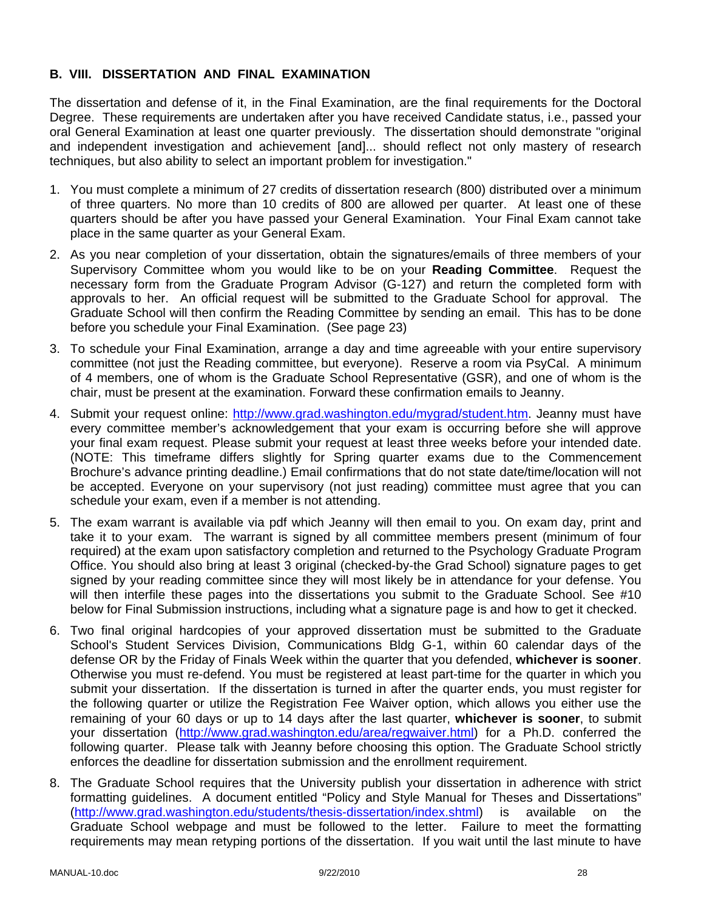## B. VIII. DISSERTATION AND FINAL EXAMINATION

The dissertation and defense of it, in the Final Examination, are the final requirements for the Doctoral Degree. These requirements are undertaken after you have received Candidate status, i.e., passed your oral General Examination at least one quarter previously. The dissertation should demonstrate "original and independent investigation and achievement [and]... should reflect not only mastery of research techniques, but also ability to select an important problem for investigation."

1. You must complete a minimum of 27 credits of dissertation research (800) distributed over a minimum of three quarters. No more than 10 credits of 800 are allowed per quarter. At least one of these quarters should be after you have passed your General Examination. Your Final Exam cannot take place in the same quarter as your General Exam.

2. As you near completion of your dissertation, obtain the signatures/emails of three members of your Supervisory Committee whom you would like to be on your **Reading Committee**. Request the necessary form from the Graduate Program Advisor (G-127) and return the completed form with approvals to her. An official request will be submitted to the Graduate School for approval. The Graduate School will then confirm the Reading Committee by sending an email. This has to be done before you schedule your Final Examination. (See page 23)

3. To schedule your Final Examination, arrange a day and time agreeable with your entire supervisory committee (not just the Reading committee, but everyone). Reserve a room via PsyCal. A minimum of 4 members, one of whom is the Graduate School Representative (GSR), and one of whom is the chair, must be present at the examination. Forward these confirmation emails to Jeanny.

4. Submit your request online: http://www.grad.washington.edu/mygrad/student.htm. Jeanny must have every committee member's acknowledgement that your exam is occurring before she will approve your final exam request. Please submit your request at least three weeks before your intended date. (NOTE: This timeframe differs slightly for Spring quarter exams due to the Commencement Brochure's advance printing deadline.) Email confirmations that do not state date/time/location will not be accepted. Everyone on your supervisory (not just reading) committee must agree that you can schedule your exam, even if a member is not attending.

5. The exam warrant is available via pdf which Jeanny will then email to you. On exam day, print and take it to your exam. The warrant is signed by all committee members present (minimum of four required) at the exam upon satisfactory completion and returned to the Psychology Graduate Program Office. You should also bring at least 3 original (checked-by-the Grad School) signature pages to get signed by your reading committee since they will most likely be in attendance for your defense. You will then interfile these pages into the dissertations you submit to the Graduate School. See #10 below for Final Submission instructions, including what a signature page is and how to get it checked.

6. Two final original hardcopies of your approved dissertation must be submitted to the Graduate School's Student Services Division, Communications Bldg G-1, within 60 calendar days of the defense OR by the Friday of Finals Week within the quarter that you defended, **whichever is sooner**. Otherwise you must re-defend. You must be registered at least part-time for the quarter in which you submit your dissertation. If the dissertation is turned in after the quarter ends, you must register for the following quarter or utilize the Registration Fee Waiver option, which allows you either use the remaining of your 60 days or up to 14 days after the last quarter, **whichever is sooner**, to submit your dissertation (http://www.grad.washington.edu/area/regwaiver.html) for a Ph.D. conferred the following quarter. Please talk with Jeanny before choosing this option. The Graduate School strictly enforces the deadline for dissertation submission and the enrollment requirement.

8. The Graduate School requires that the University publish your dissertation in adherence with strict formatting guidelines. A document entitled "Policy and Style Manual for Theses and Dissertations" (http://www.grad.washington.edu/students/thesis-dissertation/index.shtml) is available on the Graduate School webpage and must be followed to the letter. Failure to meet the formatting requirements may mean retyping portions of the dissertation. If you wait until the last minute to have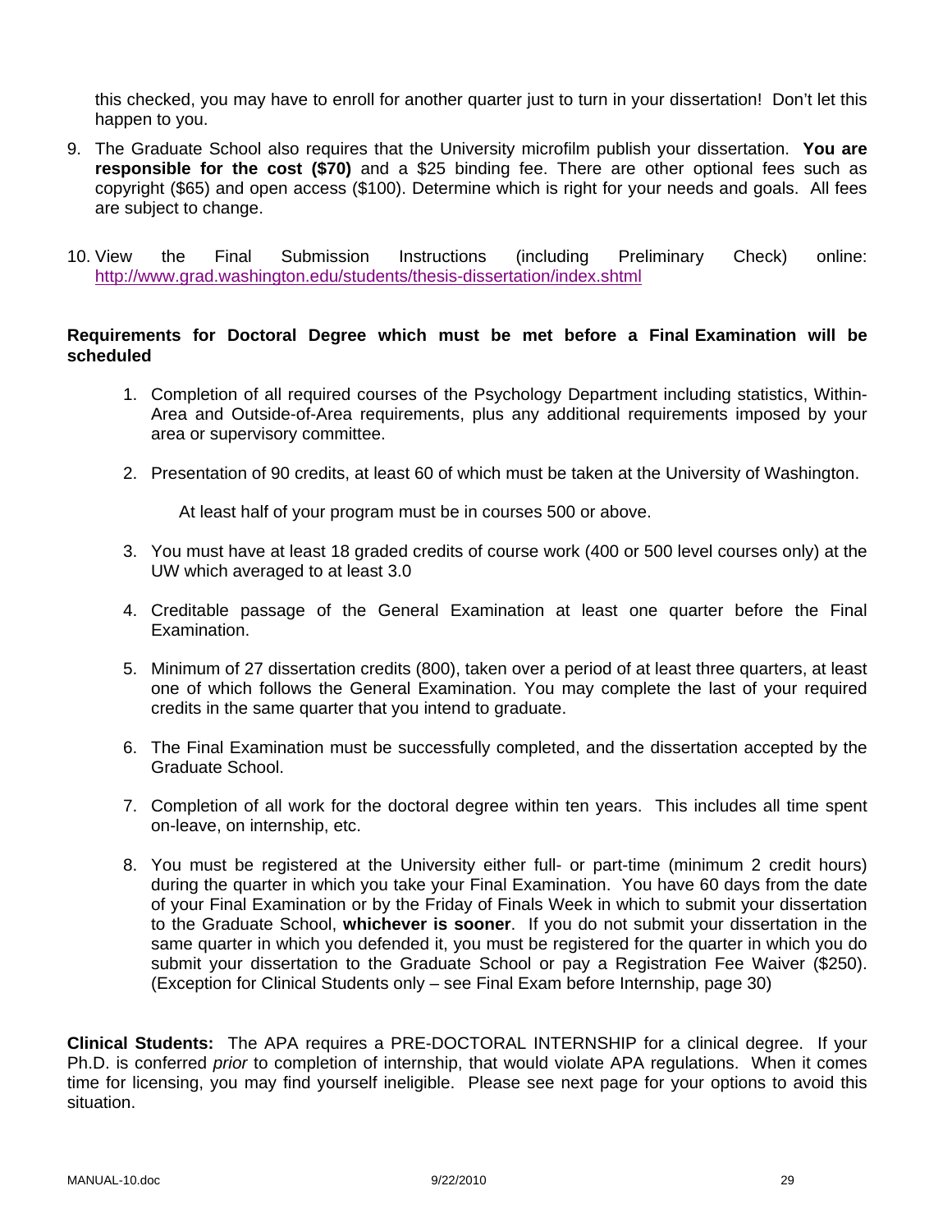this checked, you may have to enroll for another quarter just to turn in your dissertation! Don't let this happen to you.

9. The Graduate School also requires that the University microfilm publish your dissertation. **You are responsible for the cost ($70)** and a $25 binding fee. There are other optional fees such as copyright ($65) and open access ($100). Determine which is right for your needs and goals. All fees are subject to change.

10. View the Final Submission Instructions (including Preliminary Check) online: http://www.grad.washington.edu/students/thesis-dissertation/index.shtml

**Requirements for Doctoral Degree which must be met before a Final Examination will be scheduled**

1. Completion of all required courses of the Psychology Department including statistics, Within-Area and Outside-of-Area requirements, plus any additional requirements imposed by your area or supervisory committee.

2. Presentation of 90 credits, at least 60 of which must be taken at the University of Washington.

   At least half of your program must be in courses 500 or above.

3. You must have at least 18 graded credits of course work (400 or 500 level courses only) at the UW which averaged to at least 3.0

4. Creditable passage of the General Examination at least one quarter before the Final Examination.

5. Minimum of 27 dissertation credits (800), taken over a period of at least three quarters, at least one of which follows the General Examination. You may complete the last of your required credits in the same quarter that you intend to graduate.

6. The Final Examination must be successfully completed, and the dissertation accepted by the Graduate School.

7. Completion of all work for the doctoral degree within ten years. This includes all time spent on-leave, on internship, etc.

8. You must be registered at the University either full- or part-time (minimum 2 credit hours) during the quarter in which you take your Final Examination. You have 60 days from the date of your Final Examination or by the Friday of Finals Week in which to submit your dissertation to the Graduate School, **whichever is sooner**. If you do not submit your dissertation in the same quarter in which you defended it, you must be registered for the quarter in which you do submit your dissertation to the Graduate School or pay a Registration Fee Waiver ($250). (Exception for Clinical Students only – see Final Exam before Internship, page 30)

**Clinical Students:** The APA requires a PRE-DOCTORAL INTERNSHIP for a clinical degree. If your Ph.D. is conferred *prior* to completion of internship, that would violate APA regulations. When it comes time for licensing, you may find yourself ineligible. Please see next page for your options to avoid this situation.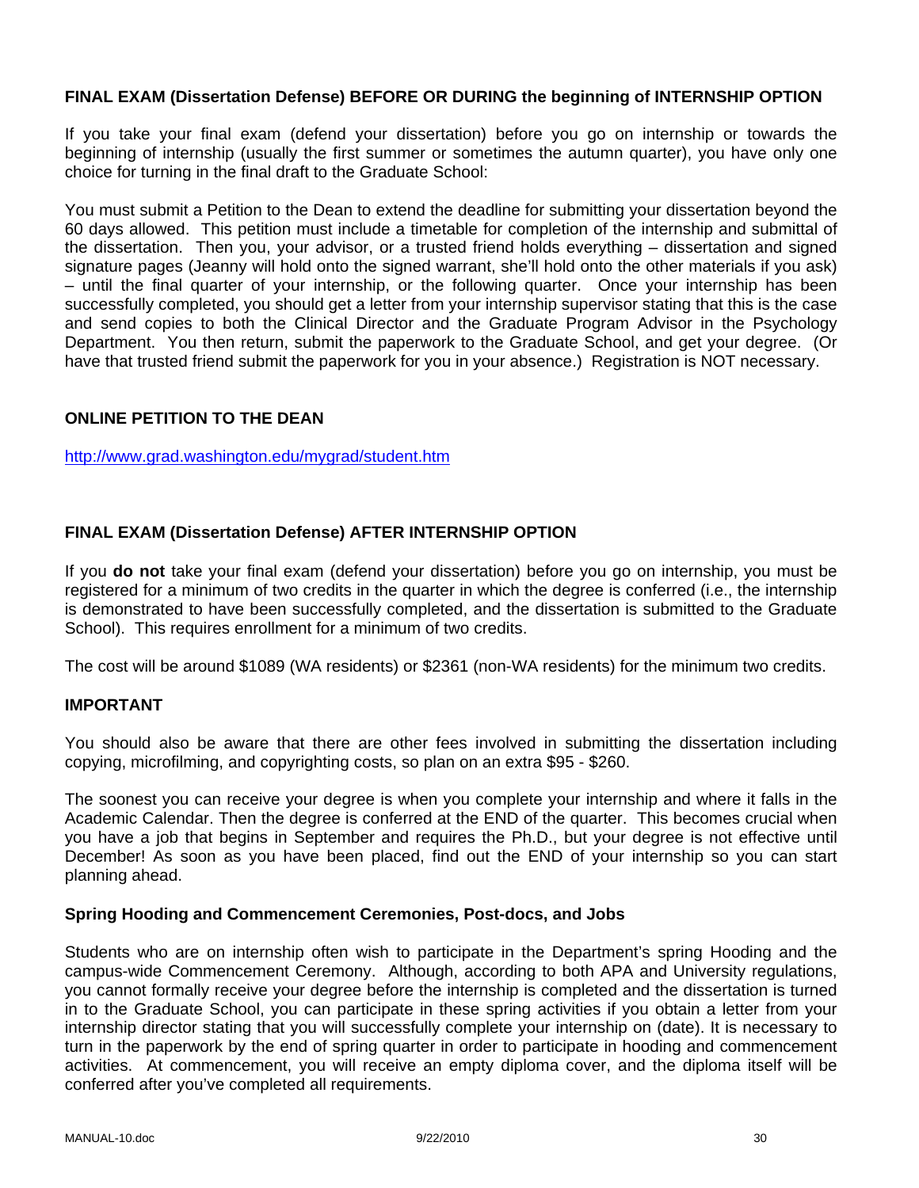### FINAL EXAM (Dissertation Defense) BEFORE OR DURING the beginning of INTERNSHIP OPTION

If you take your final exam (defend your dissertation) before you go on internship or towards the beginning of internship (usually the first summer or sometimes the autumn quarter), you have only one choice for turning in the final draft to the Graduate School:

You must submit a Petition to the Dean to extend the deadline for submitting your dissertation beyond the 60 days allowed. This petition must include a timetable for completion of the internship and submittal of the dissertation. Then you, your advisor, or a trusted friend holds everything – dissertation and signed signature pages (Jeanny will hold onto the signed warrant, she'll hold onto the other materials if you ask) – until the final quarter of your internship, or the following quarter. Once your internship has been successfully completed, you should get a letter from your internship supervisor stating that this is the case and send copies to both the Clinical Director and the Graduate Program Advisor in the Psychology Department. You then return, submit the paperwork to the Graduate School, and get your degree. (Or have that trusted friend submit the paperwork for you in your absence.) Registration is NOT necessary.

### ONLINE PETITION TO THE DEAN

http://www.grad.washington.edu/mygrad/student.htm

### FINAL EXAM (Dissertation Defense) AFTER INTERNSHIP OPTION

If you **do not** take your final exam (defend your dissertation) before you go on internship, you must be registered for a minimum of two credits in the quarter in which the degree is conferred (i.e., the internship is demonstrated to have been successfully completed, and the dissertation is submitted to the Graduate School). This requires enrollment for a minimum of two credits.

The cost will be around $1089 (WA residents) or $2361 (non-WA residents) for the minimum two credits.

### IMPORTANT

You should also be aware that there are other fees involved in submitting the dissertation including copying, microfilming, and copyrighting costs, so plan on an extra $95 - $260.

The soonest you can receive your degree is when you complete your internship and where it falls in the Academic Calendar. Then the degree is conferred at the END of the quarter. This becomes crucial when you have a job that begins in September and requires the Ph.D., but your degree is not effective until December! As soon as you have been placed, find out the END of your internship so you can start planning ahead.

### Spring Hooding and Commencement Ceremonies, Post-docs, and Jobs

Students who are on internship often wish to participate in the Department's spring Hooding and the campus-wide Commencement Ceremony. Although, according to both APA and University regulations, you cannot formally receive your degree before the internship is completed and the dissertation is turned in to the Graduate School, you can participate in these spring activities if you obtain a letter from your internship director stating that you will successfully complete your internship on (date). It is necessary to turn in the paperwork by the end of spring quarter in order to participate in hooding and commencement activities. At commencement, you will receive an empty diploma cover, and the diploma itself will be conferred after you've completed all requirements.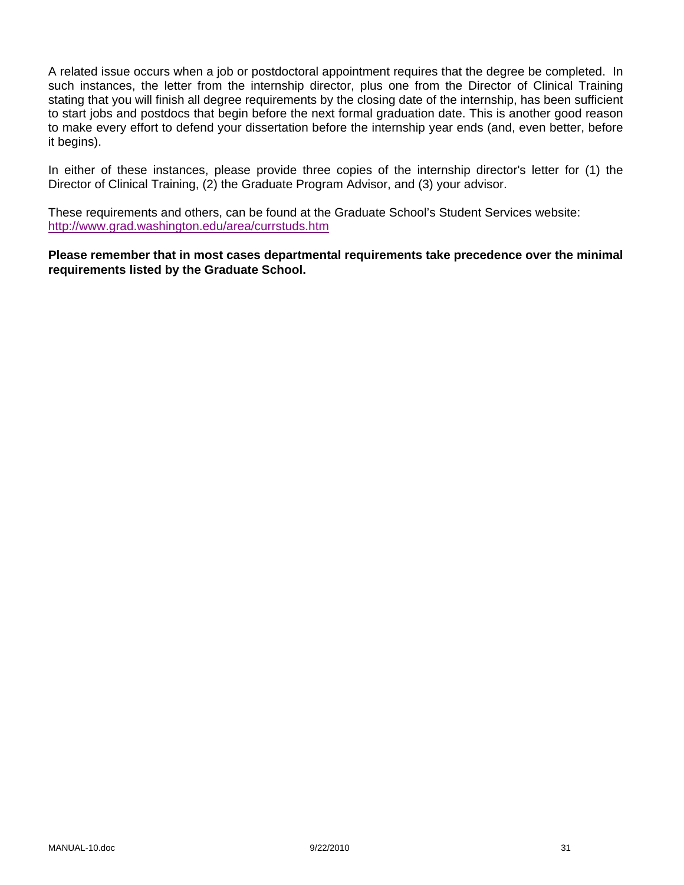A related issue occurs when a job or postdoctoral appointment requires that the degree be completed. In such instances, the letter from the internship director, plus one from the Director of Clinical Training stating that you will finish all degree requirements by the closing date of the internship, has been sufficient to start jobs and postdocs that begin before the next formal graduation date. This is another good reason to make every effort to defend your dissertation before the internship year ends (and, even better, before it begins).

In either of these instances, please provide three copies of the internship director's letter for (1) the Director of Clinical Training, (2) the Graduate Program Advisor, and (3) your advisor.

These requirements and others, can be found at the Graduate School's Student Services website: http://www.grad.washington.edu/area/currstuds.htm

**Please remember that in most cases departmental requirements take precedence over the minimal requirements listed by the Graduate School.**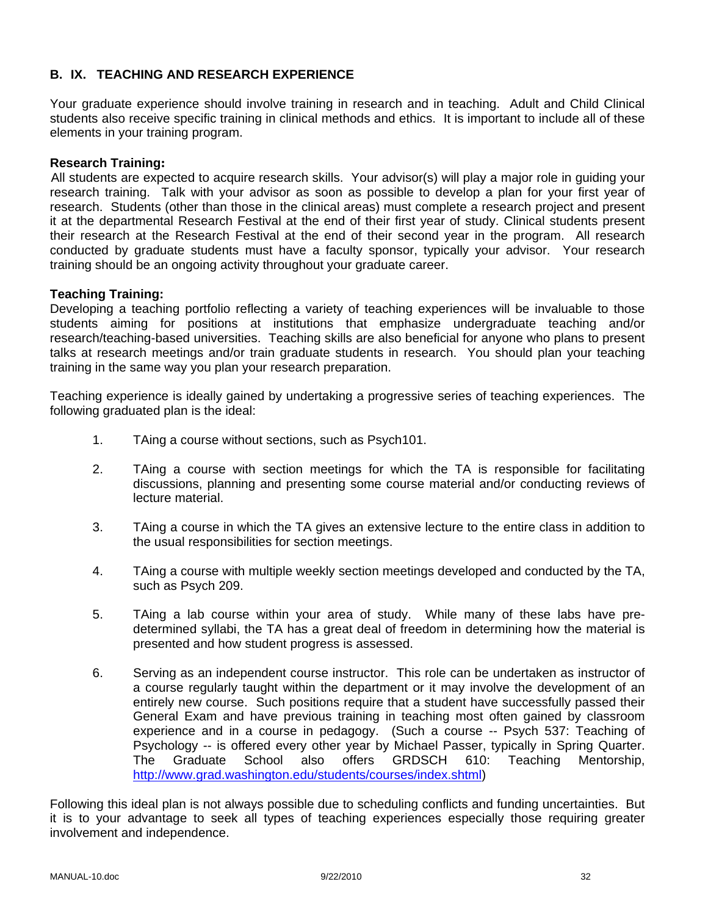## B. IX. TEACHING AND RESEARCH EXPERIENCE

Your graduate experience should involve training in research and in teaching. Adult and Child Clinical students also receive specific training in clinical methods and ethics. It is important to include all of these elements in your training program.

**Research Training:**

All students are expected to acquire research skills. Your advisor(s) will play a major role in guiding your research training. Talk with your advisor as soon as possible to develop a plan for your first year of research. Students (other than those in the clinical areas) must complete a research project and present it at the departmental Research Festival at the end of their first year of study. Clinical students present their research at the Research Festival at the end of their second year in the program. All research conducted by graduate students must have a faculty sponsor, typically your advisor. Your research training should be an ongoing activity throughout your graduate career.

**Teaching Training:**

Developing a teaching portfolio reflecting a variety of teaching experiences will be invaluable to those students aiming for positions at institutions that emphasize undergraduate teaching and/or research/teaching-based universities. Teaching skills are also beneficial for anyone who plans to present talks at research meetings and/or train graduate students in research. You should plan your teaching training in the same way you plan your research preparation.

Teaching experience is ideally gained by undertaking a progressive series of teaching experiences. The following graduated plan is the ideal:

1. TAing a course without sections, such as Psych101.

2. TAing a course with section meetings for which the TA is responsible for facilitating discussions, planning and presenting some course material and/or conducting reviews of lecture material.

3. TAing a course in which the TA gives an extensive lecture to the entire class in addition to the usual responsibilities for section meetings.

4. TAing a course with multiple weekly section meetings developed and conducted by the TA, such as Psych 209.

5. TAing a lab course within your area of study. While many of these labs have pre-determined syllabi, the TA has a great deal of freedom in determining how the material is presented and how student progress is assessed.

6. Serving as an independent course instructor. This role can be undertaken as instructor of a course regularly taught within the department or it may involve the development of an entirely new course. Such positions require that a student have successfully passed their General Exam and have previous training in teaching most often gained by classroom experience and in a course in pedagogy. (Such a course -- Psych 537: Teaching of Psychology -- is offered every other year by Michael Passer, typically in Spring Quarter. The Graduate School also offers GRDSCH 610: Teaching Mentorship, http://www.grad.washington.edu/students/courses/index.shtml)

Following this ideal plan is not always possible due to scheduling conflicts and funding uncertainties. But it is to your advantage to seek all types of teaching experiences especially those requiring greater involvement and independence.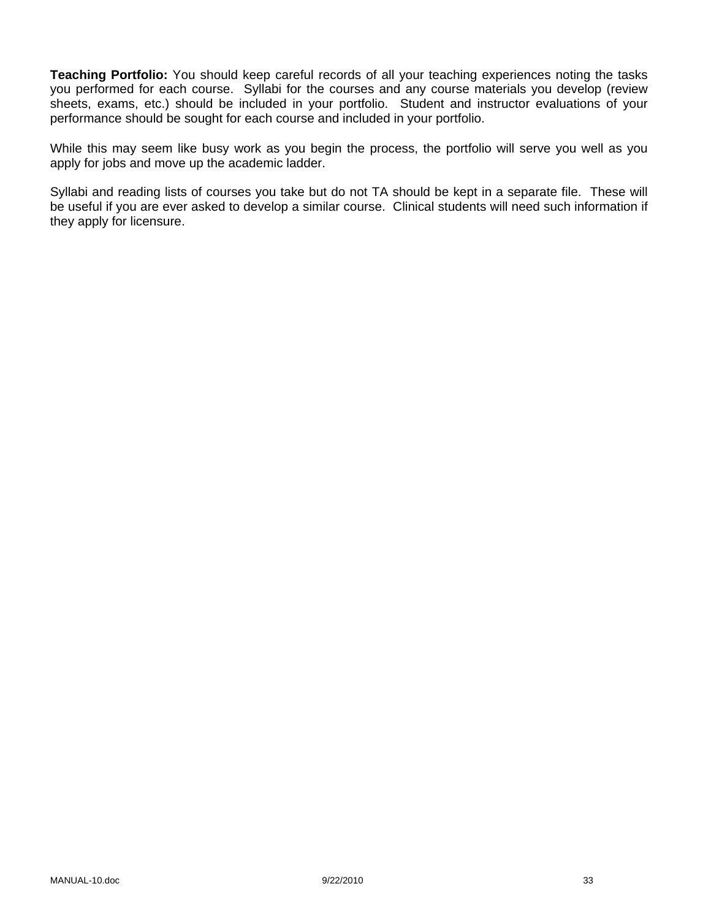**Teaching Portfolio:** You should keep careful records of all your teaching experiences noting the tasks you performed for each course. Syllabi for the courses and any course materials you develop (review sheets, exams, etc.) should be included in your portfolio. Student and instructor evaluations of your performance should be sought for each course and included in your portfolio.

While this may seem like busy work as you begin the process, the portfolio will serve you well as you apply for jobs and move up the academic ladder.

Syllabi and reading lists of courses you take but do not TA should be kept in a separate file. These will be useful if you are ever asked to develop a similar course. Clinical students will need such information if they apply for licensure.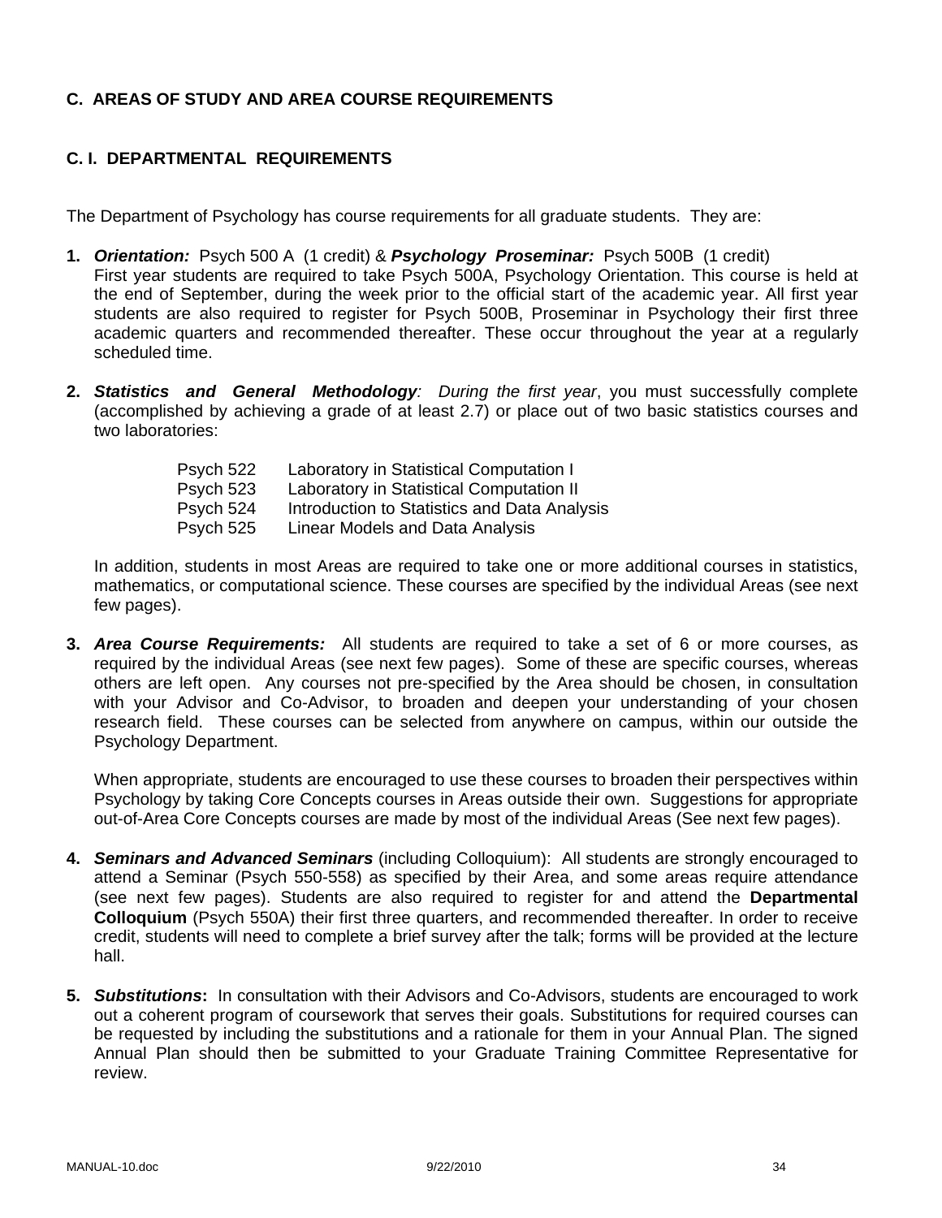## C. AREAS OF STUDY AND AREA COURSE REQUIREMENTS

### C. I. DEPARTMENTAL REQUIREMENTS

The Department of Psychology has course requirements for all graduate students. They are:

1. ***Orientation:*** Psych 500 A (1 credit) & ***Psychology Proseminar:*** Psych 500B (1 credit)
   First year students are required to take Psych 500A, Psychology Orientation. This course is held at the end of September, during the week prior to the official start of the academic year. All first year students are also required to register for Psych 500B, Proseminar in Psychology their first three academic quarters and recommended thereafter. These occur throughout the year at a regularly scheduled time.

2. ***Statistics and General Methodology****: During the first year*, you must successfully complete (accomplished by achieving a grade of at least 2.7) or place out of two basic statistics courses and two laboratories:

   | | |
   |---|---|
   | Psych 522 | Laboratory in Statistical Computation I |
   | Psych 523 | Laboratory in Statistical Computation II |
   | Psych 524 | Introduction to Statistics and Data Analysis |
   | Psych 525 | Linear Models and Data Analysis |

   In addition, students in most Areas are required to take one or more additional courses in statistics, mathematics, or computational science. These courses are specified by the individual Areas (see next few pages).

3. ***Area Course Requirements:*** All students are required to take a set of 6 or more courses, as required by the individual Areas (see next few pages). Some of these are specific courses, whereas others are left open. Any courses not pre-specified by the Area should be chosen, in consultation with your Advisor and Co-Advisor, to broaden and deepen your understanding of your chosen research field. These courses can be selected from anywhere on campus, within our outside the Psychology Department.

   When appropriate, students are encouraged to use these courses to broaden their perspectives within Psychology by taking Core Concepts courses in Areas outside their own. Suggestions for appropriate out-of-Area Core Concepts courses are made by most of the individual Areas (See next few pages).

4. ***Seminars and Advanced Seminars*** (including Colloquium): All students are strongly encouraged to attend a Seminar (Psych 550-558) as specified by their Area, and some areas require attendance (see next few pages). Students are also required to register for and attend the **Departmental Colloquium** (Psych 550A) their first three quarters, and recommended thereafter. In order to receive credit, students will need to complete a brief survey after the talk; forms will be provided at the lecture hall.

5. ***Substitutions*****:** In consultation with their Advisors and Co-Advisors, students are encouraged to work out a coherent program of coursework that serves their goals. Substitutions for required courses can be requested by including the substitutions and a rationale for them in your Annual Plan. The signed Annual Plan should then be submitted to your Graduate Training Committee Representative for review.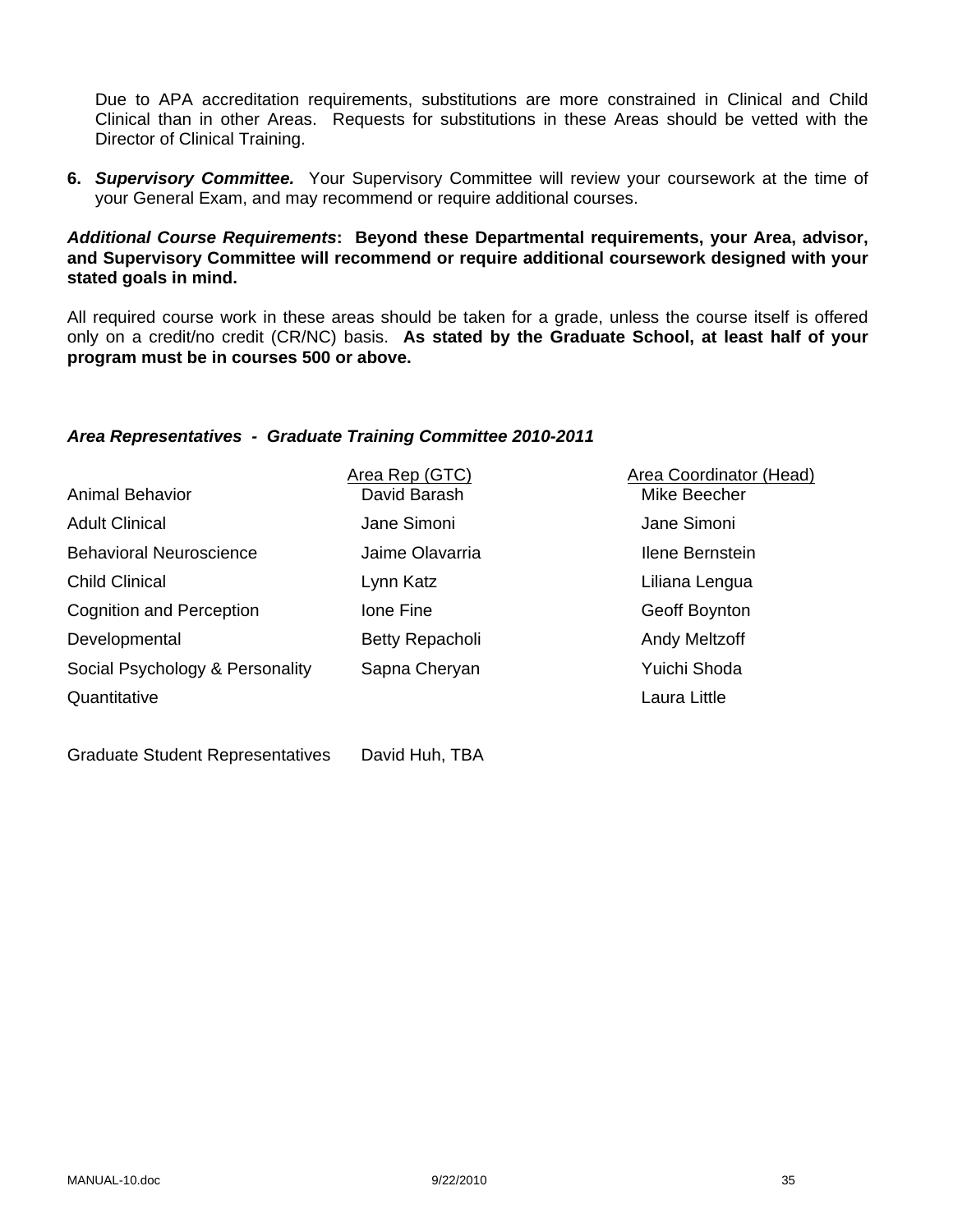Due to APA accreditation requirements, substitutions are more constrained in Clinical and Child Clinical than in other Areas. Requests for substitutions in these Areas should be vetted with the Director of Clinical Training.

6. ***Supervisory Committee.*** Your Supervisory Committee will review your coursework at the time of your General Exam, and may recommend or require additional courses.

***Additional Course Requirements*:** **Beyond these Departmental requirements, your Area, advisor, and Supervisory Committee will recommend or require additional coursework designed with your stated goals in mind.**

All required course work in these areas should be taken for a grade, unless the course itself is offered only on a credit/no credit (CR/NC) basis. **As stated by the Graduate School, at least half of your program must be in courses 500 or above.**

***Area Representatives - Graduate Training Committee 2010-2011***

| | Area Rep (GTC) | Area Coordinator (Head) |
|---|---|---|
| Animal Behavior | David Barash | Mike Beecher |
| Adult Clinical | Jane Simoni | Jane Simoni |
| Behavioral Neuroscience | Jaime Olavarria | Ilene Bernstein |
| Child Clinical | Lynn Katz | Liliana Lengua |
| Cognition and Perception | Ione Fine | Geoff Boynton |
| Developmental | Betty Repacholi | Andy Meltzoff |
| Social Psychology & Personality | Sapna Cheryan | Yuichi Shoda |
| Quantitative | | Laura Little |

Graduate Student Representatives David Huh, TBA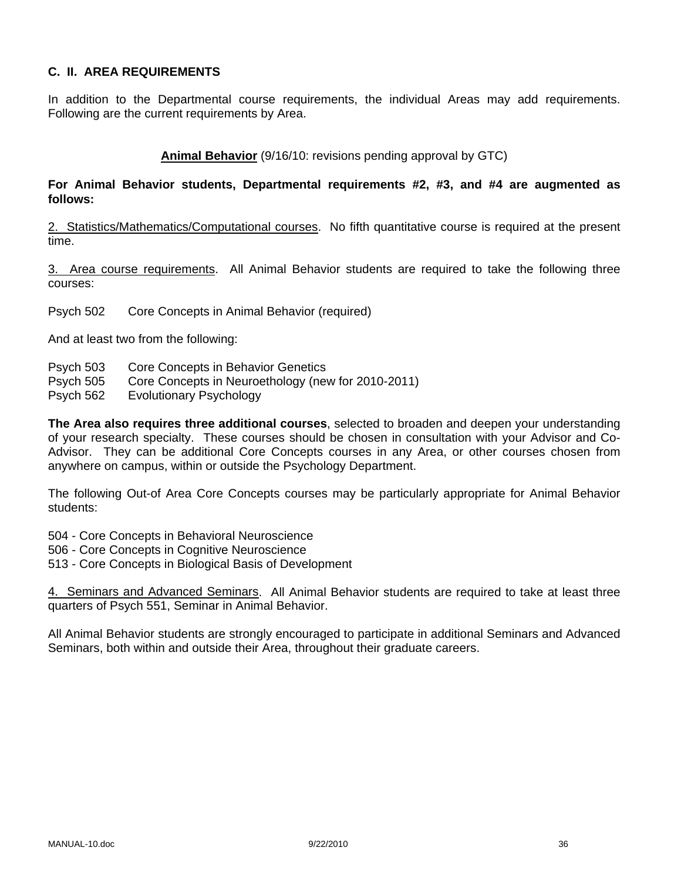## C. II. AREA REQUIREMENTS

In addition to the Departmental course requirements, the individual Areas may add requirements. Following are the current requirements by Area.

### **Animal Behavior** (9/16/10: revisions pending approval by GTC)

**For Animal Behavior students, Departmental requirements #2, #3, and #4 are augmented as follows:**

2. Statistics/Mathematics/Computational courses. No fifth quantitative course is required at the present time.

3. Area course requirements. All Animal Behavior students are required to take the following three courses:

Psych 502 Core Concepts in Animal Behavior (required)

And at least two from the following:

Psych 503 Core Concepts in Behavior Genetics
Psych 505 Core Concepts in Neuroethology (new for 2010-2011)
Psych 562 Evolutionary Psychology

**The Area also requires three additional courses**, selected to broaden and deepen your understanding of your research specialty. These courses should be chosen in consultation with your Advisor and Co-Advisor. They can be additional Core Concepts courses in any Area, or other courses chosen from anywhere on campus, within or outside the Psychology Department.

The following Out-of Area Core Concepts courses may be particularly appropriate for Animal Behavior students:

504 - Core Concepts in Behavioral Neuroscience
506 - Core Concepts in Cognitive Neuroscience
513 - Core Concepts in Biological Basis of Development

4. Seminars and Advanced Seminars. All Animal Behavior students are required to take at least three quarters of Psych 551, Seminar in Animal Behavior.

All Animal Behavior students are strongly encouraged to participate in additional Seminars and Advanced Seminars, both within and outside their Area, throughout their graduate careers.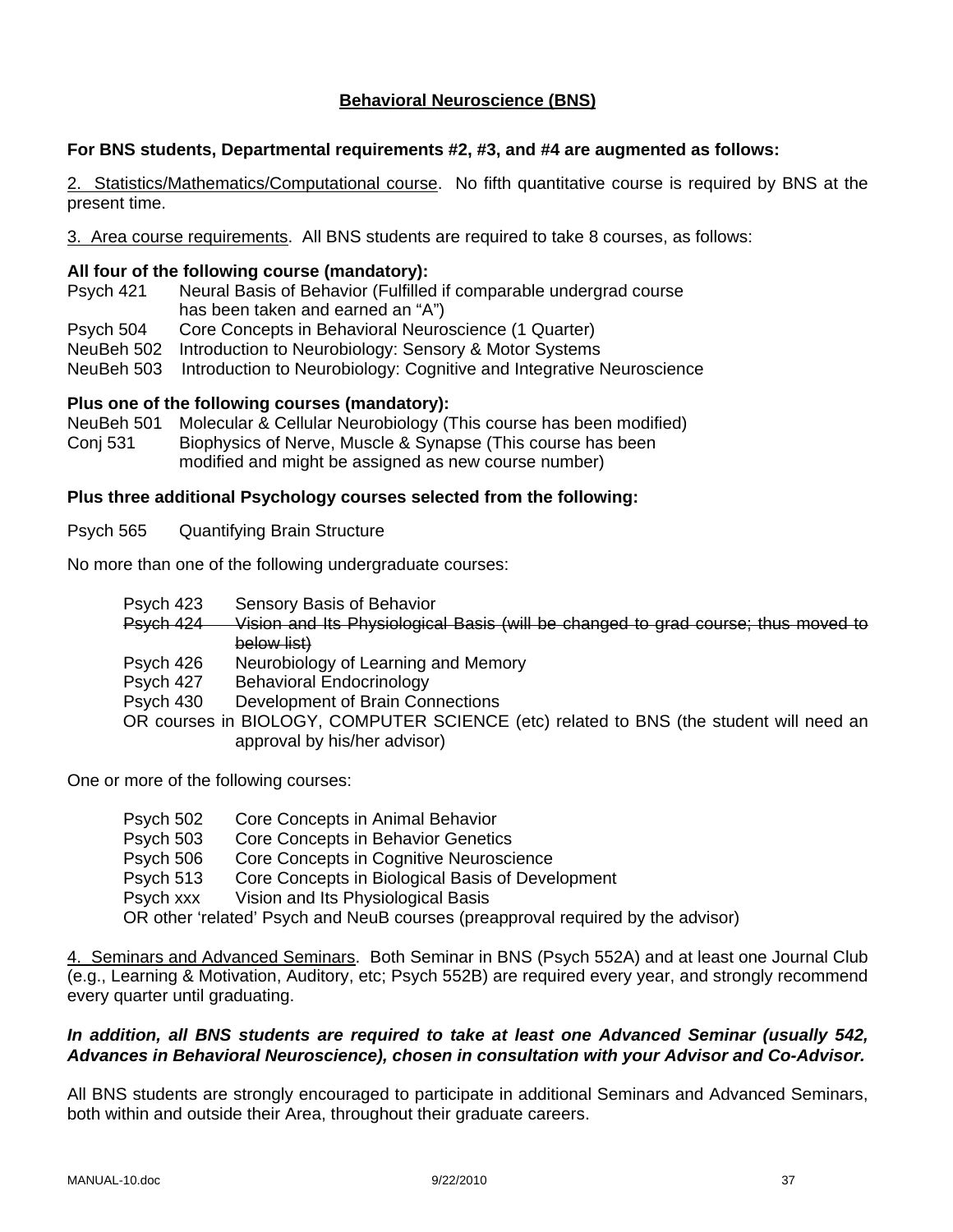## Behavioral Neuroscience (BNS)

**For BNS students, Departmental requirements #2, #3, and #4 are augmented as follows:**

2. Statistics/Mathematics/Computational course. No fifth quantitative course is required by BNS at the present time.

3. Area course requirements. All BNS students are required to take 8 courses, as follows:

**All four of the following course (mandatory):**

Psych 421 Neural Basis of Behavior (Fulfilled if comparable undergrad course has been taken and earned an "A")
Psych 504 Core Concepts in Behavioral Neuroscience (1 Quarter)
NeuBeh 502 Introduction to Neurobiology: Sensory & Motor Systems
NeuBeh 503 Introduction to Neurobiology: Cognitive and Integrative Neuroscience

**Plus one of the following courses (mandatory):**

NeuBeh 501 Molecular & Cellular Neurobiology (This course has been modified)
Conj 531 Biophysics of Nerve, Muscle & Synapse (This course has been modified and might be assigned as new course number)

**Plus three additional Psychology courses selected from the following:**

Psych 565 Quantifying Brain Structure

No more than one of the following undergraduate courses:

Psych 423 Sensory Basis of Behavior
~~Psych 424 Vision and Its Physiological Basis (will be changed to grad course; thus moved to below list)~~
Psych 426 Neurobiology of Learning and Memory
Psych 427 Behavioral Endocrinology
Psych 430 Development of Brain Connections
OR courses in BIOLOGY, COMPUTER SCIENCE (etc) related to BNS (the student will need an approval by his/her advisor)

One or more of the following courses:

Psych 502 Core Concepts in Animal Behavior
Psych 503 Core Concepts in Behavior Genetics
Psych 506 Core Concepts in Cognitive Neuroscience
Psych 513 Core Concepts in Biological Basis of Development
Psych xxx Vision and Its Physiological Basis
OR other 'related' Psych and NeuB courses (preapproval required by the advisor)

4. Seminars and Advanced Seminars. Both Seminar in BNS (Psych 552A) and at least one Journal Club (e.g., Learning & Motivation, Auditory, etc; Psych 552B) are required every year, and strongly recommend every quarter until graduating.

***In addition, all BNS students are required to take at least one Advanced Seminar (usually 542, Advances in Behavioral Neuroscience), chosen in consultation with your Advisor and Co-Advisor.***

All BNS students are strongly encouraged to participate in additional Seminars and Advanced Seminars, both within and outside their Area, throughout their graduate careers.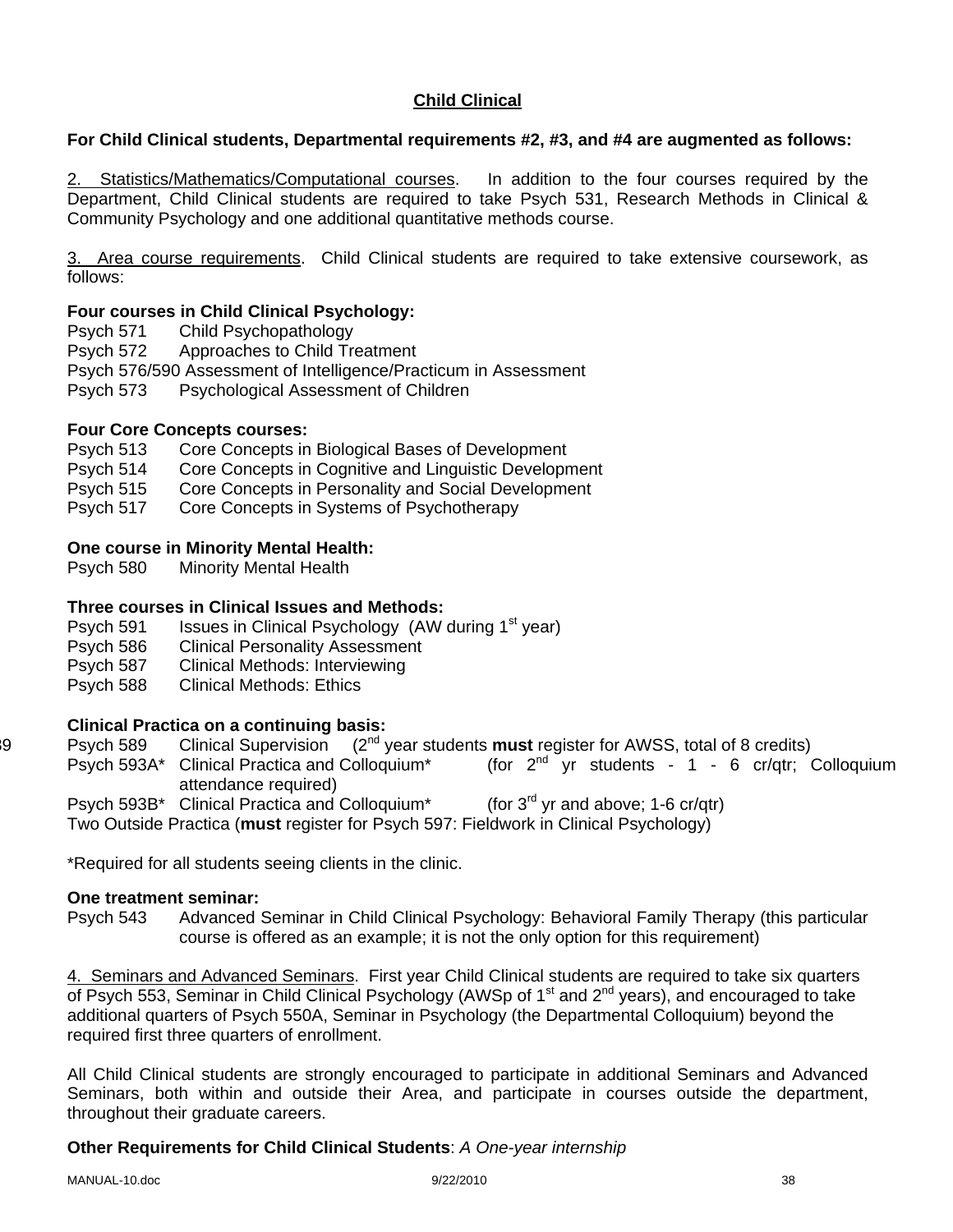## Child Clinical

**For Child Clinical students, Departmental requirements #2, #3, and #4 are augmented as follows:**

2. Statistics/Mathematics/Computational courses. In addition to the four courses required by the Department, Child Clinical students are required to take Psych 531, Research Methods in Clinical & Community Psychology and one additional quantitative methods course.

3. Area course requirements. Child Clinical students are required to take extensive coursework, as follows:

**Four courses in Child Clinical Psychology:**

Psych 571 Child Psychopathology
Psych 572 Approaches to Child Treatment
Psych 576/590 Assessment of Intelligence/Practicum in Assessment
Psych 573 Psychological Assessment of Children

**Four Core Concepts courses:**

Psych 513 Core Concepts in Biological Bases of Development
Psych 514 Core Concepts in Cognitive and Linguistic Development
Psych 515 Core Concepts in Personality and Social Development
Psych 517 Core Concepts in Systems of Psychotherapy

**One course in Minority Mental Health:**

Psych 580 Minority Mental Health

**Three courses in Clinical Issues and Methods:**

Psych 591 Issues in Clinical Psychology (AW during 1st year)
Psych 586 Clinical Personality Assessment
Psych 587 Clinical Methods: Interviewing
Psych 588 Clinical Methods: Ethics

**Clinical Practica on a continuing basis:**

Psych 589 Clinical Supervision (2nd year students **must** register for AWSS, total of 8 credits)
Psych 593A* Clinical Practica and Colloquium* (for 2nd yr students - 1 - 6 cr/qtr; Colloquium attendance required)
Psych 593B* Clinical Practica and Colloquium* (for 3rd yr and above; 1-6 cr/qtr)
Two Outside Practica (**must** register for Psych 597: Fieldwork in Clinical Psychology)

*Required for all students seeing clients in the clinic.

**One treatment seminar:**

Psych 543 Advanced Seminar in Child Clinical Psychology: Behavioral Family Therapy (this particular course is offered as an example; it is not the only option for this requirement)

4. Seminars and Advanced Seminars. First year Child Clinical students are required to take six quarters of Psych 553, Seminar in Child Clinical Psychology (AWSp of 1st and 2nd years), and encouraged to take additional quarters of Psych 550A, Seminar in Psychology (the Departmental Colloquium) beyond the required first three quarters of enrollment.

All Child Clinical students are strongly encouraged to participate in additional Seminars and Advanced Seminars, both within and outside their Area, and participate in courses outside the department, throughout their graduate careers.

**Other Requirements for Child Clinical Students**: *A One-year internship*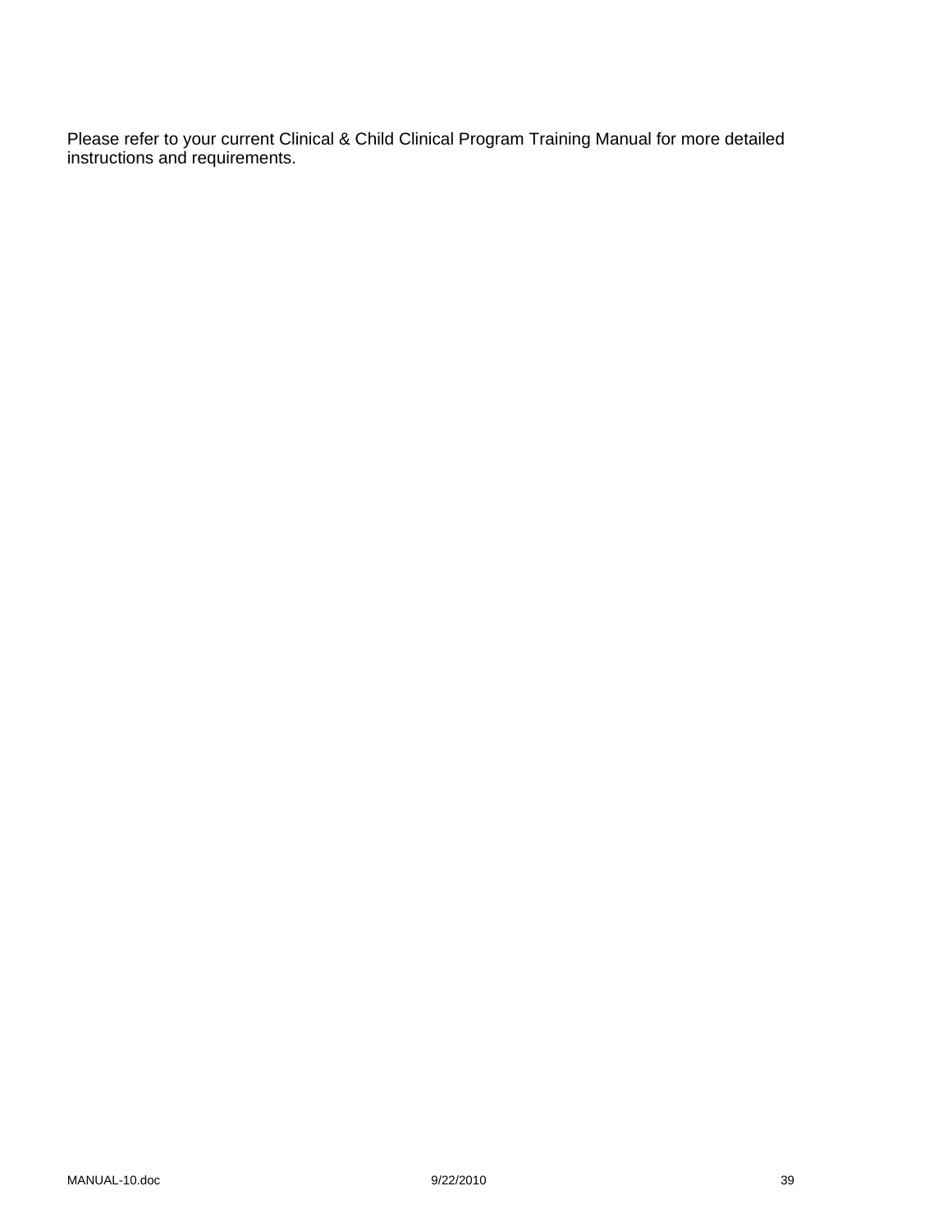Please refer to your current Clinical & Child Clinical Program Training Manual for more detailed instructions and requirements.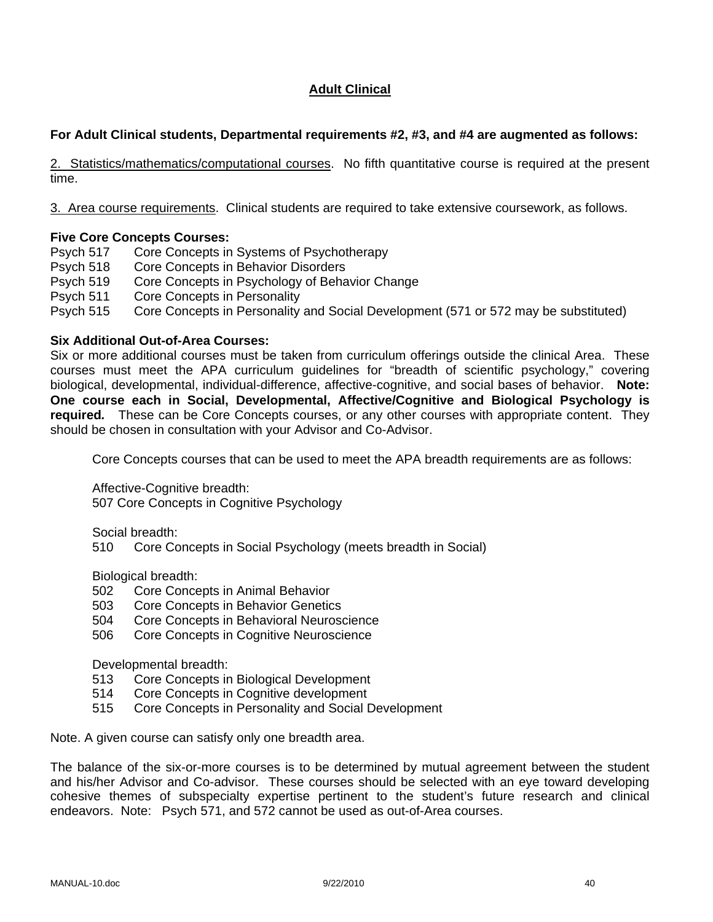# Adult Clinical

**For Adult Clinical students, Departmental requirements #2, #3, and #4 are augmented as follows:**

2. Statistics/mathematics/computational courses. No fifth quantitative course is required at the present time.

3. Area course requirements. Clinical students are required to take extensive coursework, as follows.

**Five Core Concepts Courses:**

Psych 517 Core Concepts in Systems of Psychotherapy
Psych 518 Core Concepts in Behavior Disorders
Psych 519 Core Concepts in Psychology of Behavior Change
Psych 511 Core Concepts in Personality
Psych 515 Core Concepts in Personality and Social Development (571 or 572 may be substituted)

**Six Additional Out-of-Area Courses:**

Six or more additional courses must be taken from curriculum offerings outside the clinical Area. These courses must meet the APA curriculum guidelines for "breadth of scientific psychology," covering biological, developmental, individual-difference, affective-cognitive, and social bases of behavior. **Note: One course each in Social, Developmental, Affective/Cognitive and Biological Psychology is required.** These can be Core Concepts courses, or any other courses with appropriate content. They should be chosen in consultation with your Advisor and Co-Advisor.

Core Concepts courses that can be used to meet the APA breadth requirements are as follows:

Affective-Cognitive breadth:
507 Core Concepts in Cognitive Psychology

Social breadth:
510 Core Concepts in Social Psychology (meets breadth in Social)

Biological breadth:
502 Core Concepts in Animal Behavior
503 Core Concepts in Behavior Genetics
504 Core Concepts in Behavioral Neuroscience
506 Core Concepts in Cognitive Neuroscience

Developmental breadth:
513 Core Concepts in Biological Development
514 Core Concepts in Cognitive development
515 Core Concepts in Personality and Social Development

Note. A given course can satisfy only one breadth area.

The balance of the six-or-more courses is to be determined by mutual agreement between the student and his/her Advisor and Co-advisor. These courses should be selected with an eye toward developing cohesive themes of subspecialty expertise pertinent to the student's future research and clinical endeavors. Note: Psych 571, and 572 cannot be used as out-of-Area courses.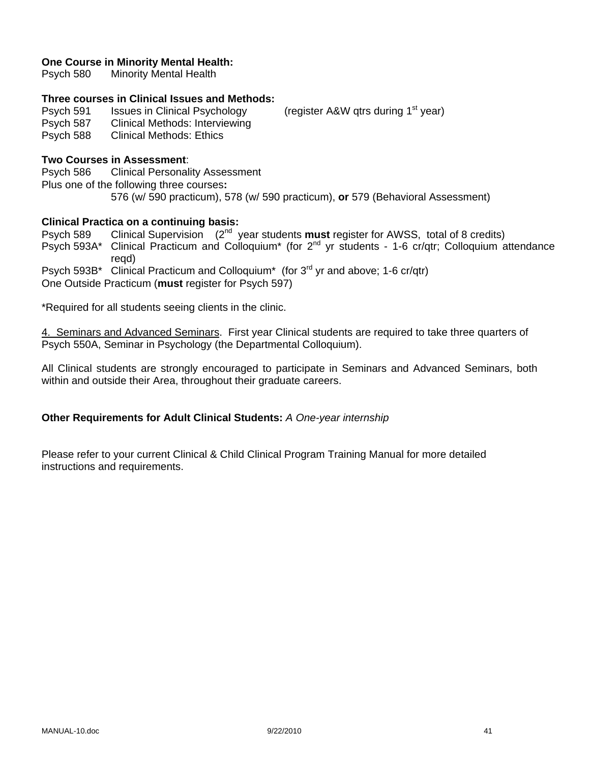**One Course in Minority Mental Health:**
Psych 580 Minority Mental Health

**Three courses in Clinical Issues and Methods:**
Psych 591 Issues in Clinical Psychology (register A&W qtrs during 1st year)
Psych 587 Clinical Methods: Interviewing
Psych 588 Clinical Methods: Ethics

**Two Courses in Assessment**:
Psych 586 Clinical Personality Assessment
Plus one of the following three courses**:**
576 (w/ 590 practicum), 578 (w/ 590 practicum), **or** 579 (Behavioral Assessment)

**Clinical Practica on a continuing basis:**
Psych 589 Clinical Supervision (2nd year students **must** register for AWSS, total of 8 credits)
Psych 593A* Clinical Practicum and Colloquium* (for 2nd yr students - 1-6 cr/qtr; Colloquium attendance reqd)
Psych 593B* Clinical Practicum and Colloquium* (for 3rd yr and above; 1-6 cr/qtr)
One Outside Practicum (**must** register for Psych 597)

*Required for all students seeing clients in the clinic.

4. Seminars and Advanced Seminars. First year Clinical students are required to take three quarters of Psych 550A, Seminar in Psychology (the Departmental Colloquium).

All Clinical students are strongly encouraged to participate in Seminars and Advanced Seminars, both within and outside their Area, throughout their graduate careers.

**Other Requirements for Adult Clinical Students:** *A One-year internship*

Please refer to your current Clinical & Child Clinical Program Training Manual for more detailed instructions and requirements.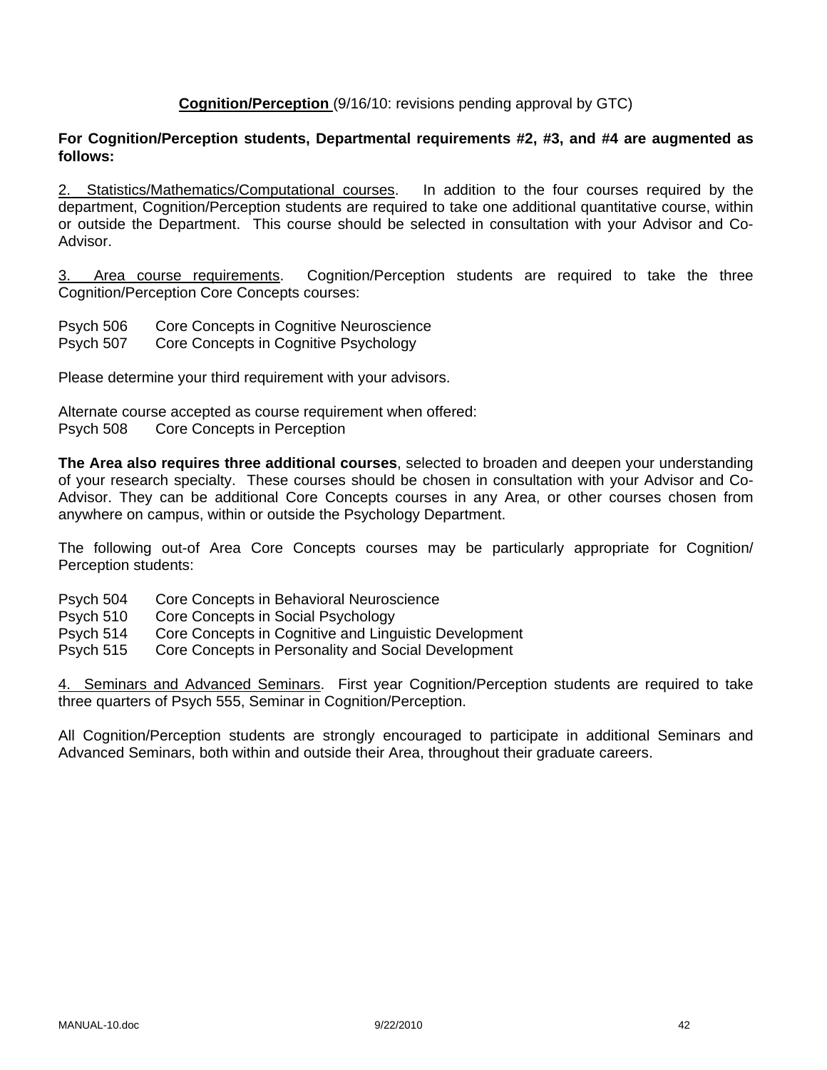## **Cognition/Perception** (9/16/10: revisions pending approval by GTC)

**For Cognition/Perception students, Departmental requirements #2, #3, and #4 are augmented as follows:**

2. Statistics/Mathematics/Computational courses. In addition to the four courses required by the department, Cognition/Perception students are required to take one additional quantitative course, within or outside the Department. This course should be selected in consultation with your Advisor and Co-Advisor.

3. Area course requirements. Cognition/Perception students are required to take the three Cognition/Perception Core Concepts courses:

Psych 506 Core Concepts in Cognitive Neuroscience
Psych 507 Core Concepts in Cognitive Psychology

Please determine your third requirement with your advisors.

Alternate course accepted as course requirement when offered:
Psych 508 Core Concepts in Perception

**The Area also requires three additional courses**, selected to broaden and deepen your understanding of your research specialty. These courses should be chosen in consultation with your Advisor and Co-Advisor. They can be additional Core Concepts courses in any Area, or other courses chosen from anywhere on campus, within or outside the Psychology Department.

The following out-of Area Core Concepts courses may be particularly appropriate for Cognition/ Perception students:

Psych 504 Core Concepts in Behavioral Neuroscience
Psych 510 Core Concepts in Social Psychology
Psych 514 Core Concepts in Cognitive and Linguistic Development
Psych 515 Core Concepts in Personality and Social Development

4. Seminars and Advanced Seminars. First year Cognition/Perception students are required to take three quarters of Psych 555, Seminar in Cognition/Perception.

All Cognition/Perception students are strongly encouraged to participate in additional Seminars and Advanced Seminars, both within and outside their Area, throughout their graduate careers.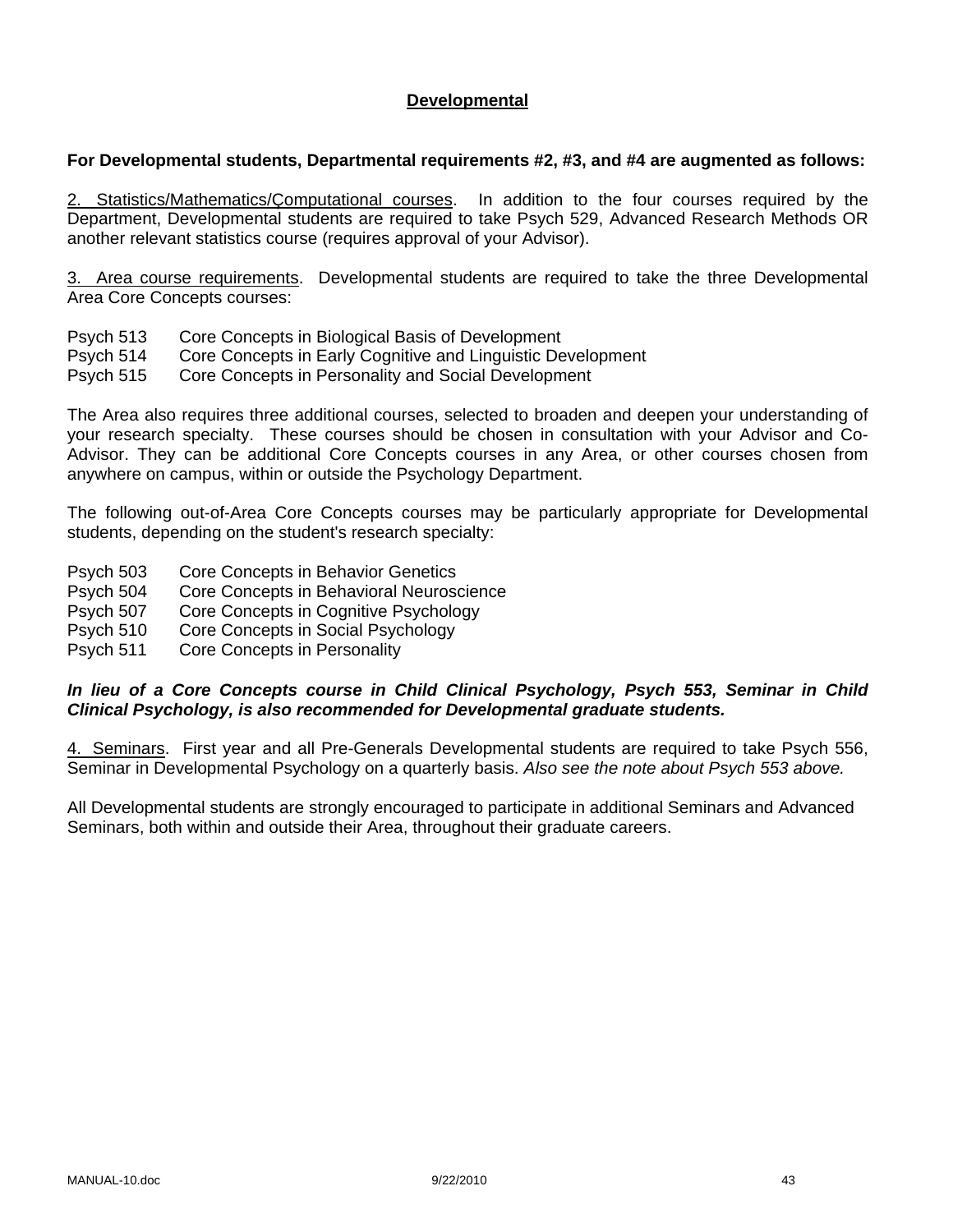## Developmental

**For Developmental students, Departmental requirements #2, #3, and #4 are augmented as follows:**

2. Statistics/Mathematics/Computational courses. In addition to the four courses required by the Department, Developmental students are required to take Psych 529, Advanced Research Methods OR another relevant statistics course (requires approval of your Advisor).

3. Area course requirements. Developmental students are required to take the three Developmental Area Core Concepts courses:

Psych 513 Core Concepts in Biological Basis of Development
Psych 514 Core Concepts in Early Cognitive and Linguistic Development
Psych 515 Core Concepts in Personality and Social Development

The Area also requires three additional courses, selected to broaden and deepen your understanding of your research specialty. These courses should be chosen in consultation with your Advisor and Co-Advisor. They can be additional Core Concepts courses in any Area, or other courses chosen from anywhere on campus, within or outside the Psychology Department.

The following out-of-Area Core Concepts courses may be particularly appropriate for Developmental students, depending on the student's research specialty:

Psych 503 Core Concepts in Behavior Genetics
Psych 504 Core Concepts in Behavioral Neuroscience
Psych 507 Core Concepts in Cognitive Psychology
Psych 510 Core Concepts in Social Psychology
Psych 511 Core Concepts in Personality

***In lieu of a Core Concepts course in Child Clinical Psychology, Psych 553, Seminar in Child Clinical Psychology, is also recommended for Developmental graduate students.***

4. Seminars. First year and all Pre-Generals Developmental students are required to take Psych 556, Seminar in Developmental Psychology on a quarterly basis. *Also see the note about Psych 553 above.*

All Developmental students are strongly encouraged to participate in additional Seminars and Advanced Seminars, both within and outside their Area, throughout their graduate careers.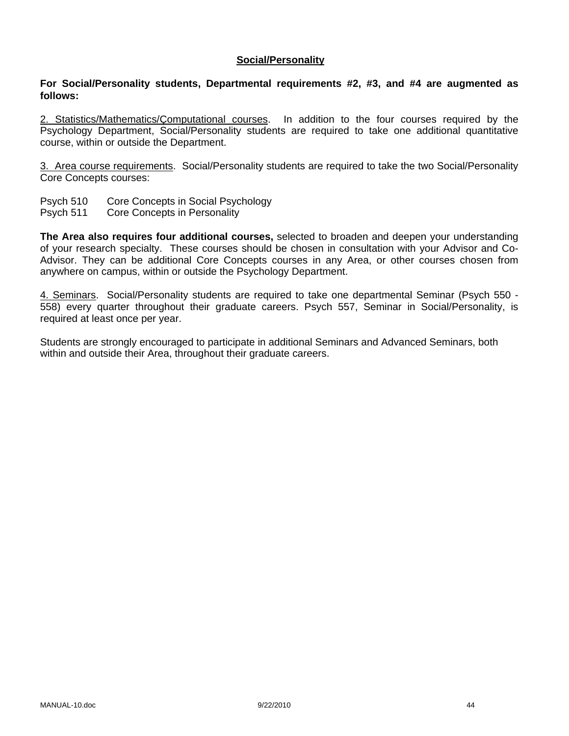## Social/Personality

**For Social/Personality students, Departmental requirements #2, #3, and #4 are augmented as follows:**

2. Statistics/Mathematics/Çomputational courses. In addition to the four courses required by the Psychology Department, Social/Personality students are required to take one additional quantitative course, within or outside the Department.

3. Area course requirements. Social/Personality students are required to take the two Social/Personality Core Concepts courses:

Psych 510 Core Concepts in Social Psychology
Psych 511 Core Concepts in Personality

**The Area also requires four additional courses,** selected to broaden and deepen your understanding of your research specialty. These courses should be chosen in consultation with your Advisor and Co-Advisor. They can be additional Core Concepts courses in any Area, or other courses chosen from anywhere on campus, within or outside the Psychology Department.

4. Seminars. Social/Personality students are required to take one departmental Seminar (Psych 550 - 558) every quarter throughout their graduate careers. Psych 557, Seminar in Social/Personality, is required at least once per year.

Students are strongly encouraged to participate in additional Seminars and Advanced Seminars, both within and outside their Area, throughout their graduate careers.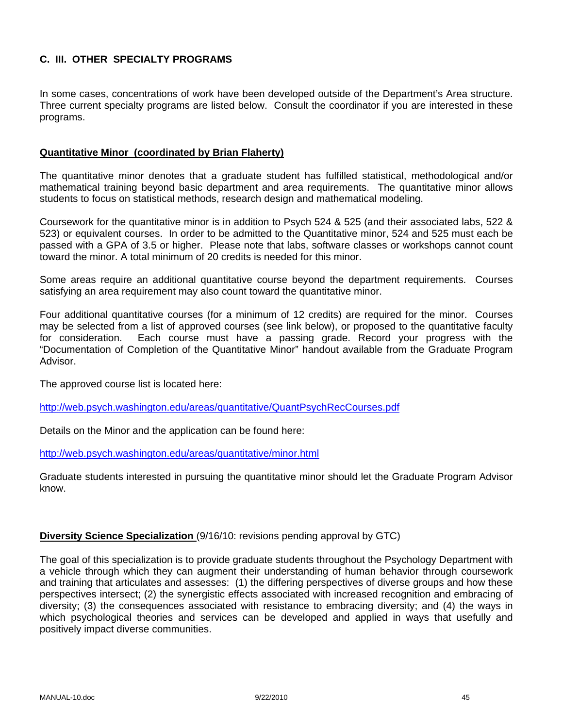## C. III. OTHER SPECIALTY PROGRAMS

In some cases, concentrations of work have been developed outside of the Department's Area structure. Three current specialty programs are listed below. Consult the coordinator if you are interested in these programs.

### Quantitative Minor (coordinated by Brian Flaherty)

The quantitative minor denotes that a graduate student has fulfilled statistical, methodological and/or mathematical training beyond basic department and area requirements. The quantitative minor allows students to focus on statistical methods, research design and mathematical modeling.

Coursework for the quantitative minor is in addition to Psych 524 & 525 (and their associated labs, 522 & 523) or equivalent courses. In order to be admitted to the Quantitative minor, 524 and 525 must each be passed with a GPA of 3.5 or higher. Please note that labs, software classes or workshops cannot count toward the minor. A total minimum of 20 credits is needed for this minor.

Some areas require an additional quantitative course beyond the department requirements. Courses satisfying an area requirement may also count toward the quantitative minor.

Four additional quantitative courses (for a minimum of 12 credits) are required for the minor. Courses may be selected from a list of approved courses (see link below), or proposed to the quantitative faculty for consideration. Each course must have a passing grade. Record your progress with the "Documentation of Completion of the Quantitative Minor" handout available from the Graduate Program Advisor.

The approved course list is located here:

http://web.psych.washington.edu/areas/quantitative/QuantPsychRecCourses.pdf

Details on the Minor and the application can be found here:

http://web.psych.washington.edu/areas/quantitative/minor.html

Graduate students interested in pursuing the quantitative minor should let the Graduate Program Advisor know.

### Diversity Science Specialization (9/16/10: revisions pending approval by GTC)

The goal of this specialization is to provide graduate students throughout the Psychology Department with a vehicle through which they can augment their understanding of human behavior through coursework and training that articulates and assesses: (1) the differing perspectives of diverse groups and how these perspectives intersect; (2) the synergistic effects associated with increased recognition and embracing of diversity; (3) the consequences associated with resistance to embracing diversity; and (4) the ways in which psychological theories and services can be developed and applied in ways that usefully and positively impact diverse communities.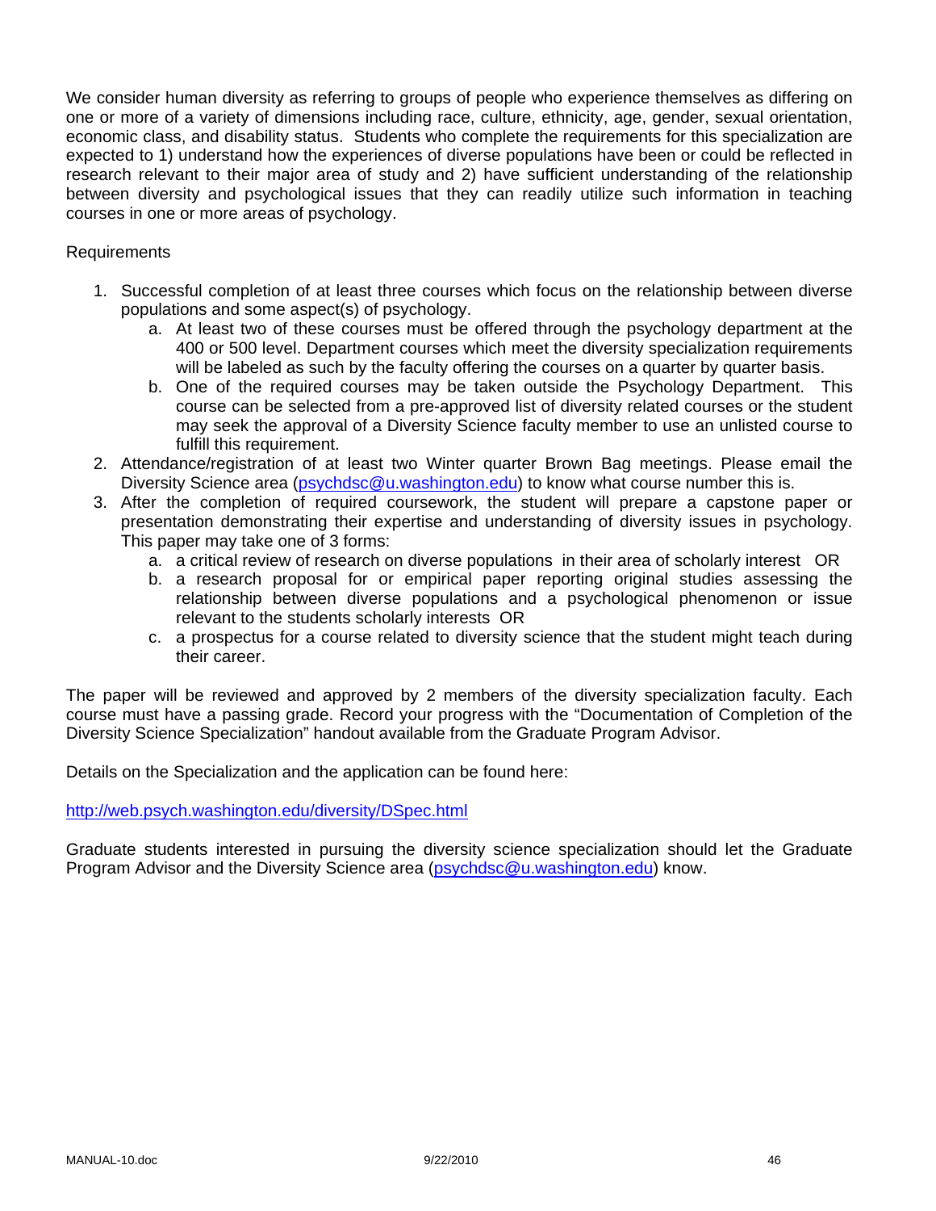We consider human diversity as referring to groups of people who experience themselves as differing on one or more of a variety of dimensions including race, culture, ethnicity, age, gender, sexual orientation, economic class, and disability status. Students who complete the requirements for this specialization are expected to 1) understand how the experiences of diverse populations have been or could be reflected in research relevant to their major area of study and 2) have sufficient understanding of the relationship between diversity and psychological issues that they can readily utilize such information in teaching courses in one or more areas of psychology.

Requirements

1. Successful completion of at least three courses which focus on the relationship between diverse populations and some aspect(s) of psychology.
   a. At least two of these courses must be offered through the psychology department at the 400 or 500 level. Department courses which meet the diversity specialization requirements will be labeled as such by the faculty offering the courses on a quarter by quarter basis.
   b. One of the required courses may be taken outside the Psychology Department. This course can be selected from a pre-approved list of diversity related courses or the student may seek the approval of a Diversity Science faculty member to use an unlisted course to fulfill this requirement.
2. Attendance/registration of at least two Winter quarter Brown Bag meetings. Please email the Diversity Science area (psychdsc@u.washington.edu) to know what course number this is.
3. After the completion of required coursework, the student will prepare a capstone paper or presentation demonstrating their expertise and understanding of diversity issues in psychology. This paper may take one of 3 forms:
   a. a critical review of research on diverse populations in their area of scholarly interest OR
   b. a research proposal for or empirical paper reporting original studies assessing the relationship between diverse populations and a psychological phenomenon or issue relevant to the students scholarly interests OR
   c. a prospectus for a course related to diversity science that the student might teach during their career.

The paper will be reviewed and approved by 2 members of the diversity specialization faculty. Each course must have a passing grade. Record your progress with the "Documentation of Completion of the Diversity Science Specialization" handout available from the Graduate Program Advisor.

Details on the Specialization and the application can be found here:

http://web.psych.washington.edu/diversity/DSpec.html

Graduate students interested in pursuing the diversity science specialization should let the Graduate Program Advisor and the Diversity Science area (psychdsc@u.washington.edu) know.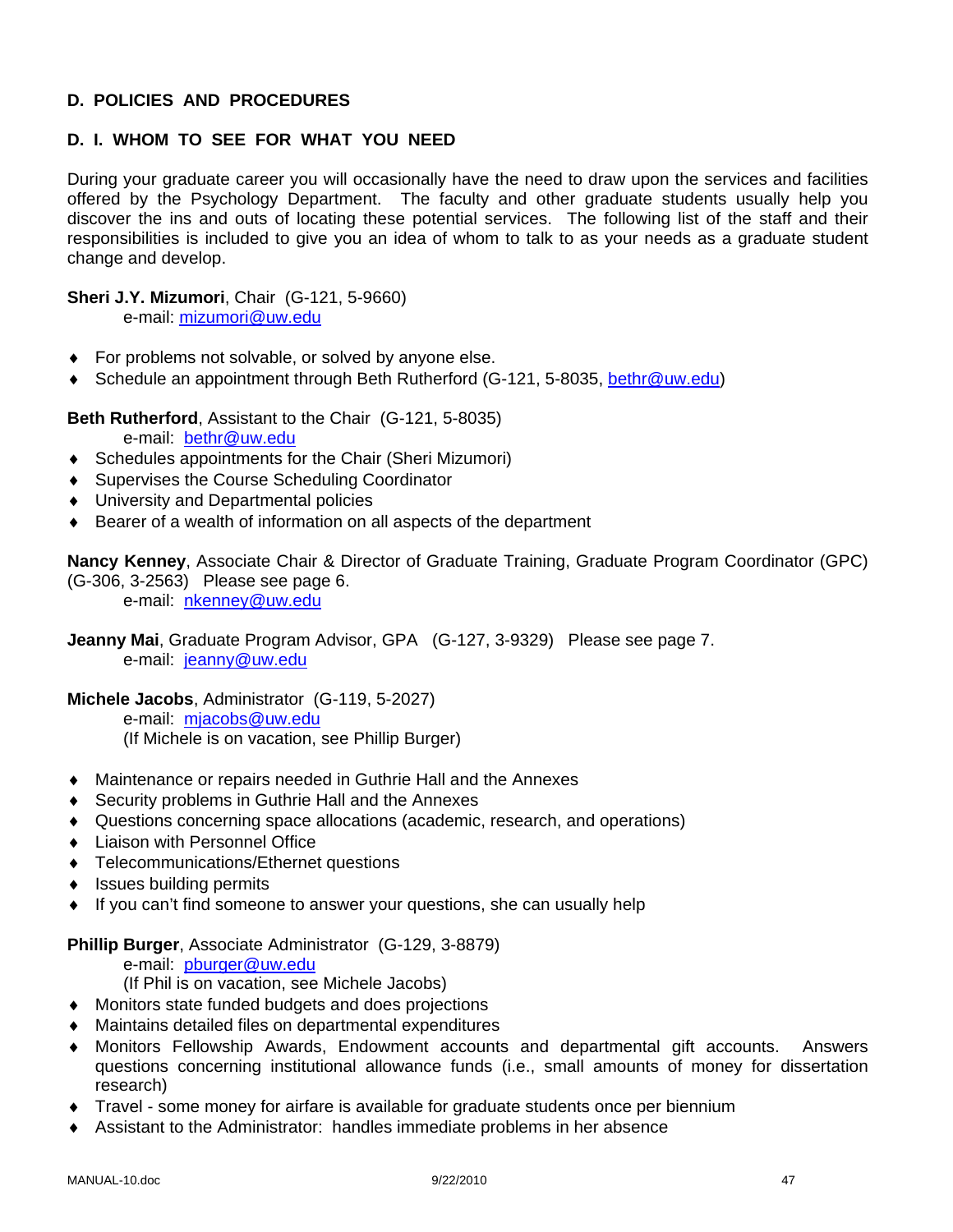## D. POLICIES AND PROCEDURES

### D. I. WHOM TO SEE FOR WHAT YOU NEED

During your graduate career you will occasionally have the need to draw upon the services and facilities offered by the Psychology Department. The faculty and other graduate students usually help you discover the ins and outs of locating these potential services. The following list of the staff and their responsibilities is included to give you an idea of whom to talk to as your needs as a graduate student change and develop.

**Sheri J.Y. Mizumori**, Chair (G-121, 5-9660)
e-mail: mizumori@uw.edu

- For problems not solvable, or solved by anyone else.
- Schedule an appointment through Beth Rutherford (G-121, 5-8035, bethr@uw.edu)

**Beth Rutherford**, Assistant to the Chair (G-121, 5-8035)
e-mail: bethr@uw.edu

- Schedules appointments for the Chair (Sheri Mizumori)
- Supervises the Course Scheduling Coordinator
- University and Departmental policies
- Bearer of a wealth of information on all aspects of the department

**Nancy Kenney**, Associate Chair & Director of Graduate Training, Graduate Program Coordinator (GPC) (G-306, 3-2563) Please see page 6.
e-mail: nkenney@uw.edu

**Jeanny Mai**, Graduate Program Advisor, GPA (G-127, 3-9329) Please see page 7.
e-mail: jeanny@uw.edu

**Michele Jacobs**, Administrator (G-119, 5-2027)
e-mail: mjacobs@uw.edu
(If Michele is on vacation, see Phillip Burger)

- Maintenance or repairs needed in Guthrie Hall and the Annexes
- Security problems in Guthrie Hall and the Annexes
- Questions concerning space allocations (academic, research, and operations)
- Liaison with Personnel Office
- Telecommunications/Ethernet questions
- Issues building permits
- If you can't find someone to answer your questions, she can usually help

**Phillip Burger**, Associate Administrator (G-129, 3-8879)
e-mail: pburger@uw.edu
(If Phil is on vacation, see Michele Jacobs)

- Monitors state funded budgets and does projections
- Maintains detailed files on departmental expenditures
- Monitors Fellowship Awards, Endowment accounts and departmental gift accounts. Answers questions concerning institutional allowance funds (i.e., small amounts of money for dissertation research)
- Travel - some money for airfare is available for graduate students once per biennium
- Assistant to the Administrator: handles immediate problems in her absence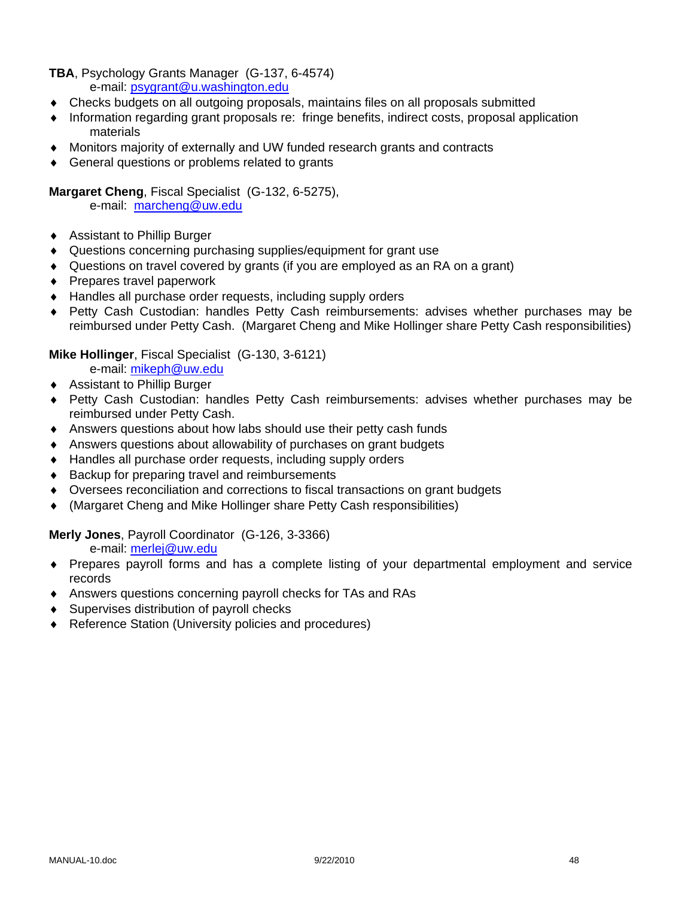**TBA**, Psychology Grants Manager (G-137, 6-4574)
e-mail: psygrant@u.washington.edu

- Checks budgets on all outgoing proposals, maintains files on all proposals submitted
- Information regarding grant proposals re: fringe benefits, indirect costs, proposal application materials
- Monitors majority of externally and UW funded research grants and contracts
- General questions or problems related to grants

**Margaret Cheng**, Fiscal Specialist (G-132, 6-5275),
e-mail: marcheng@uw.edu

- Assistant to Phillip Burger
- Questions concerning purchasing supplies/equipment for grant use
- Questions on travel covered by grants (if you are employed as an RA on a grant)
- Prepares travel paperwork
- Handles all purchase order requests, including supply orders
- Petty Cash Custodian: handles Petty Cash reimbursements: advises whether purchases may be reimbursed under Petty Cash. (Margaret Cheng and Mike Hollinger share Petty Cash responsibilities)

**Mike Hollinger**, Fiscal Specialist (G-130, 3-6121)
e-mail: mikeph@uw.edu

- Assistant to Phillip Burger
- Petty Cash Custodian: handles Petty Cash reimbursements: advises whether purchases may be reimbursed under Petty Cash.
- Answers questions about how labs should use their petty cash funds
- Answers questions about allowability of purchases on grant budgets
- Handles all purchase order requests, including supply orders
- Backup for preparing travel and reimbursements
- Oversees reconciliation and corrections to fiscal transactions on grant budgets
- (Margaret Cheng and Mike Hollinger share Petty Cash responsibilities)

**Merly Jones**, Payroll Coordinator (G-126, 3-3366)
e-mail: merlej@uw.edu

- Prepares payroll forms and has a complete listing of your departmental employment and service records
- Answers questions concerning payroll checks for TAs and RAs
- Supervises distribution of payroll checks
- Reference Station (University policies and procedures)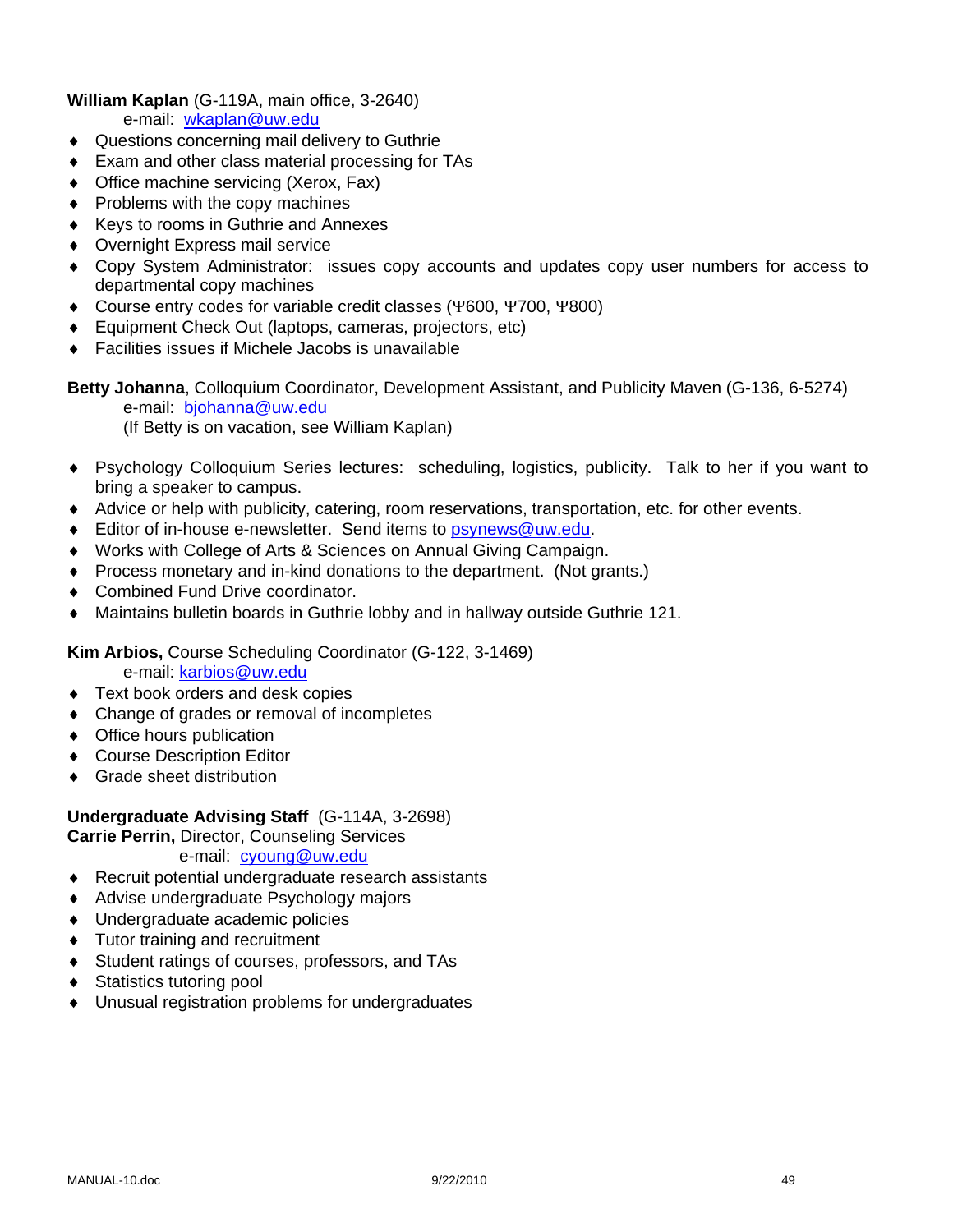**William Kaplan** (G-119A, main office, 3-2640)
e-mail: wkaplan@uw.edu

- Questions concerning mail delivery to Guthrie
- Exam and other class material processing for TAs
- Office machine servicing (Xerox, Fax)
- Problems with the copy machines
- Keys to rooms in Guthrie and Annexes
- Overnight Express mail service
- Copy System Administrator: issues copy accounts and updates copy user numbers for access to departmental copy machines
- Course entry codes for variable credit classes (Ψ600, Ψ700, Ψ800)
- Equipment Check Out (laptops, cameras, projectors, etc)
- Facilities issues if Michele Jacobs is unavailable

**Betty Johanna**, Colloquium Coordinator, Development Assistant, and Publicity Maven (G-136, 6-5274)
e-mail: bjohanna@uw.edu
(If Betty is on vacation, see William Kaplan)

- Psychology Colloquium Series lectures: scheduling, logistics, publicity. Talk to her if you want to bring a speaker to campus.
- Advice or help with publicity, catering, room reservations, transportation, etc. for other events.
- Editor of in-house e-newsletter. Send items to psynews@uw.edu.
- Works with College of Arts & Sciences on Annual Giving Campaign.
- Process monetary and in-kind donations to the department. (Not grants.)
- Combined Fund Drive coordinator.
- Maintains bulletin boards in Guthrie lobby and in hallway outside Guthrie 121.

**Kim Arbios,** Course Scheduling Coordinator (G-122, 3-1469)
e-mail: karbios@uw.edu

- Text book orders and desk copies
- Change of grades or removal of incompletes
- Office hours publication
- Course Description Editor
- Grade sheet distribution

**Undergraduate Advising Staff** (G-114A, 3-2698)
**Carrie Perrin,** Director, Counseling Services
e-mail: cyoung@uw.edu

- Recruit potential undergraduate research assistants
- Advise undergraduate Psychology majors
- Undergraduate academic policies
- Tutor training and recruitment
- Student ratings of courses, professors, and TAs
- Statistics tutoring pool
- Unusual registration problems for undergraduates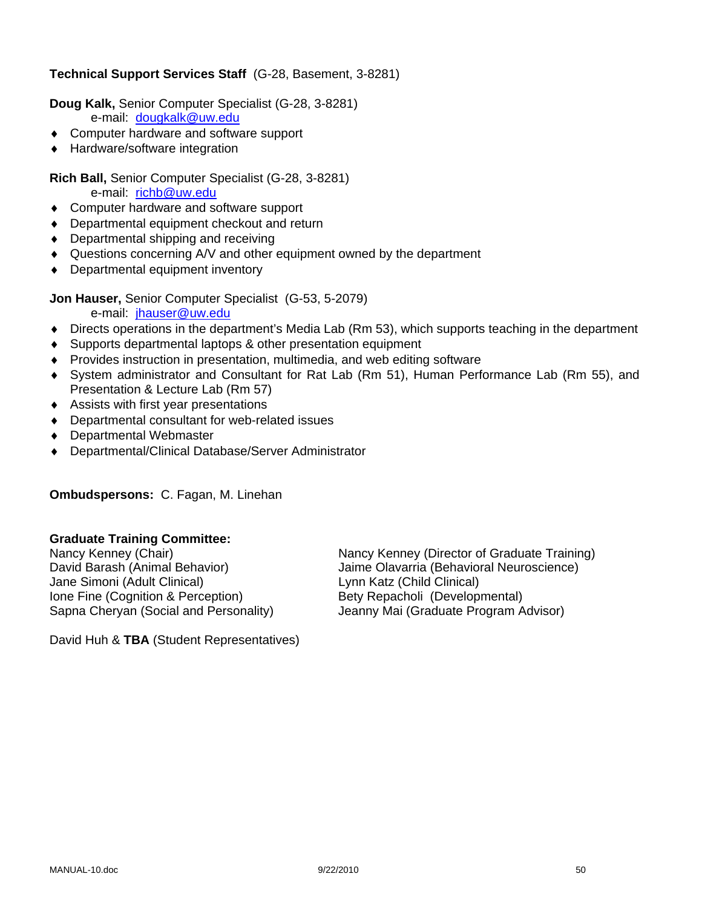**Technical Support Services Staff** (G-28, Basement, 3-8281)

**Doug Kalk,** Senior Computer Specialist (G-28, 3-8281)
e-mail: dougkalk@uw.edu

- Computer hardware and software support
- Hardware/software integration

**Rich Ball,** Senior Computer Specialist (G-28, 3-8281)
e-mail: richb@uw.edu

- Computer hardware and software support
- Departmental equipment checkout and return
- Departmental shipping and receiving
- Questions concerning A/V and other equipment owned by the department
- Departmental equipment inventory

**Jon Hauser,** Senior Computer Specialist (G-53, 5-2079)
e-mail: jhauser@uw.edu

- Directs operations in the department's Media Lab (Rm 53), which supports teaching in the department
- Supports departmental laptops & other presentation equipment
- Provides instruction in presentation, multimedia, and web editing software
- System administrator and Consultant for Rat Lab (Rm 51), Human Performance Lab (Rm 55), and Presentation & Lecture Lab (Rm 57)
- Assists with first year presentations
- Departmental consultant for web-related issues
- Departmental Webmaster
- Departmental/Clinical Database/Server Administrator

**Ombudspersons:** C. Fagan, M. Linehan

**Graduate Training Committee:**

Nancy Kenney (Chair)
David Barash (Animal Behavior)
Jane Simoni (Adult Clinical)
Ione Fine (Cognition & Perception)
Sapna Cheryan (Social and Personality)

Nancy Kenney (Director of Graduate Training)
Jaime Olavarria (Behavioral Neuroscience)
Lynn Katz (Child Clinical)
Bety Repacholi (Developmental)
Jeanny Mai (Graduate Program Advisor)

David Huh & **TBA** (Student Representatives)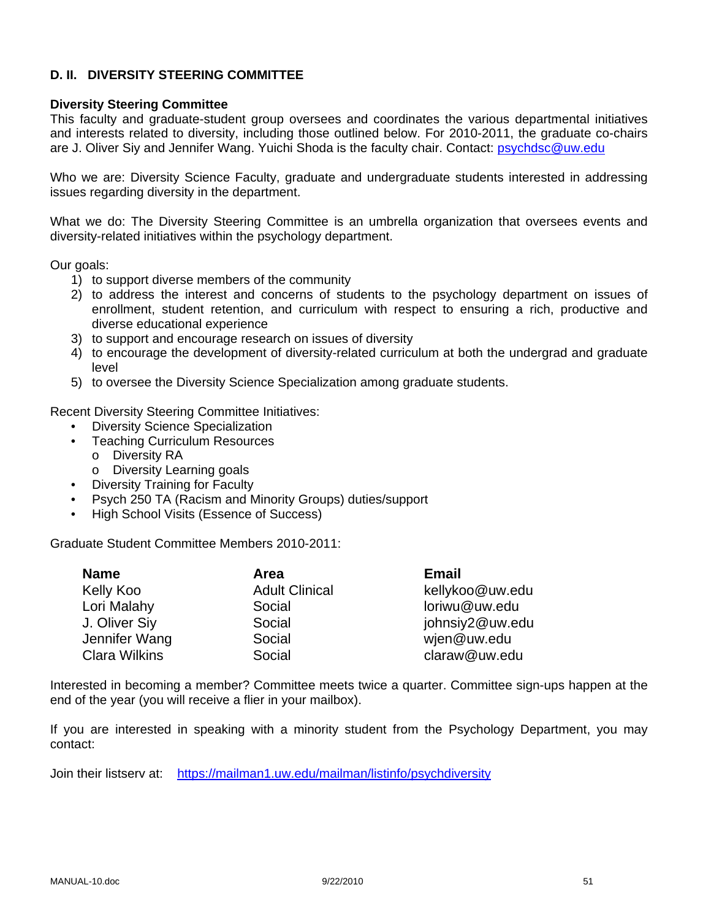## D. II. DIVERSITY STEERING COMMITTEE

**Diversity Steering Committee**

This faculty and graduate-student group oversees and coordinates the various departmental initiatives and interests related to diversity, including those outlined below. For 2010-2011, the graduate co-chairs are J. Oliver Siy and Jennifer Wang. Yuichi Shoda is the faculty chair. Contact: psychdsc@uw.edu

Who we are: Diversity Science Faculty, graduate and undergraduate students interested in addressing issues regarding diversity in the department.

What we do: The Diversity Steering Committee is an umbrella organization that oversees events and diversity-related initiatives within the psychology department.

Our goals:

1) to support diverse members of the community
2) to address the interest and concerns of students to the psychology department on issues of enrollment, student retention, and curriculum with respect to ensuring a rich, productive and diverse educational experience
3) to support and encourage research on issues of diversity
4) to encourage the development of diversity-related curriculum at both the undergrad and graduate level
5) to oversee the Diversity Science Specialization among graduate students.

Recent Diversity Steering Committee Initiatives:

- Diversity Science Specialization
- Teaching Curriculum Resources
  - Diversity RA
  - Diversity Learning goals
- Diversity Training for Faculty
- Psych 250 TA (Racism and Minority Groups) duties/support
- High School Visits (Essence of Success)

Graduate Student Committee Members 2010-2011:

| Name | Area | Email |
|---|---|---|
| Kelly Koo | Adult Clinical | kellykoo@uw.edu |
| Lori Malahy | Social | loriwu@uw.edu |
| J. Oliver Siy | Social | johnsiy2@uw.edu |
| Jennifer Wang | Social | wjen@uw.edu |
| Clara Wilkins | Social | claraw@uw.edu |

Interested in becoming a member? Committee meets twice a quarter. Committee sign-ups happen at the end of the year (you will receive a flier in your mailbox).

If you are interested in speaking with a minority student from the Psychology Department, you may contact:

Join their listserv at: https://mailman1.uw.edu/mailman/listinfo/psychdiversity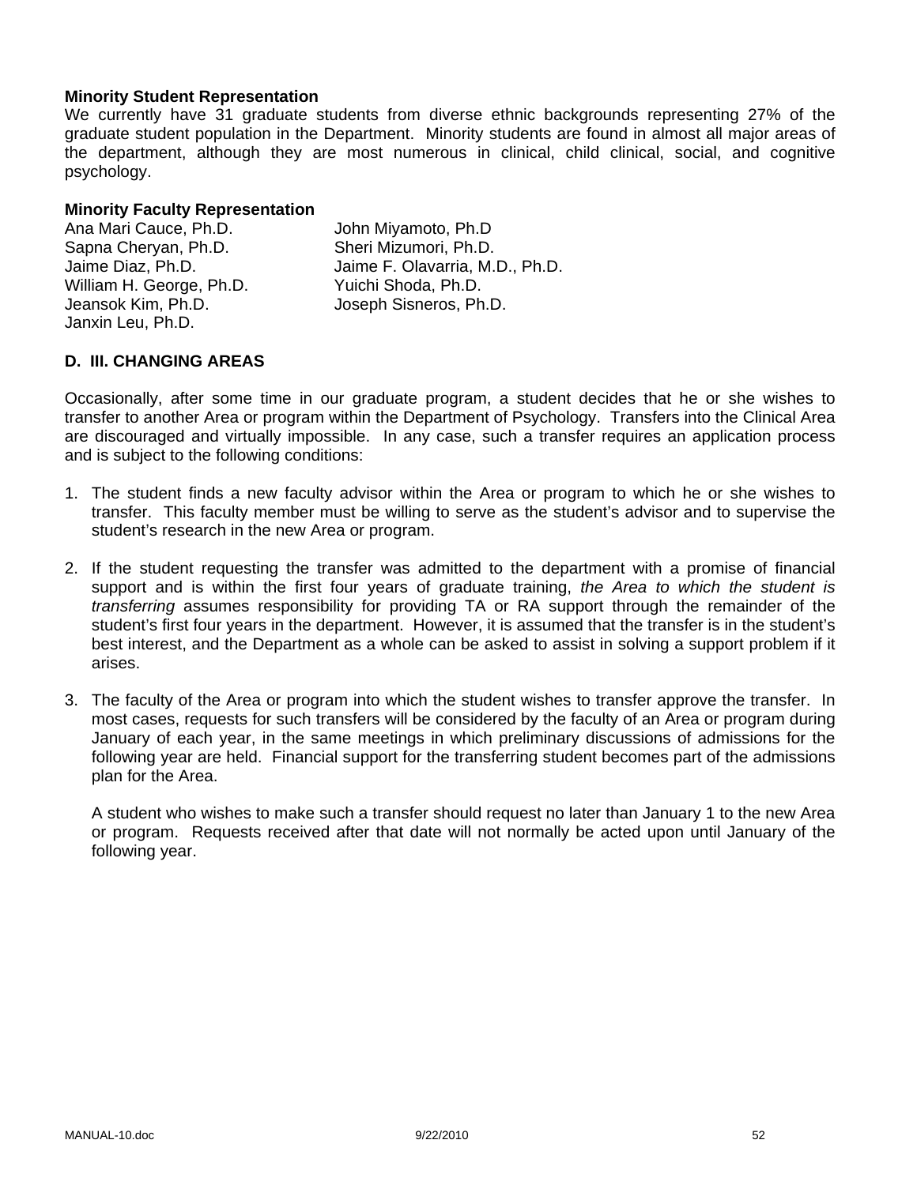**Minority Student Representation**

We currently have 31 graduate students from diverse ethnic backgrounds representing 27% of the graduate student population in the Department. Minority students are found in almost all major areas of the department, although they are most numerous in clinical, child clinical, social, and cognitive psychology.

**Minority Faculty Representation**

Ana Mari Cauce, Ph.D.
Sapna Cheryan, Ph.D.
Jaime Diaz, Ph.D.
William H. George, Ph.D.
Jeansok Kim, Ph.D.
Janxin Leu, Ph.D.
John Miyamoto, Ph.D
Sheri Mizumori, Ph.D.
Jaime F. Olavarria, M.D., Ph.D.
Yuichi Shoda, Ph.D.
Joseph Sisneros, Ph.D.

### D. III. CHANGING AREAS

Occasionally, after some time in our graduate program, a student decides that he or she wishes to transfer to another Area or program within the Department of Psychology. Transfers into the Clinical Area are discouraged and virtually impossible. In any case, such a transfer requires an application process and is subject to the following conditions:

1. The student finds a new faculty advisor within the Area or program to which he or she wishes to transfer. This faculty member must be willing to serve as the student's advisor and to supervise the student's research in the new Area or program.

2. If the student requesting the transfer was admitted to the department with a promise of financial support and is within the first four years of graduate training, *the Area to which the student is transferring* assumes responsibility for providing TA or RA support through the remainder of the student's first four years in the department. However, it is assumed that the transfer is in the student's best interest, and the Department as a whole can be asked to assist in solving a support problem if it arises.

3. The faculty of the Area or program into which the student wishes to transfer approve the transfer. In most cases, requests for such transfers will be considered by the faculty of an Area or program during January of each year, in the same meetings in which preliminary discussions of admissions for the following year are held. Financial support for the transferring student becomes part of the admissions plan for the Area.

   A student who wishes to make such a transfer should request no later than January 1 to the new Area or program. Requests received after that date will not normally be acted upon until January of the following year.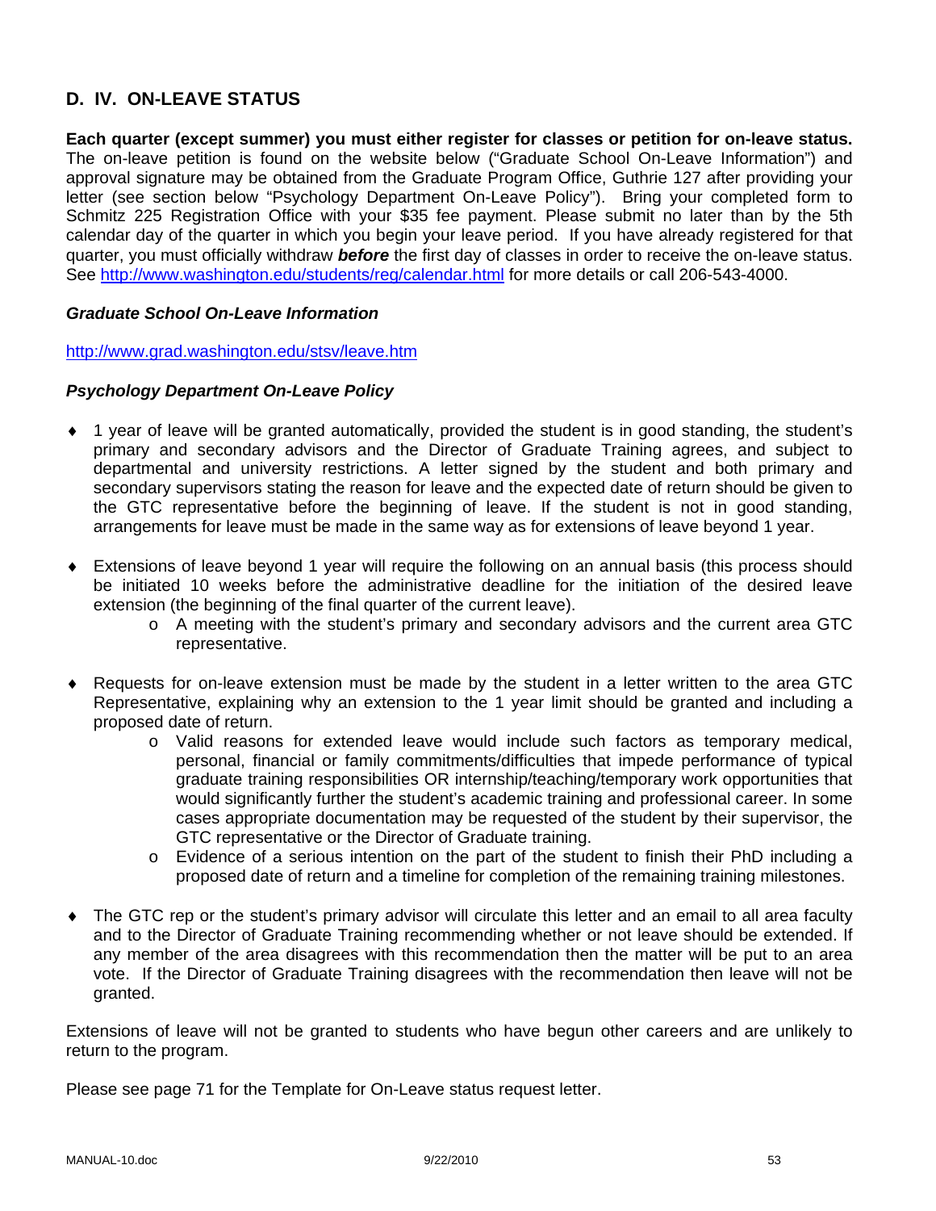## D. IV. ON-LEAVE STATUS

**Each quarter (except summer) you must either register for classes or petition for on-leave status.** The on-leave petition is found on the website below ("Graduate School On-Leave Information") and approval signature may be obtained from the Graduate Program Office, Guthrie 127 after providing your letter (see section below "Psychology Department On-Leave Policy"). Bring your completed form to Schmitz 225 Registration Office with your $35 fee payment. Please submit no later than by the 5th calendar day of the quarter in which you begin your leave period. If you have already registered for that quarter, you must officially withdraw ***before*** the first day of classes in order to receive the on-leave status. See http://www.washington.edu/students/reg/calendar.html for more details or call 206-543-4000.

### *Graduate School On-Leave Information*

http://www.grad.washington.edu/stsv/leave.htm

### *Psychology Department On-Leave Policy*

- 1 year of leave will be granted automatically, provided the student is in good standing, the student's primary and secondary advisors and the Director of Graduate Training agrees, and subject to departmental and university restrictions. A letter signed by the student and both primary and secondary supervisors stating the reason for leave and the expected date of return should be given to the GTC representative before the beginning of leave. If the student is not in good standing, arrangements for leave must be made in the same way as for extensions of leave beyond 1 year.

- Extensions of leave beyond 1 year will require the following on an annual basis (this process should be initiated 10 weeks before the administrative deadline for the initiation of the desired leave extension (the beginning of the final quarter of the current leave).
  - A meeting with the student's primary and secondary advisors and the current area GTC representative.

- Requests for on-leave extension must be made by the student in a letter written to the area GTC Representative, explaining why an extension to the 1 year limit should be granted and including a proposed date of return.
  - Valid reasons for extended leave would include such factors as temporary medical, personal, financial or family commitments/difficulties that impede performance of typical graduate training responsibilities OR internship/teaching/temporary work opportunities that would significantly further the student's academic training and professional career. In some cases appropriate documentation may be requested of the student by their supervisor, the GTC representative or the Director of Graduate training.
  - Evidence of a serious intention on the part of the student to finish their PhD including a proposed date of return and a timeline for completion of the remaining training milestones.

- The GTC rep or the student's primary advisor will circulate this letter and an email to all area faculty and to the Director of Graduate Training recommending whether or not leave should be extended. If any member of the area disagrees with this recommendation then the matter will be put to an area vote. If the Director of Graduate Training disagrees with the recommendation then leave will not be granted.

Extensions of leave will not be granted to students who have begun other careers and are unlikely to return to the program.

Please see page 71 for the Template for On-Leave status request letter.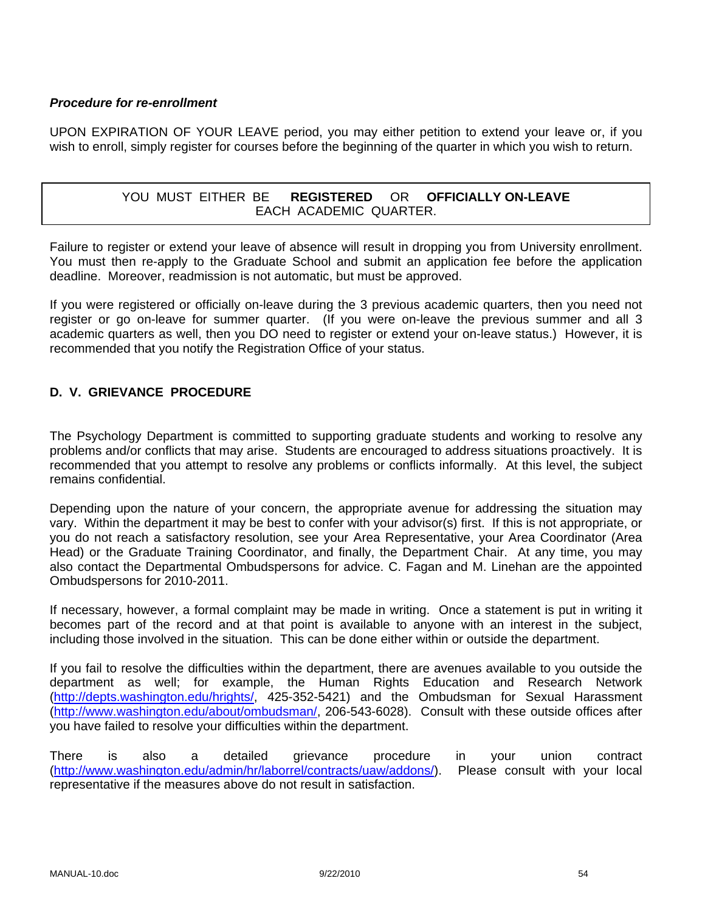***Procedure for re-enrollment***

UPON EXPIRATION OF YOUR LEAVE period, you may either petition to extend your leave or, if you wish to enroll, simply register for courses before the beginning of the quarter in which you wish to return.

| YOU MUST EITHER BE **REGISTERED** OR **OFFICIALLY ON-LEAVE** EACH ACADEMIC QUARTER. |
|---|

Failure to register or extend your leave of absence will result in dropping you from University enrollment. You must then re-apply to the Graduate School and submit an application fee before the application deadline. Moreover, readmission is not automatic, but must be approved.

If you were registered or officially on-leave during the 3 previous academic quarters, then you need not register or go on-leave for summer quarter. (If you were on-leave the previous summer and all 3 academic quarters as well, then you DO need to register or extend your on-leave status.) However, it is recommended that you notify the Registration Office of your status.

## D. V. GRIEVANCE PROCEDURE

The Psychology Department is committed to supporting graduate students and working to resolve any problems and/or conflicts that may arise. Students are encouraged to address situations proactively. It is recommended that you attempt to resolve any problems or conflicts informally. At this level, the subject remains confidential.

Depending upon the nature of your concern, the appropriate avenue for addressing the situation may vary. Within the department it may be best to confer with your advisor(s) first. If this is not appropriate, or you do not reach a satisfactory resolution, see your Area Representative, your Area Coordinator (Area Head) or the Graduate Training Coordinator, and finally, the Department Chair. At any time, you may also contact the Departmental Ombudspersons for advice. C. Fagan and M. Linehan are the appointed Ombudspersons for 2010-2011.

If necessary, however, a formal complaint may be made in writing. Once a statement is put in writing it becomes part of the record and at that point is available to anyone with an interest in the subject, including those involved in the situation. This can be done either within or outside the department.

If you fail to resolve the difficulties within the department, there are avenues available to you outside the department as well; for example, the Human Rights Education and Research Network (http://depts.washington.edu/hrights/, 425-352-5421) and the Ombudsman for Sexual Harassment (http://www.washington.edu/about/ombudsman/, 206-543-6028). Consult with these outside offices after you have failed to resolve your difficulties within the department.

There is also a detailed grievance procedure in your union contract (http://www.washington.edu/admin/hr/laborrel/contracts/uaw/addons/). Please consult with your local representative if the measures above do not result in satisfaction.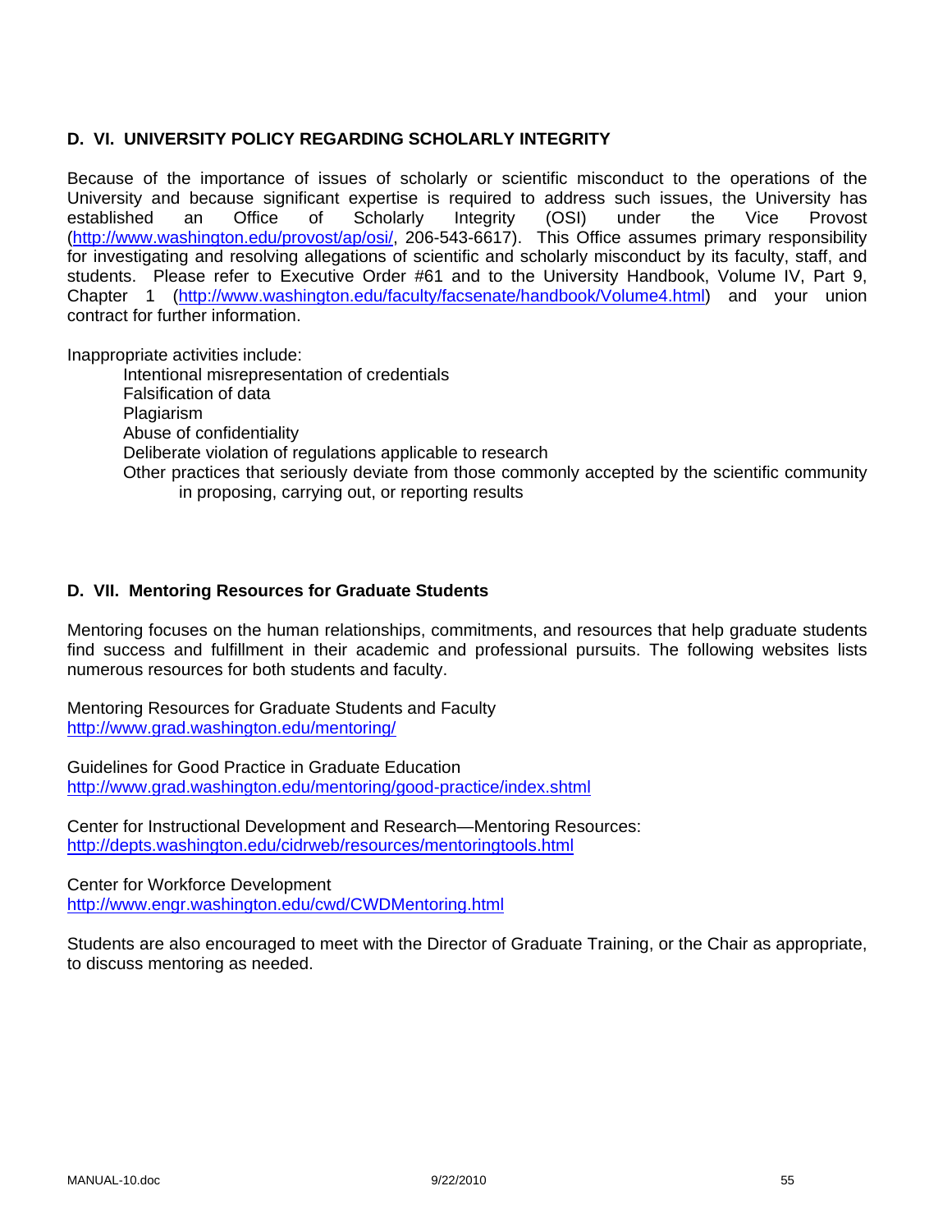## D. VI. UNIVERSITY POLICY REGARDING SCHOLARLY INTEGRITY

Because of the importance of issues of scholarly or scientific misconduct to the operations of the University and because significant expertise is required to address such issues, the University has established an Office of Scholarly Integrity (OSI) under the Vice Provost (http://www.washington.edu/provost/ap/osi/, 206-543-6617). This Office assumes primary responsibility for investigating and resolving allegations of scientific and scholarly misconduct by its faculty, staff, and students. Please refer to Executive Order #61 and to the University Handbook, Volume IV, Part 9, Chapter 1 (http://www.washington.edu/faculty/facsenate/handbook/Volume4.html) and your union contract for further information.

Inappropriate activities include:

- Intentional misrepresentation of credentials
- Falsification of data
- Plagiarism
- Abuse of confidentiality
- Deliberate violation of regulations applicable to research
- Other practices that seriously deviate from those commonly accepted by the scientific community in proposing, carrying out, or reporting results

## D. VII. Mentoring Resources for Graduate Students

Mentoring focuses on the human relationships, commitments, and resources that help graduate students find success and fulfillment in their academic and professional pursuits. The following websites lists numerous resources for both students and faculty.

Mentoring Resources for Graduate Students and Faculty
http://www.grad.washington.edu/mentoring/

Guidelines for Good Practice in Graduate Education
http://www.grad.washington.edu/mentoring/good-practice/index.shtml

Center for Instructional Development and Research—Mentoring Resources:
http://depts.washington.edu/cidrweb/resources/mentoringtools.html

Center for Workforce Development
http://www.engr.washington.edu/cwd/CWDMentoring.html

Students are also encouraged to meet with the Director of Graduate Training, or the Chair as appropriate, to discuss mentoring as needed.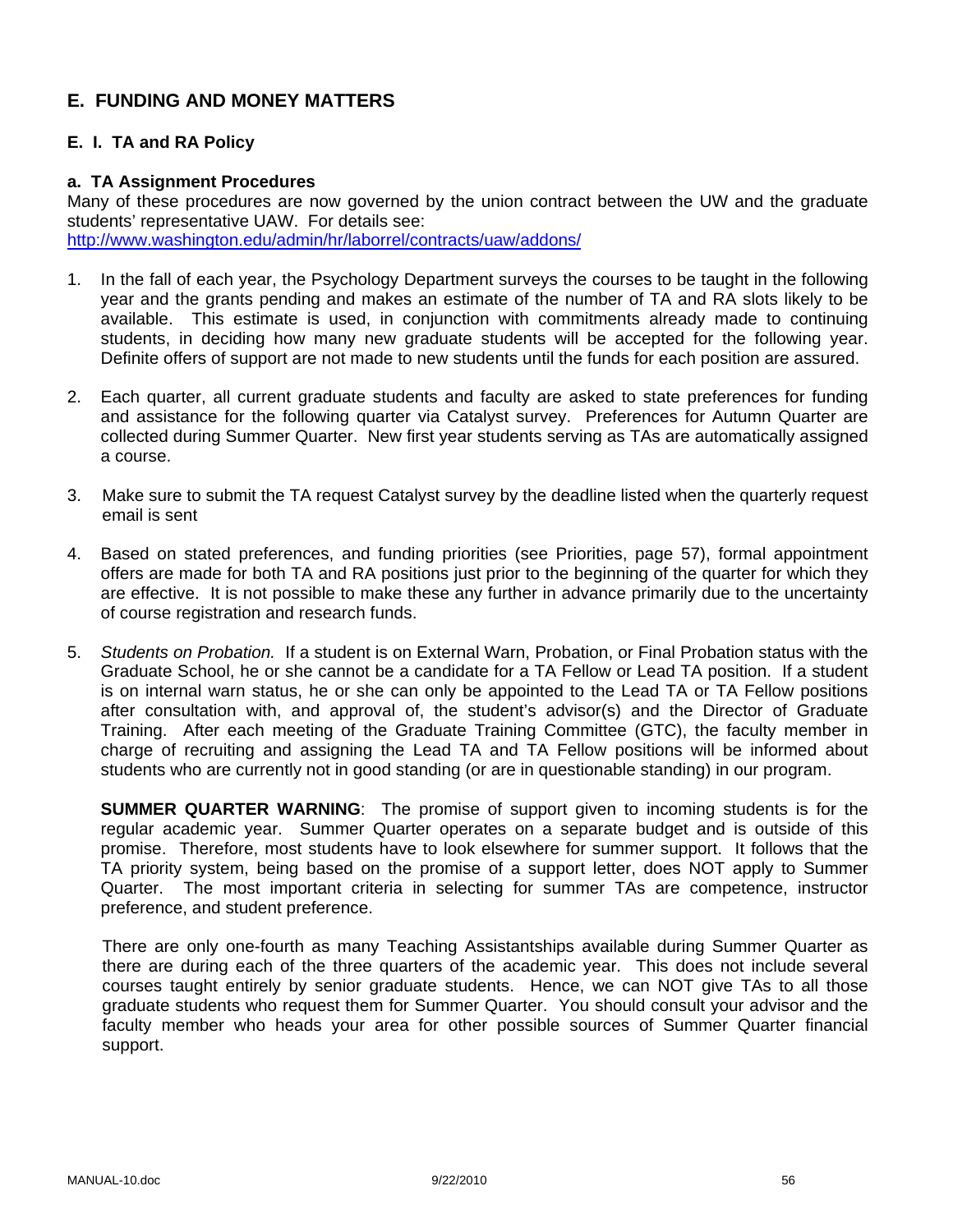## E. FUNDING AND MONEY MATTERS

### E. I. TA and RA Policy

#### a. TA Assignment Procedures

Many of these procedures are now governed by the union contract between the UW and the graduate students' representative UAW. For details see: http://www.washington.edu/admin/hr/laborrel/contracts/uaw/addons/

1. In the fall of each year, the Psychology Department surveys the courses to be taught in the following year and the grants pending and makes an estimate of the number of TA and RA slots likely to be available. This estimate is used, in conjunction with commitments already made to continuing students, in deciding how many new graduate students will be accepted for the following year. Definite offers of support are not made to new students until the funds for each position are assured.

2. Each quarter, all current graduate students and faculty are asked to state preferences for funding and assistance for the following quarter via Catalyst survey. Preferences for Autumn Quarter are collected during Summer Quarter. New first year students serving as TAs are automatically assigned a course.

3. Make sure to submit the TA request Catalyst survey by the deadline listed when the quarterly request email is sent

4. Based on stated preferences, and funding priorities (see Priorities, page 57), formal appointment offers are made for both TA and RA positions just prior to the beginning of the quarter for which they are effective. It is not possible to make these any further in advance primarily due to the uncertainty of course registration and research funds.

5. *Students on Probation.* If a student is on External Warn, Probation, or Final Probation status with the Graduate School, he or she cannot be a candidate for a TA Fellow or Lead TA position. If a student is on internal warn status, he or she can only be appointed to the Lead TA or TA Fellow positions after consultation with, and approval of, the student's advisor(s) and the Director of Graduate Training. After each meeting of the Graduate Training Committee (GTC), the faculty member in charge of recruiting and assigning the Lead TA and TA Fellow positions will be informed about students who are currently not in good standing (or are in questionable standing) in our program.

   **SUMMER QUARTER WARNING**: The promise of support given to incoming students is for the regular academic year. Summer Quarter operates on a separate budget and is outside of this promise. Therefore, most students have to look elsewhere for summer support. It follows that the TA priority system, being based on the promise of a support letter, does NOT apply to Summer Quarter. The most important criteria in selecting for summer TAs are competence, instructor preference, and student preference.

   There are only one-fourth as many Teaching Assistantships available during Summer Quarter as there are during each of the three quarters of the academic year. This does not include several courses taught entirely by senior graduate students. Hence, we can NOT give TAs to all those graduate students who request them for Summer Quarter. You should consult your advisor and the faculty member who heads your area for other possible sources of Summer Quarter financial support.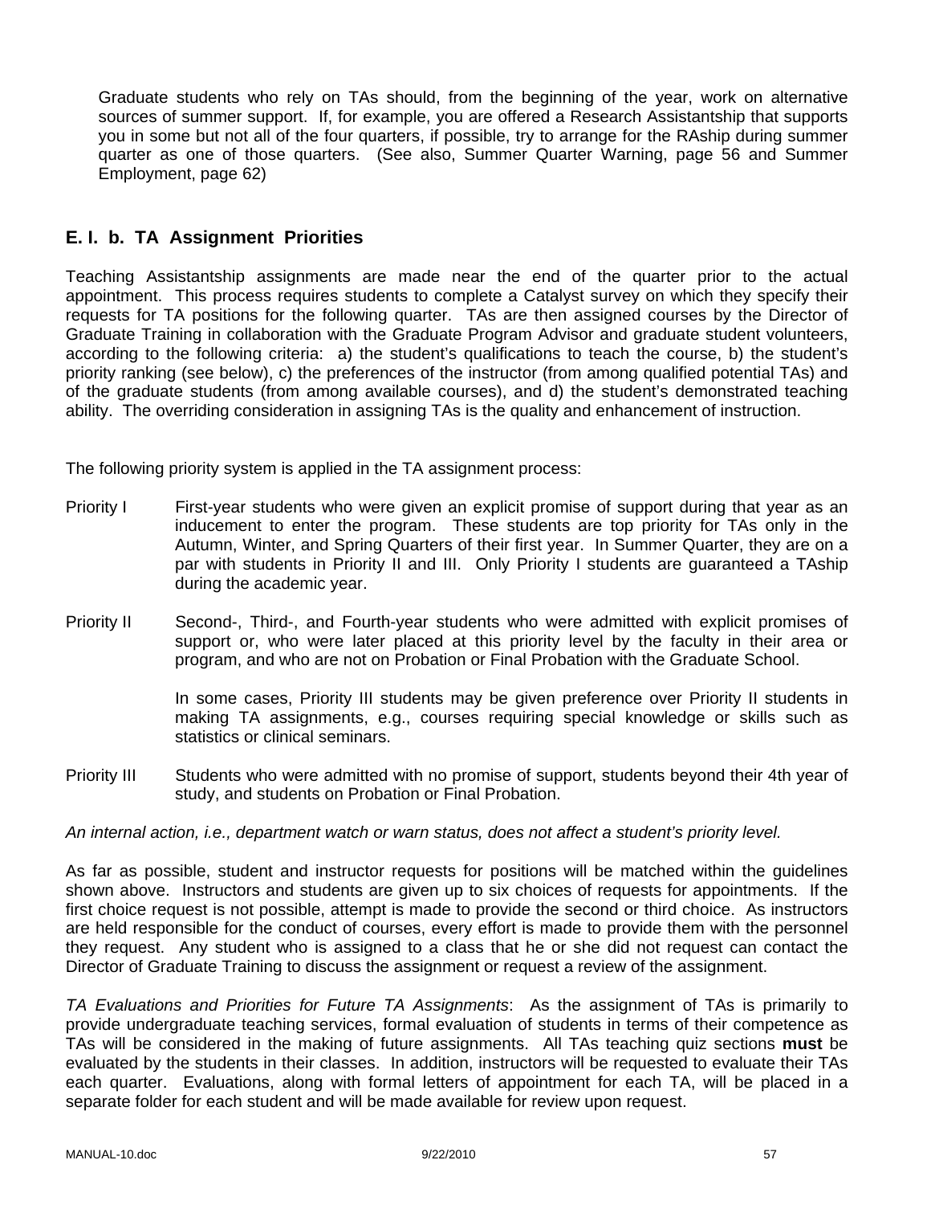Graduate students who rely on TAs should, from the beginning of the year, work on alternative sources of summer support. If, for example, you are offered a Research Assistantship that supports you in some but not all of the four quarters, if possible, try to arrange for the RAship during summer quarter as one of those quarters. (See also, Summer Quarter Warning, page 56 and Summer Employment, page 62)

## E. I. b. TA Assignment Priorities

Teaching Assistantship assignments are made near the end of the quarter prior to the actual appointment. This process requires students to complete a Catalyst survey on which they specify their requests for TA positions for the following quarter. TAs are then assigned courses by the Director of Graduate Training in collaboration with the Graduate Program Advisor and graduate student volunteers, according to the following criteria: a) the student's qualifications to teach the course, b) the student's priority ranking (see below), c) the preferences of the instructor (from among qualified potential TAs) and of the graduate students (from among available courses), and d) the student's demonstrated teaching ability. The overriding consideration in assigning TAs is the quality and enhancement of instruction.

The following priority system is applied in the TA assignment process:

Priority I — First-year students who were given an explicit promise of support during that year as an inducement to enter the program. These students are top priority for TAs only in the Autumn, Winter, and Spring Quarters of their first year. In Summer Quarter, they are on a par with students in Priority II and III. Only Priority I students are guaranteed a TAship during the academic year.

Priority II — Second-, Third-, and Fourth-year students who were admitted with explicit promises of support or, who were later placed at this priority level by the faculty in their area or program, and who are not on Probation or Final Probation with the Graduate School.

In some cases, Priority III students may be given preference over Priority II students in making TA assignments, e.g., courses requiring special knowledge or skills such as statistics or clinical seminars.

Priority III — Students who were admitted with no promise of support, students beyond their 4th year of study, and students on Probation or Final Probation.

*An internal action, i.e., department watch or warn status, does not affect a student's priority level.*

As far as possible, student and instructor requests for positions will be matched within the guidelines shown above. Instructors and students are given up to six choices of requests for appointments. If the first choice request is not possible, attempt is made to provide the second or third choice. As instructors are held responsible for the conduct of courses, every effort is made to provide them with the personnel they request. Any student who is assigned to a class that he or she did not request can contact the Director of Graduate Training to discuss the assignment or request a review of the assignment.

*TA Evaluations and Priorities for Future TA Assignments*: As the assignment of TAs is primarily to provide undergraduate teaching services, formal evaluation of students in terms of their competence as TAs will be considered in the making of future assignments. All TAs teaching quiz sections **must** be evaluated by the students in their classes. In addition, instructors will be requested to evaluate their TAs each quarter. Evaluations, along with formal letters of appointment for each TA, will be placed in a separate folder for each student and will be made available for review upon request.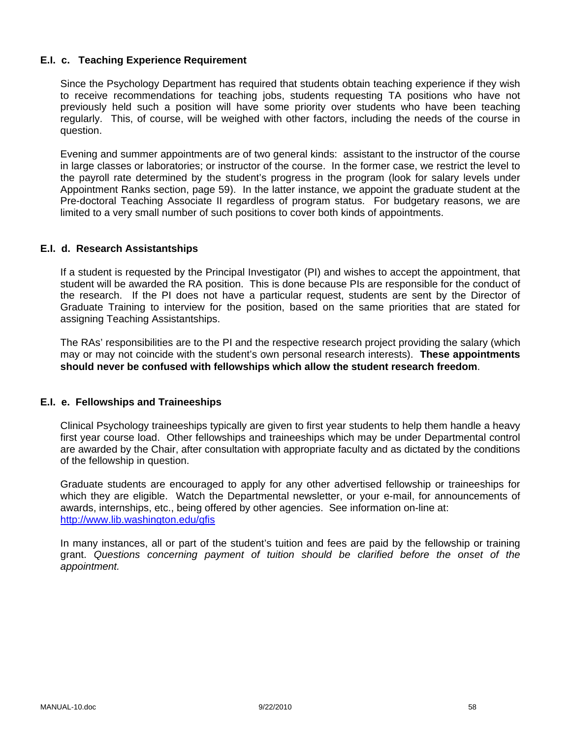### E.I. c. Teaching Experience Requirement

Since the Psychology Department has required that students obtain teaching experience if they wish to receive recommendations for teaching jobs, students requesting TA positions who have not previously held such a position will have some priority over students who have been teaching regularly. This, of course, will be weighed with other factors, including the needs of the course in question.

Evening and summer appointments are of two general kinds: assistant to the instructor of the course in large classes or laboratories; or instructor of the course. In the former case, we restrict the level to the payroll rate determined by the student's progress in the program (look for salary levels under Appointment Ranks section, page 59). In the latter instance, we appoint the graduate student at the Pre-doctoral Teaching Associate II regardless of program status. For budgetary reasons, we are limited to a very small number of such positions to cover both kinds of appointments.

### E.I. d. Research Assistantships

If a student is requested by the Principal Investigator (PI) and wishes to accept the appointment, that student will be awarded the RA position. This is done because PIs are responsible for the conduct of the research. If the PI does not have a particular request, students are sent by the Director of Graduate Training to interview for the position, based on the same priorities that are stated for assigning Teaching Assistantships.

The RAs' responsibilities are to the PI and the respective research project providing the salary (which may or may not coincide with the student's own personal research interests). **These appointments should never be confused with fellowships which allow the student research freedom**.

### E.I. e. Fellowships and Traineeships

Clinical Psychology traineeships typically are given to first year students to help them handle a heavy first year course load. Other fellowships and traineeships which may be under Departmental control are awarded by the Chair, after consultation with appropriate faculty and as dictated by the conditions of the fellowship in question.

Graduate students are encouraged to apply for any other advertised fellowship or traineeships for which they are eligible. Watch the Departmental newsletter, or your e-mail, for announcements of awards, internships, etc., being offered by other agencies. See information on-line at: [http://www.lib.washington.edu/gfis](http://www.lib.washington.edu/gfis)

In many instances, all or part of the student's tuition and fees are paid by the fellowship or training grant. *Questions concerning payment of tuition should be clarified before the onset of the appointment.*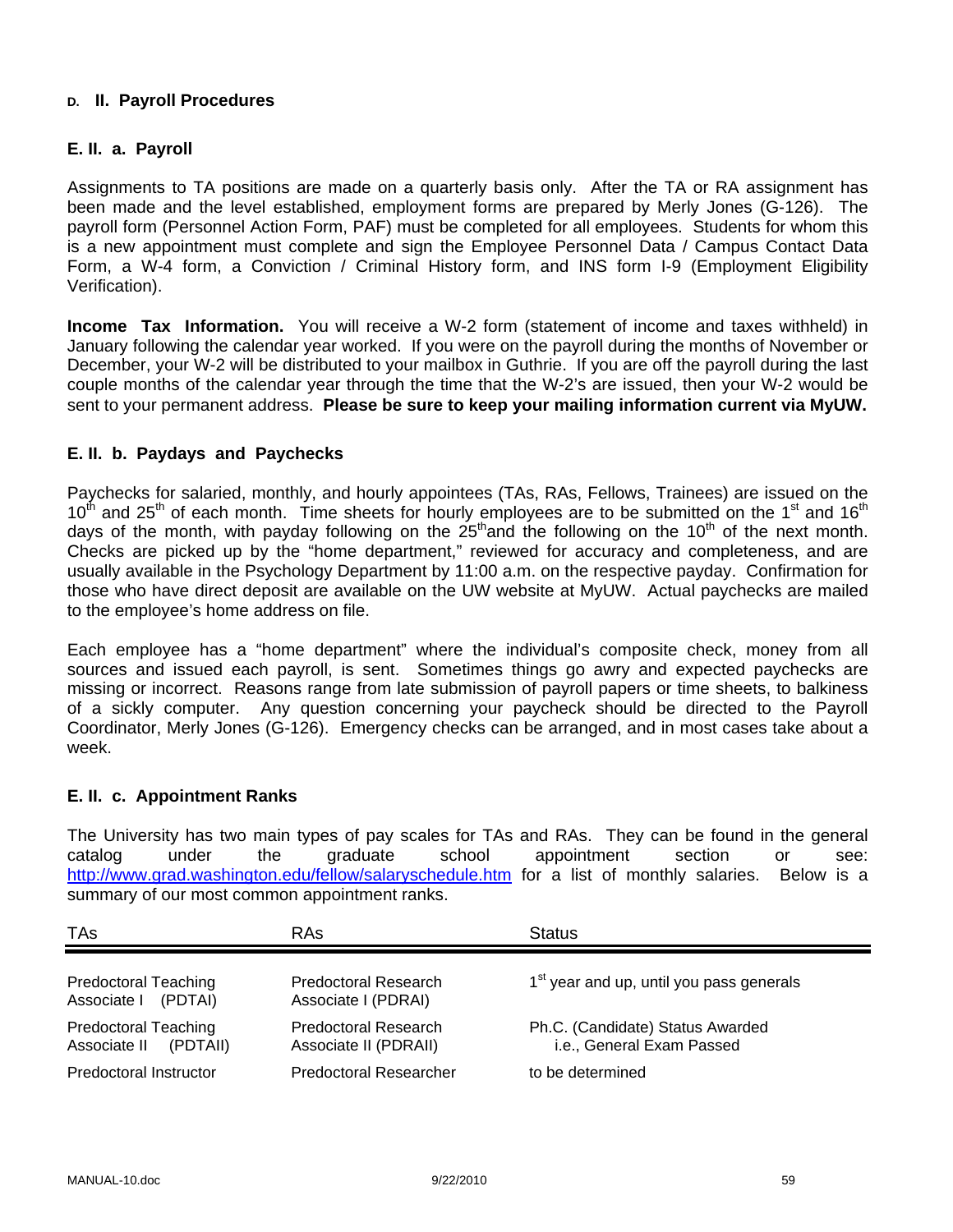## D. II. Payroll Procedures

### E. II. a. Payroll

Assignments to TA positions are made on a quarterly basis only. After the TA or RA assignment has been made and the level established, employment forms are prepared by Merly Jones (G-126). The payroll form (Personnel Action Form, PAF) must be completed for all employees. Students for whom this is a new appointment must complete and sign the Employee Personnel Data / Campus Contact Data Form, a W-4 form, a Conviction / Criminal History form, and INS form I-9 (Employment Eligibility Verification).

**Income Tax Information.** You will receive a W-2 form (statement of income and taxes withheld) in January following the calendar year worked. If you were on the payroll during the months of November or December, your W-2 will be distributed to your mailbox in Guthrie. If you are off the payroll during the last couple months of the calendar year through the time that the W-2's are issued, then your W-2 would be sent to your permanent address. **Please be sure to keep your mailing information current via MyUW.**

### E. II. b. Paydays and Paychecks

Paychecks for salaried, monthly, and hourly appointees (TAs, RAs, Fellows, Trainees) are issued on the 10th and 25th of each month. Time sheets for hourly employees are to be submitted on the 1st and 16th days of the month, with payday following on the 25th and the following on the 10th of the next month. Checks are picked up by the "home department," reviewed for accuracy and completeness, and are usually available in the Psychology Department by 11:00 a.m. on the respective payday. Confirmation for those who have direct deposit are available on the UW website at MyUW. Actual paychecks are mailed to the employee's home address on file.

Each employee has a "home department" where the individual's composite check, money from all sources and issued each payroll, is sent. Sometimes things go awry and expected paychecks are missing or incorrect. Reasons range from late submission of payroll papers or time sheets, to balkiness of a sickly computer. Any question concerning your paycheck should be directed to the Payroll Coordinator, Merly Jones (G-126). Emergency checks can be arranged, and in most cases take about a week.

### E. II. c. Appointment Ranks

The University has two main types of pay scales for TAs and RAs. They can be found in the general catalog under the graduate school appointment section or see: http://www.grad.washington.edu/fellow/salaryschedule.htm for a list of monthly salaries. Below is a summary of our most common appointment ranks.

| TAs | RAs | Status |
|---|---|---|
| Predoctoral Teaching Associate I (PDTAI) | Predoctoral Research Associate I (PDRAI) | 1st year and up, until you pass generals |
| Predoctoral Teaching Associate II (PDTAII) | Predoctoral Research Associate II (PDRAII) | Ph.C. (Candidate) Status Awarded i.e., General Exam Passed |
| Predoctoral Instructor | Predoctoral Researcher | to be determined |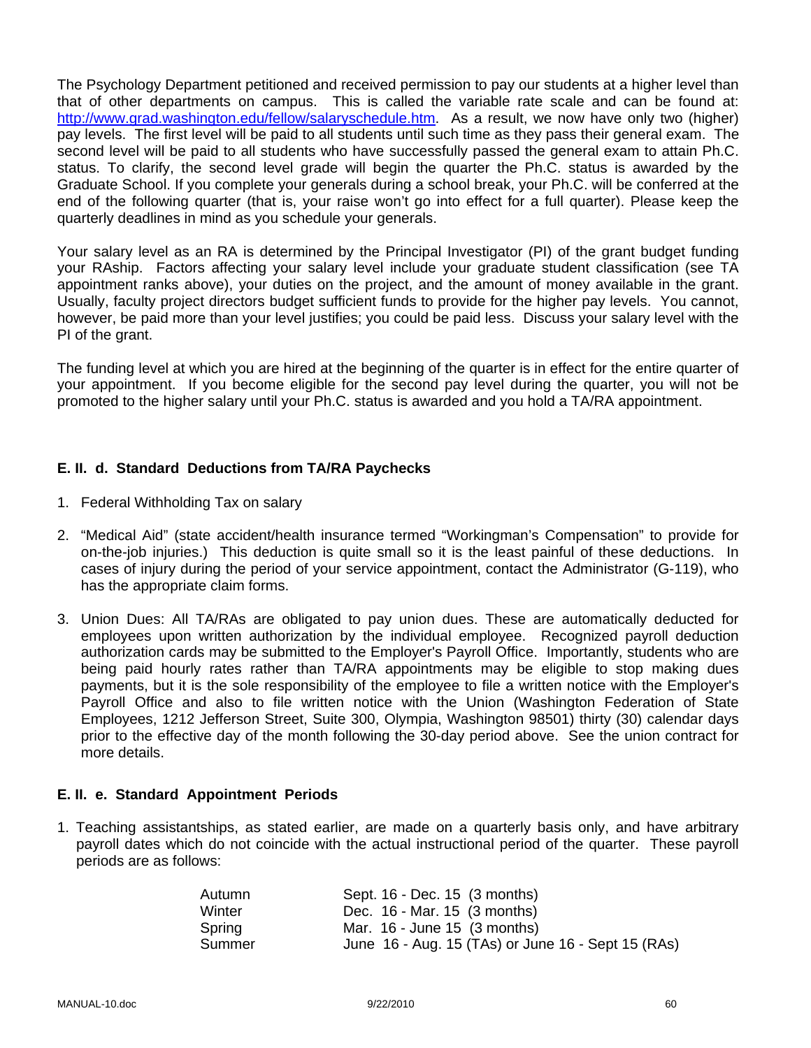The Psychology Department petitioned and received permission to pay our students at a higher level than that of other departments on campus. This is called the variable rate scale and can be found at: http://www.grad.washington.edu/fellow/salaryschedule.htm. As a result, we now have only two (higher) pay levels. The first level will be paid to all students until such time as they pass their general exam. The second level will be paid to all students who have successfully passed the general exam to attain Ph.C. status. To clarify, the second level grade will begin the quarter the Ph.C. status is awarded by the Graduate School. If you complete your generals during a school break, your Ph.C. will be conferred at the end of the following quarter (that is, your raise won't go into effect for a full quarter). Please keep the quarterly deadlines in mind as you schedule your generals.

Your salary level as an RA is determined by the Principal Investigator (PI) of the grant budget funding your RAship. Factors affecting your salary level include your graduate student classification (see TA appointment ranks above), your duties on the project, and the amount of money available in the grant. Usually, faculty project directors budget sufficient funds to provide for the higher pay levels. You cannot, however, be paid more than your level justifies; you could be paid less. Discuss your salary level with the PI of the grant.

The funding level at which you are hired at the beginning of the quarter is in effect for the entire quarter of your appointment. If you become eligible for the second pay level during the quarter, you will not be promoted to the higher salary until your Ph.C. status is awarded and you hold a TA/RA appointment.

### E. II. d. Standard Deductions from TA/RA Paychecks

1. Federal Withholding Tax on salary
2. "Medical Aid" (state accident/health insurance termed "Workingman's Compensation" to provide for on-the-job injuries.) This deduction is quite small so it is the least painful of these deductions. In cases of injury during the period of your service appointment, contact the Administrator (G-119), who has the appropriate claim forms.
3. Union Dues: All TA/RAs are obligated to pay union dues. These are automatically deducted for employees upon written authorization by the individual employee. Recognized payroll deduction authorization cards may be submitted to the Employer's Payroll Office. Importantly, students who are being paid hourly rates rather than TA/RA appointments may be eligible to stop making dues payments, but it is the sole responsibility of the employee to file a written notice with the Employer's Payroll Office and also to file written notice with the Union (Washington Federation of State Employees, 1212 Jefferson Street, Suite 300, Olympia, Washington 98501) thirty (30) calendar days prior to the effective day of the month following the 30-day period above. See the union contract for more details.

### E. II. e. Standard Appointment Periods

1. Teaching assistantships, as stated earlier, are made on a quarterly basis only, and have arbitrary payroll dates which do not coincide with the actual instructional period of the quarter. These payroll periods are as follows:

| | |
|---|---|
| Autumn | Sept. 16 - Dec. 15 (3 months) |
| Winter | Dec. 16 - Mar. 15 (3 months) |
| Spring | Mar. 16 - June 15 (3 months) |
| Summer | June 16 - Aug. 15 (TAs) or June 16 - Sept 15 (RAs) |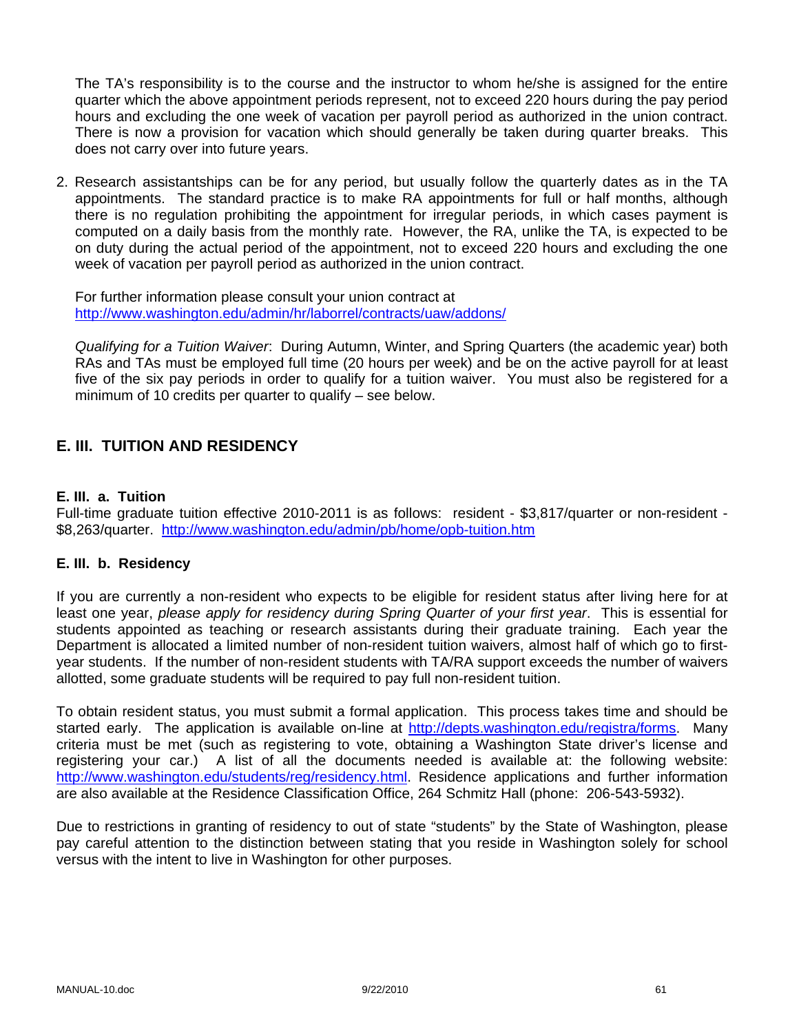The TA's responsibility is to the course and the instructor to whom he/she is assigned for the entire quarter which the above appointment periods represent, not to exceed 220 hours during the pay period hours and excluding the one week of vacation per payroll period as authorized in the union contract. There is now a provision for vacation which should generally be taken during quarter breaks. This does not carry over into future years.

2. Research assistantships can be for any period, but usually follow the quarterly dates as in the TA appointments. The standard practice is to make RA appointments for full or half months, although there is no regulation prohibiting the appointment for irregular periods, in which cases payment is computed on a daily basis from the monthly rate. However, the RA, unlike the TA, is expected to be on duty during the actual period of the appointment, not to exceed 220 hours and excluding the one week of vacation per payroll period as authorized in the union contract.

   For further information please consult your union contract at http://www.washington.edu/admin/hr/laborrel/contracts/uaw/addons/

   *Qualifying for a Tuition Waiver*: During Autumn, Winter, and Spring Quarters (the academic year) both RAs and TAs must be employed full time (20 hours per week) and be on the active payroll for at least five of the six pay periods in order to qualify for a tuition waiver. You must also be registered for a minimum of 10 credits per quarter to qualify – see below.

## E. III. TUITION AND RESIDENCY

### E. III. a. Tuition

Full-time graduate tuition effective 2010-2011 is as follows: resident - $3,817/quarter or non-resident - $8,263/quarter. http://www.washington.edu/admin/pb/home/opb-tuition.htm

### E. III. b. Residency

If you are currently a non-resident who expects to be eligible for resident status after living here for at least one year, *please apply for residency during Spring Quarter of your first year*. This is essential for students appointed as teaching or research assistants during their graduate training. Each year the Department is allocated a limited number of non-resident tuition waivers, almost half of which go to first-year students. If the number of non-resident students with TA/RA support exceeds the number of waivers allotted, some graduate students will be required to pay full non-resident tuition.

To obtain resident status, you must submit a formal application. This process takes time and should be started early. The application is available on-line at http://depts.washington.edu/registra/forms. Many criteria must be met (such as registering to vote, obtaining a Washington State driver's license and registering your car.) A list of all the documents needed is available at: the following website: http://www.washington.edu/students/reg/residency.html. Residence applications and further information are also available at the Residence Classification Office, 264 Schmitz Hall (phone: 206-543-5932).

Due to restrictions in granting of residency to out of state "students" by the State of Washington, please pay careful attention to the distinction between stating that you reside in Washington solely for school versus with the intent to live in Washington for other purposes.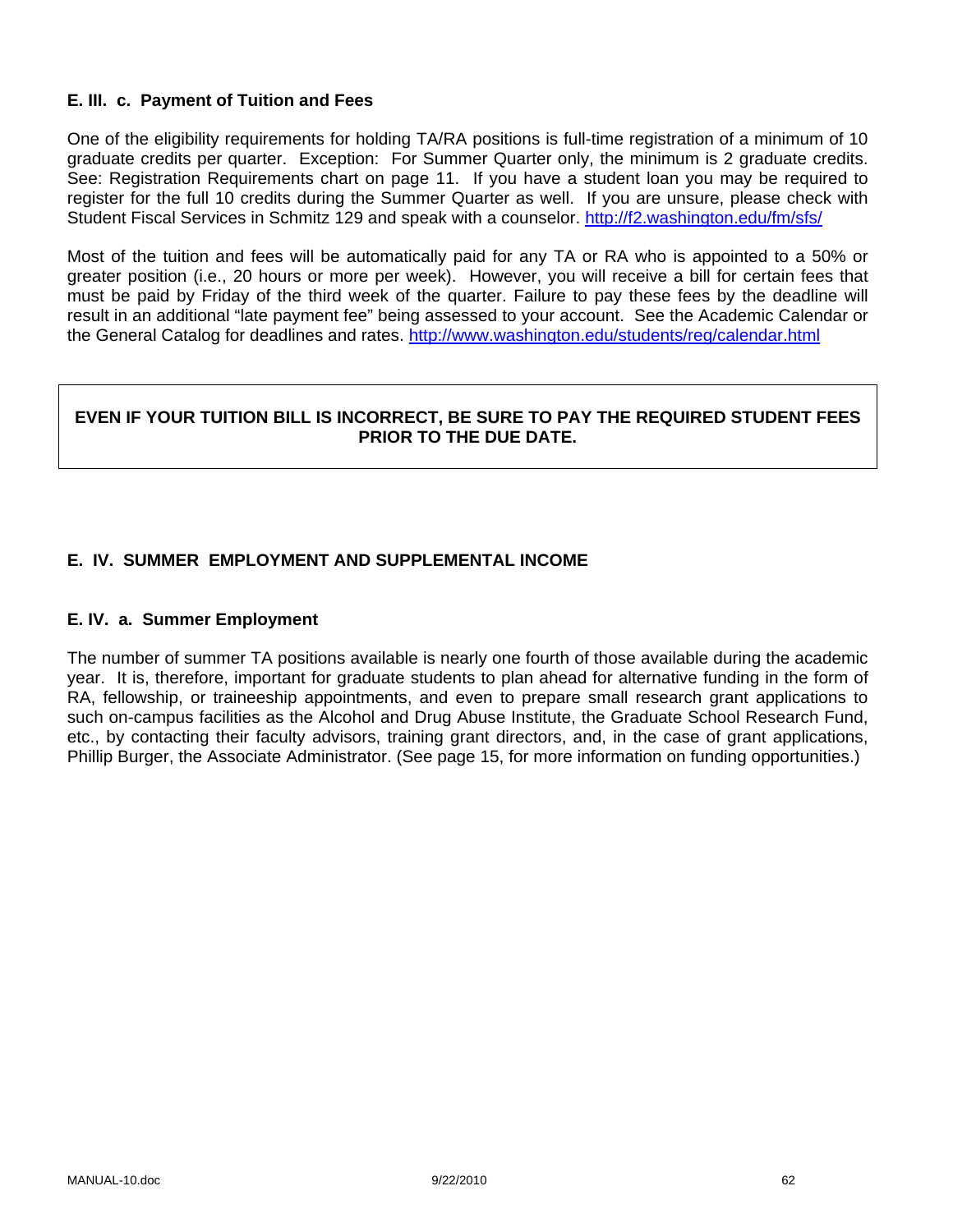### E. III. c. Payment of Tuition and Fees

One of the eligibility requirements for holding TA/RA positions is full-time registration of a minimum of 10 graduate credits per quarter. Exception: For Summer Quarter only, the minimum is 2 graduate credits. See: Registration Requirements chart on page 11. If you have a student loan you may be required to register for the full 10 credits during the Summer Quarter as well. If you are unsure, please check with Student Fiscal Services in Schmitz 129 and speak with a counselor. http://f2.washington.edu/fm/sfs/

Most of the tuition and fees will be automatically paid for any TA or RA who is appointed to a 50% or greater position (i.e., 20 hours or more per week). However, you will receive a bill for certain fees that must be paid by Friday of the third week of the quarter. Failure to pay these fees by the deadline will result in an additional "late payment fee" being assessed to your account. See the Academic Calendar or the General Catalog for deadlines and rates. http://www.washington.edu/students/reg/calendar.html

**EVEN IF YOUR TUITION BILL IS INCORRECT, BE SURE TO PAY THE REQUIRED STUDENT FEES PRIOR TO THE DUE DATE.**

## E. IV. SUMMER EMPLOYMENT AND SUPPLEMENTAL INCOME

### E. IV. a. Summer Employment

The number of summer TA positions available is nearly one fourth of those available during the academic year. It is, therefore, important for graduate students to plan ahead for alternative funding in the form of RA, fellowship, or traineeship appointments, and even to prepare small research grant applications to such on-campus facilities as the Alcohol and Drug Abuse Institute, the Graduate School Research Fund, etc., by contacting their faculty advisors, training grant directors, and, in the case of grant applications, Phillip Burger, the Associate Administrator. (See page 15, for more information on funding opportunities.)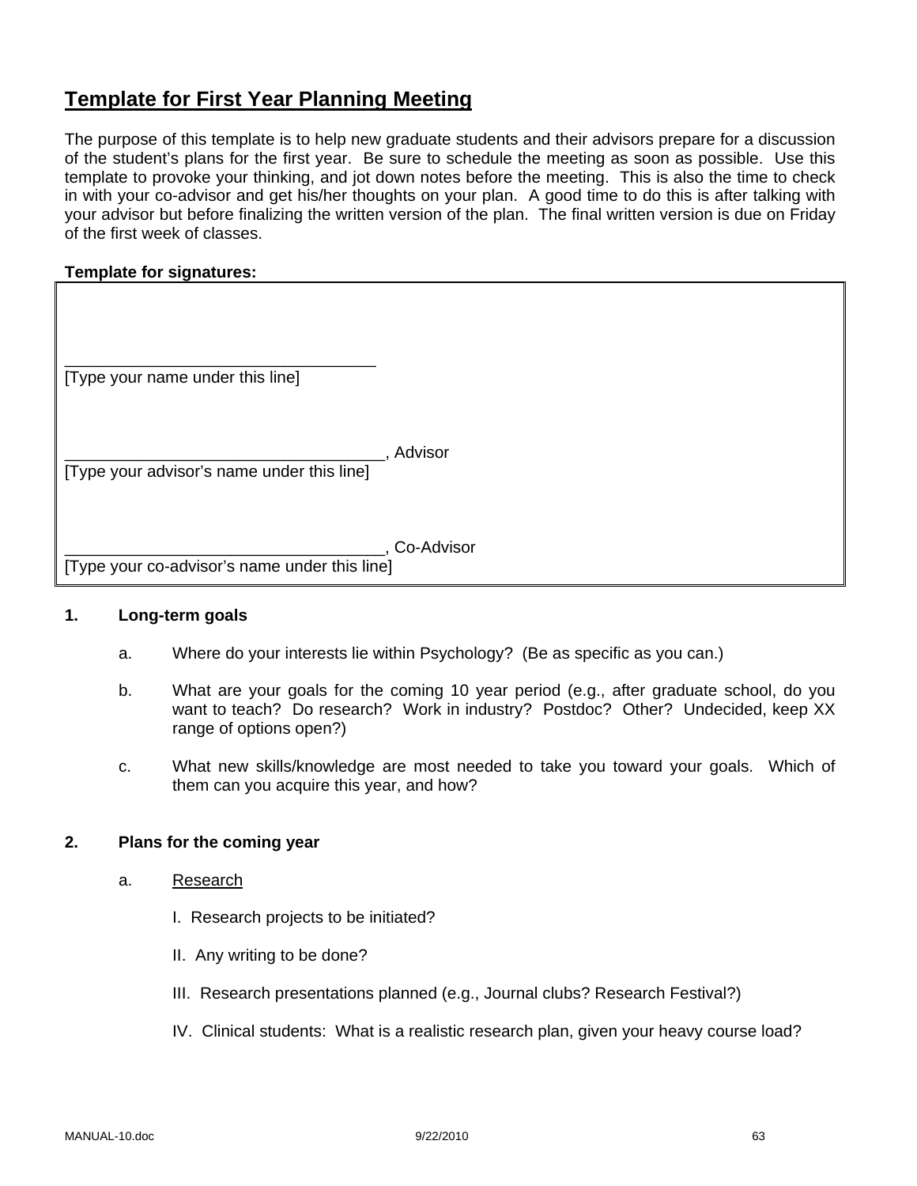# Template for First Year Planning Meeting

The purpose of this template is to help new graduate students and their advisors prepare for a discussion of the student's plans for the first year. Be sure to schedule the meeting as soon as possible. Use this template to provoke your thinking, and jot down notes before the meeting. This is also the time to check in with your co-advisor and get his/her thoughts on your plan. A good time to do this is after talking with your advisor but before finalizing the written version of the plan. The final written version is due on Friday of the first week of classes.

**Template for signatures:**

___________________________________
[Type your name under this line]

___________________________________, Advisor
[Type your advisor's name under this line]

___________________________________, Co-Advisor
[Type your co-advisor's name under this line]

**1. Long-term goals**

a. Where do your interests lie within Psychology? (Be as specific as you can.)

b. What are your goals for the coming 10 year period (e.g., after graduate school, do you want to teach? Do research? Work in industry? Postdoc? Other? Undecided, keep XX range of options open?)

c. What new skills/knowledge are most needed to take you toward your goals. Which of them can you acquire this year, and how?

**2. Plans for the coming year**

a. Research

I. Research projects to be initiated?

II. Any writing to be done?

III. Research presentations planned (e.g., Journal clubs? Research Festival?)

IV. Clinical students: What is a realistic research plan, given your heavy course load?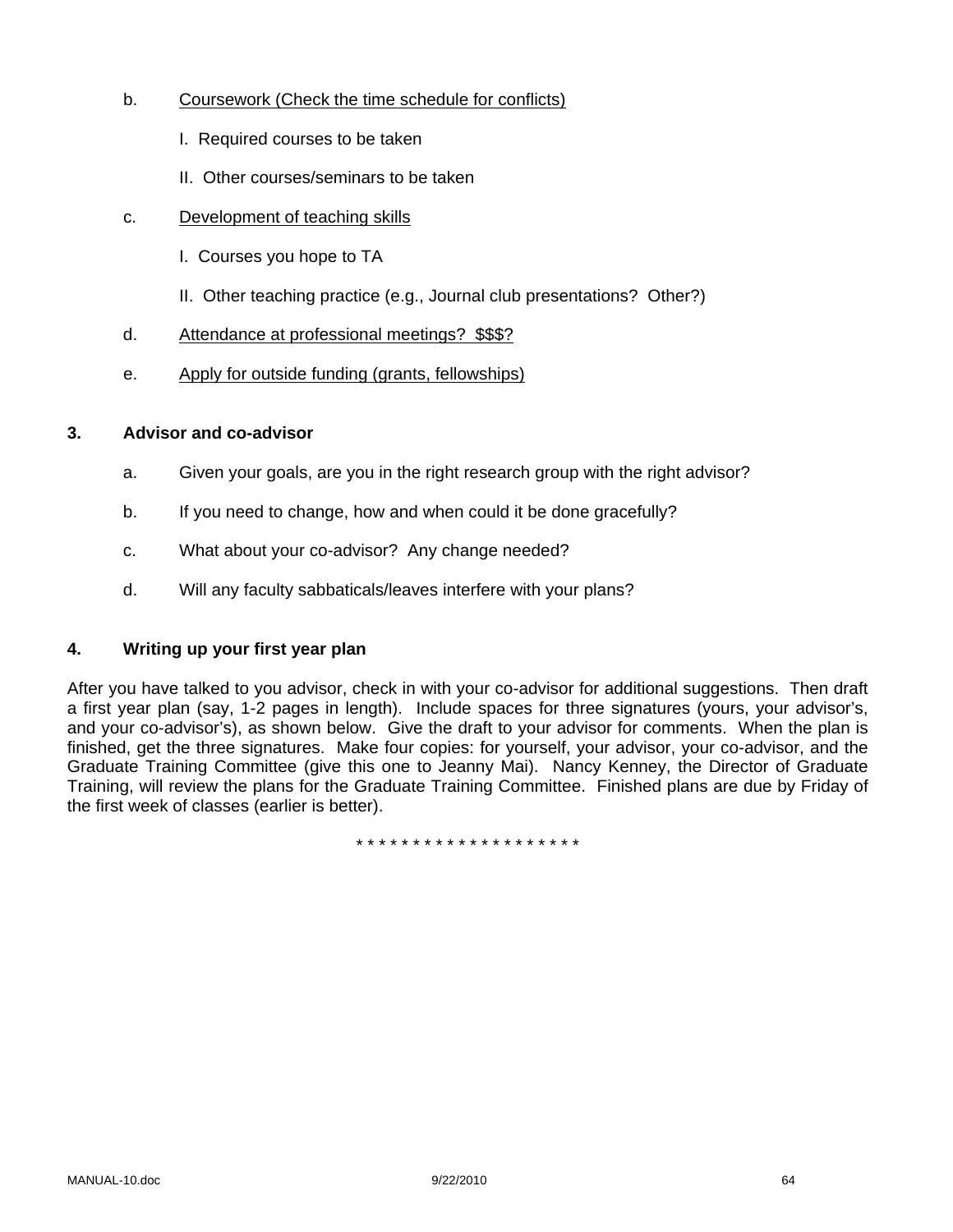b. <u>Coursework (Check the time schedule for conflicts)</u>

   I. Required courses to be taken

   II. Other courses/seminars to be taken

c. <u>Development of teaching skills</u>

   I. Courses you hope to TA

   II. Other teaching practice (e.g., Journal club presentations? Other?)

d. <u>Attendance at professional meetings? $$$?</u>

e. <u>Apply for outside funding (grants, fellowships)</u>

**3. Advisor and co-advisor**

a. Given your goals, are you in the right research group with the right advisor?

b. If you need to change, how and when could it be done gracefully?

c. What about your co-advisor? Any change needed?

d. Will any faculty sabbaticals/leaves interfere with your plans?

**4. Writing up your first year plan**

After you have talked to you advisor, check in with your co-advisor for additional suggestions. Then draft a first year plan (say, 1-2 pages in length). Include spaces for three signatures (yours, your advisor's, and your co-advisor's), as shown below. Give the draft to your advisor for comments. When the plan is finished, get the three signatures. Make four copies: for yourself, your advisor, your co-advisor, and the Graduate Training Committee (give this one to Jeanny Mai). Nancy Kenney, the Director of Graduate Training, will review the plans for the Graduate Training Committee. Finished plans are due by Friday of the first week of classes (earlier is better).

* * * * * * * * * * * * * * * * * * * *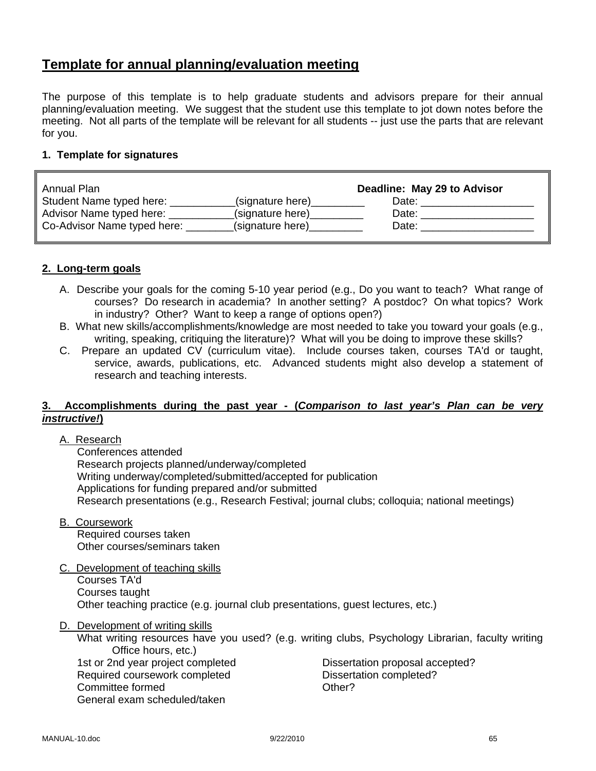# Template for annual planning/evaluation meeting

The purpose of this template is to help graduate students and advisors prepare for their annual planning/evaluation meeting. We suggest that the student use this template to jot down notes before the meeting. Not all parts of the template will be relevant for all students -- just use the parts that are relevant for you.

**1. Template for signatures**

| Annual Plan | | **Deadline: May 29 to Advisor** |
|---|---|---|
| Student Name typed here: ___________ | (signature here)_________ | Date: ___________________ |
| Advisor Name typed here: ___________ | (signature here)_________ | Date: ___________________ |
| Co-Advisor Name typed here: ________ | (signature here)_________ | Date: ___________________ |

## 2. Long-term goals

A. Describe your goals for the coming 5-10 year period (e.g., Do you want to teach? What range of courses? Do research in academia? In another setting? A postdoc? On what topics? Work in industry? Other? Want to keep a range of options open?)

B. What new skills/accomplishments/knowledge are most needed to take you toward your goals (e.g., writing, speaking, critiquing the literature)? What will you be doing to improve these skills?

C. Prepare an updated CV (curriculum vitae). Include courses taken, courses TA'd or taught, service, awards, publications, etc. Advanced students might also develop a statement of research and teaching interests.

## 3. Accomplishments during the past year - (*Comparison to last year's Plan can be very instructive!*)

A. Research
- Conferences attended
- Research projects planned/underway/completed
- Writing underway/completed/submitted/accepted for publication
- Applications for funding prepared and/or submitted
- Research presentations (e.g., Research Festival; journal clubs; colloquia; national meetings)

B. Coursework
- Required courses taken
- Other courses/seminars taken

C. Development of teaching skills
- Courses TA'd
- Courses taught
- Other teaching practice (e.g. journal club presentations, guest lectures, etc.)

D. Development of writing skills
- What writing resources have you used? (e.g. writing clubs, Psychology Librarian, faculty writing Office hours, etc.)
- 1st or 2nd year project completed
- Required coursework completed
- Committee formed
- General exam scheduled/taken
- Dissertation proposal accepted?
- Dissertation completed?
- Other?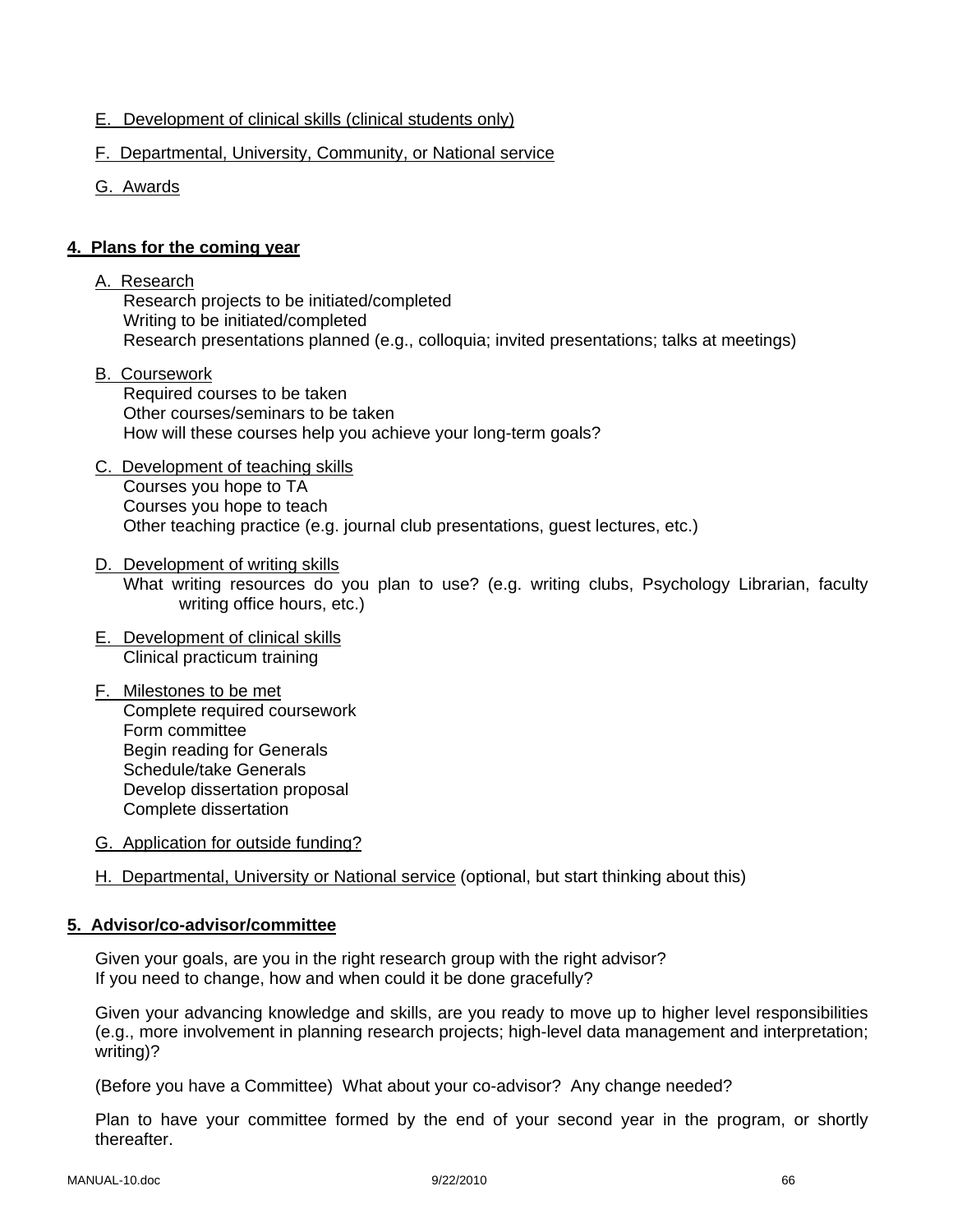E. Development of clinical skills (clinical students only)

F. Departmental, University, Community, or National service

G. Awards

## 4. Plans for the coming year

A. Research
- Research projects to be initiated/completed
- Writing to be initiated/completed
- Research presentations planned (e.g., colloquia; invited presentations; talks at meetings)

B. Coursework
- Required courses to be taken
- Other courses/seminars to be taken
- How will these courses help you achieve your long-term goals?

C. Development of teaching skills
- Courses you hope to TA
- Courses you hope to teach
- Other teaching practice (e.g. journal club presentations, guest lectures, etc.)

D. Development of writing skills
- What writing resources do you plan to use? (e.g. writing clubs, Psychology Librarian, faculty writing office hours, etc.)

E. Development of clinical skills
- Clinical practicum training

F. Milestones to be met
- Complete required coursework
- Form committee
- Begin reading for Generals
- Schedule/take Generals
- Develop dissertation proposal
- Complete dissertation

G. Application for outside funding?

H. Departmental, University or National service (optional, but start thinking about this)

## 5. Advisor/co-advisor/committee

Given your goals, are you in the right research group with the right advisor?
If you need to change, how and when could it be done gracefully?

Given your advancing knowledge and skills, are you ready to move up to higher level responsibilities (e.g., more involvement in planning research projects; high-level data management and interpretation; writing)?

(Before you have a Committee) What about your co-advisor? Any change needed?

Plan to have your committee formed by the end of your second year in the program, or shortly thereafter.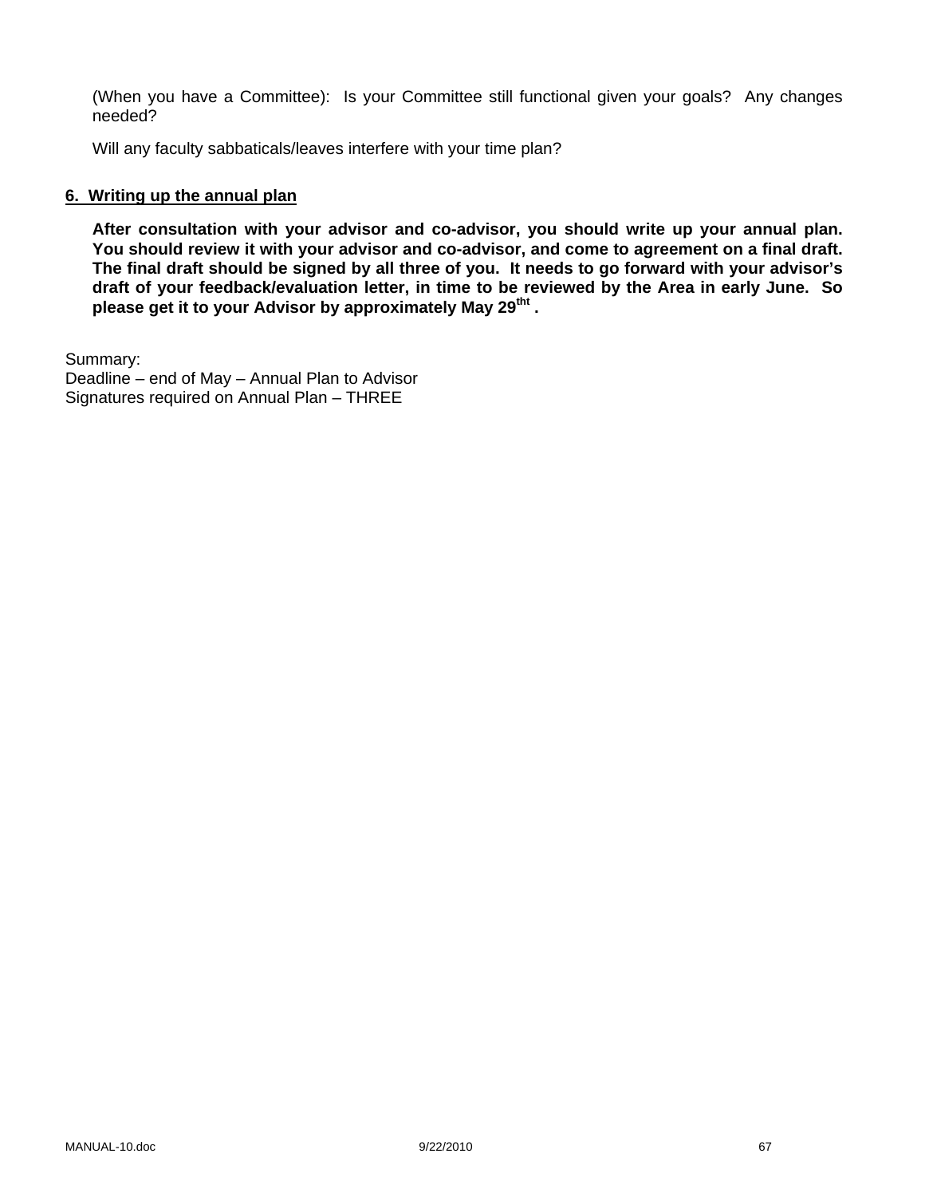(When you have a Committee): Is your Committee still functional given your goals? Any changes needed?

Will any faculty sabbaticals/leaves interfere with your time plan?

## 6. Writing up the annual plan

**After consultation with your advisor and co-advisor, you should write up your annual plan. You should review it with your advisor and co-advisor, and come to agreement on a final draft. The final draft should be signed by all three of you. It needs to go forward with your advisor's draft of your feedback/evaluation letter, in time to be reviewed by the Area in early June. So please get it to your Advisor by approximately May 29tht .**

Summary:
Deadline – end of May – Annual Plan to Advisor
Signatures required on Annual Plan – THREE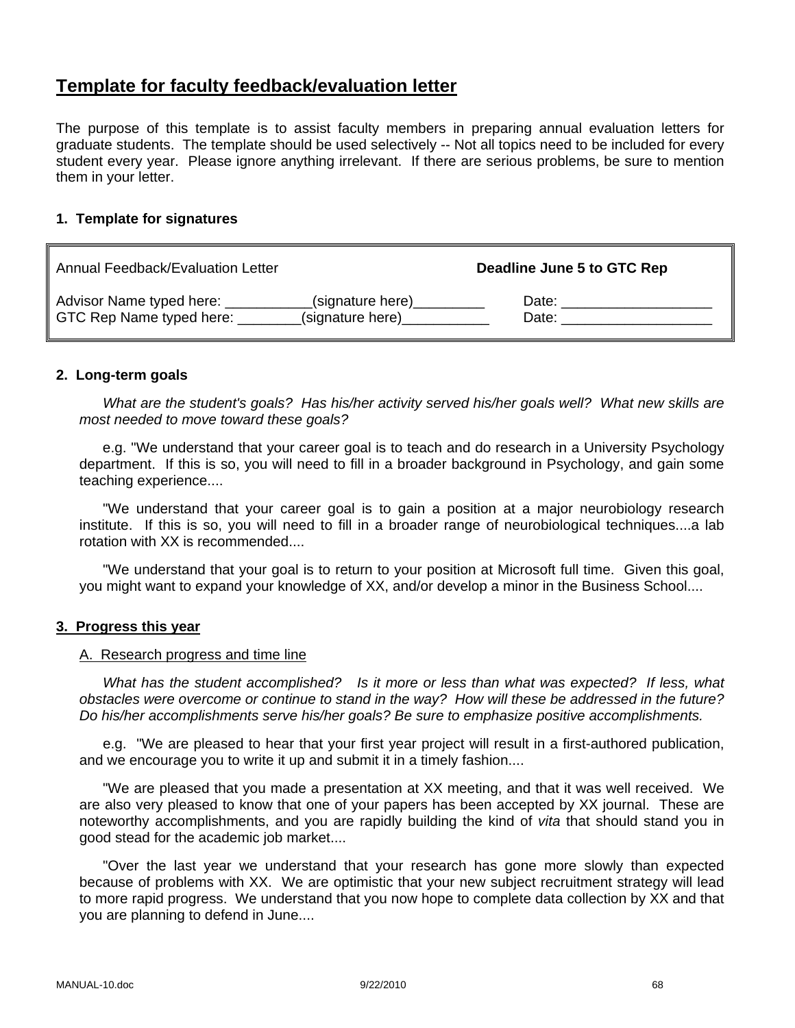# Template for faculty feedback/evaluation letter

The purpose of this template is to assist faculty members in preparing annual evaluation letters for graduate students. The template should be used selectively -- Not all topics need to be included for every student every year. Please ignore anything irrelevant. If there are serious problems, be sure to mention them in your letter.

### 1. Template for signatures

| Annual Feedback/Evaluation Letter | **Deadline June 5 to GTC Rep** |
|---|---|
| Advisor Name typed here: ___________(signature here)_________ | Date: ___________________ |
| GTC Rep Name typed here: ________(signature here)___________ | Date: ___________________ |

### 2. Long-term goals

*What are the student's goals? Has his/her activity served his/her goals well? What new skills are most needed to move toward these goals?*

e.g. "We understand that your career goal is to teach and do research in a University Psychology department. If this is so, you will need to fill in a broader background in Psychology, and gain some teaching experience....

"We understand that your career goal is to gain a position at a major neurobiology research institute. If this is so, you will need to fill in a broader range of neurobiological techniques....a lab rotation with XX is recommended....

"We understand that your goal is to return to your position at Microsoft full time. Given this goal, you might want to expand your knowledge of XX, and/or develop a minor in the Business School....

### 3. Progress this year

A. Research progress and time line

*What has the student accomplished? Is it more or less than what was expected? If less, what obstacles were overcome or continue to stand in the way? How will these be addressed in the future? Do his/her accomplishments serve his/her goals? Be sure to emphasize positive accomplishments.*

e.g. "We are pleased to hear that your first year project will result in a first-authored publication, and we encourage you to write it up and submit it in a timely fashion....

"We are pleased that you made a presentation at XX meeting, and that it was well received. We are also very pleased to know that one of your papers has been accepted by XX journal. These are noteworthy accomplishments, and you are rapidly building the kind of *vita* that should stand you in good stead for the academic job market....

"Over the last year we understand that your research has gone more slowly than expected because of problems with XX. We are optimistic that your new subject recruitment strategy will lead to more rapid progress. We understand that you now hope to complete data collection by XX and that you are planning to defend in June....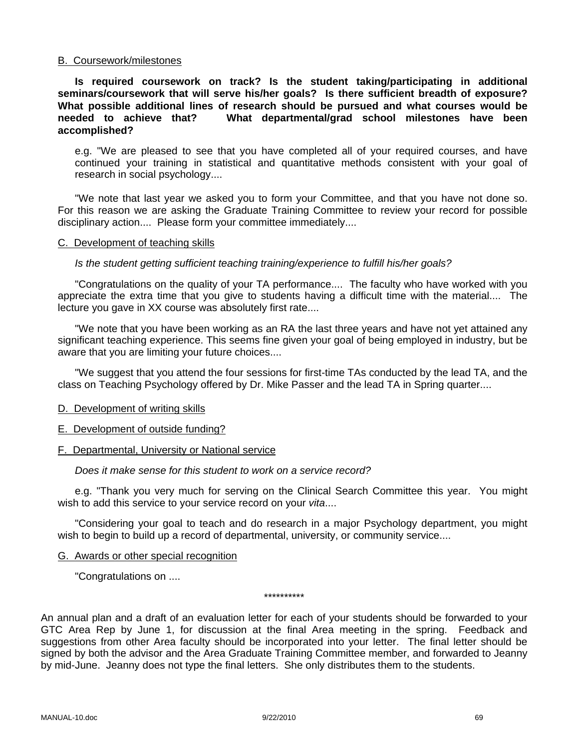B. Coursework/milestones

**Is required coursework on track? Is the student taking/participating in additional seminars/coursework that will serve his/her goals? Is there sufficient breadth of exposure? What possible additional lines of research should be pursued and what courses would be needed to achieve that? What departmental/grad school milestones have been accomplished?**

e.g. "We are pleased to see that you have completed all of your required courses, and have continued your training in statistical and quantitative methods consistent with your goal of research in social psychology....

"We note that last year we asked you to form your Committee, and that you have not done so. For this reason we are asking the Graduate Training Committee to review your record for possible disciplinary action.... Please form your committee immediately....

C. Development of teaching skills

*Is the student getting sufficient teaching training/experience to fulfill his/her goals?*

"Congratulations on the quality of your TA performance.... The faculty who have worked with you appreciate the extra time that you give to students having a difficult time with the material.... The lecture you gave in XX course was absolutely first rate....

"We note that you have been working as an RA the last three years and have not yet attained any significant teaching experience. This seems fine given your goal of being employed in industry, but be aware that you are limiting your future choices....

"We suggest that you attend the four sessions for first-time TAs conducted by the lead TA, and the class on Teaching Psychology offered by Dr. Mike Passer and the lead TA in Spring quarter....

D. Development of writing skills

E. Development of outside funding?

F. Departmental, University or National service

*Does it make sense for this student to work on a service record?*

e.g. "Thank you very much for serving on the Clinical Search Committee this year. You might wish to add this service to your service record on your *vita*....

"Considering your goal to teach and do research in a major Psychology department, you might wish to begin to build up a record of departmental, university, or community service....

G. Awards or other special recognition

"Congratulations on ....

**********

An annual plan and a draft of an evaluation letter for each of your students should be forwarded to your GTC Area Rep by June 1, for discussion at the final Area meeting in the spring. Feedback and suggestions from other Area faculty should be incorporated into your letter. The final letter should be signed by both the advisor and the Area Graduate Training Committee member, and forwarded to Jeanny by mid-June. Jeanny does not type the final letters. She only distributes them to the students.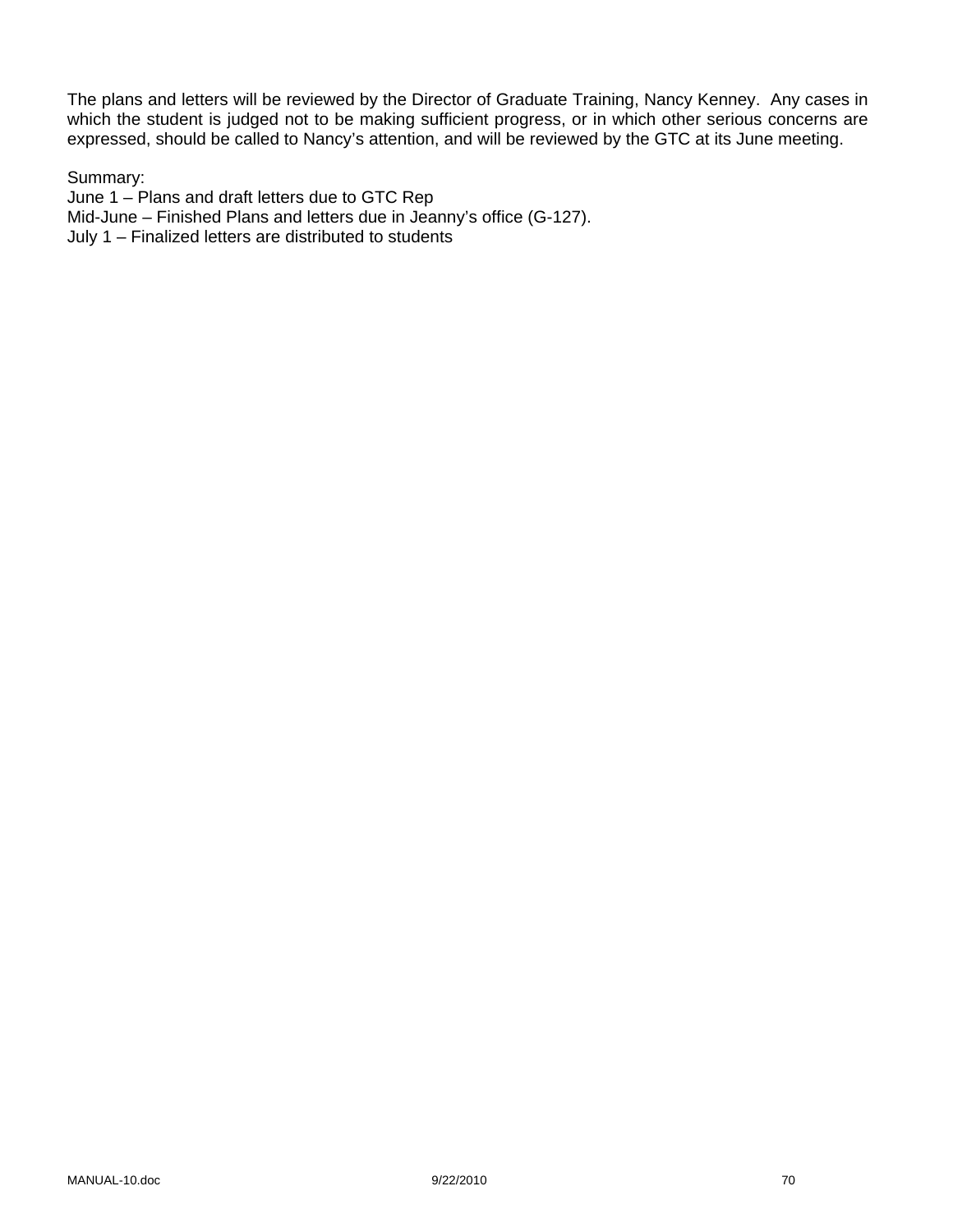The plans and letters will be reviewed by the Director of Graduate Training, Nancy Kenney. Any cases in which the student is judged not to be making sufficient progress, or in which other serious concerns are expressed, should be called to Nancy's attention, and will be reviewed by the GTC at its June meeting.

Summary:
June 1 – Plans and draft letters due to GTC Rep
Mid-June – Finished Plans and letters due in Jeanny's office (G-127).
July 1 – Finalized letters are distributed to students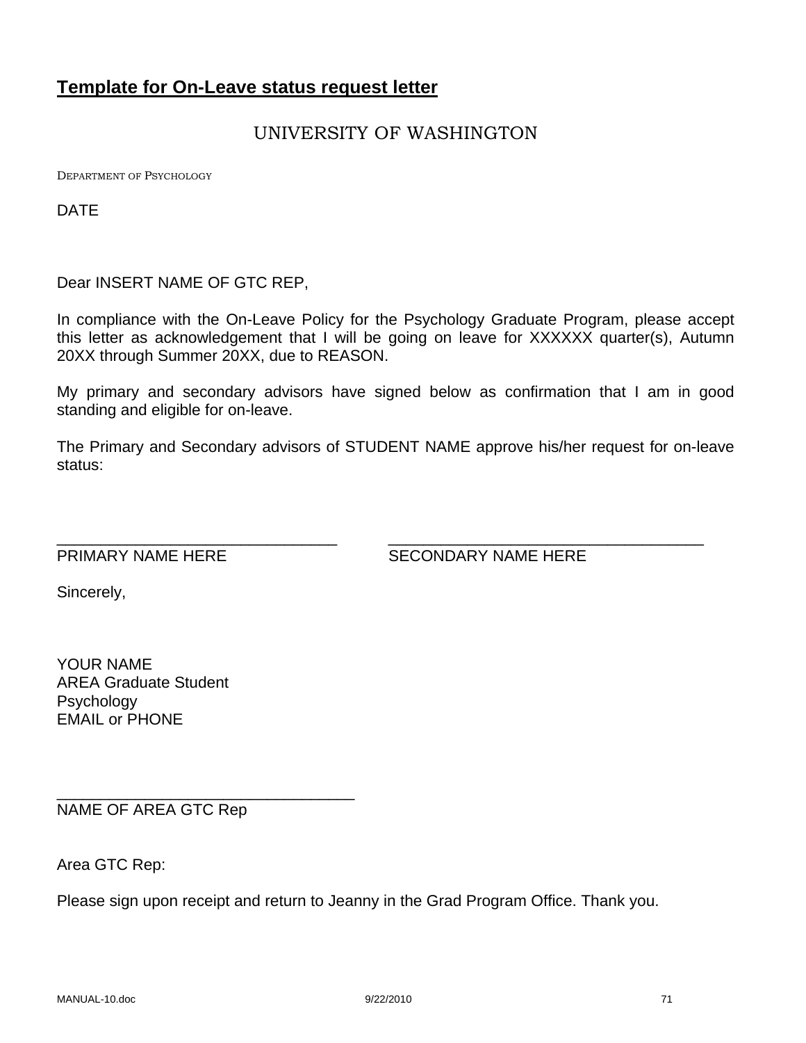## **Template for On-Leave status request letter**

UNIVERSITY OF WASHINGTON

DEPARTMENT OF PSYCHOLOGY

DATE

Dear INSERT NAME OF GTC REP,

In compliance with the On-Leave Policy for the Psychology Graduate Program, please accept this letter as acknowledgement that I will be going on leave for XXXXXX quarter(s), Autumn 20XX through Summer 20XX, due to REASON.

My primary and secondary advisors have signed below as confirmation that I am in good standing and eligible for on-leave.

The Primary and Secondary advisors of STUDENT NAME approve his/her request for on-leave status:

| | |
|---|---|
| ________________________________ | ____________________________________ |
| PRIMARY NAME HERE | SECONDARY NAME HERE |

Sincerely,

YOUR NAME
AREA Graduate Student
Psychology
EMAIL or PHONE

__________________________________
NAME OF AREA GTC Rep

Area GTC Rep:

Please sign upon receipt and return to Jeanny in the Grad Program Office. Thank you.